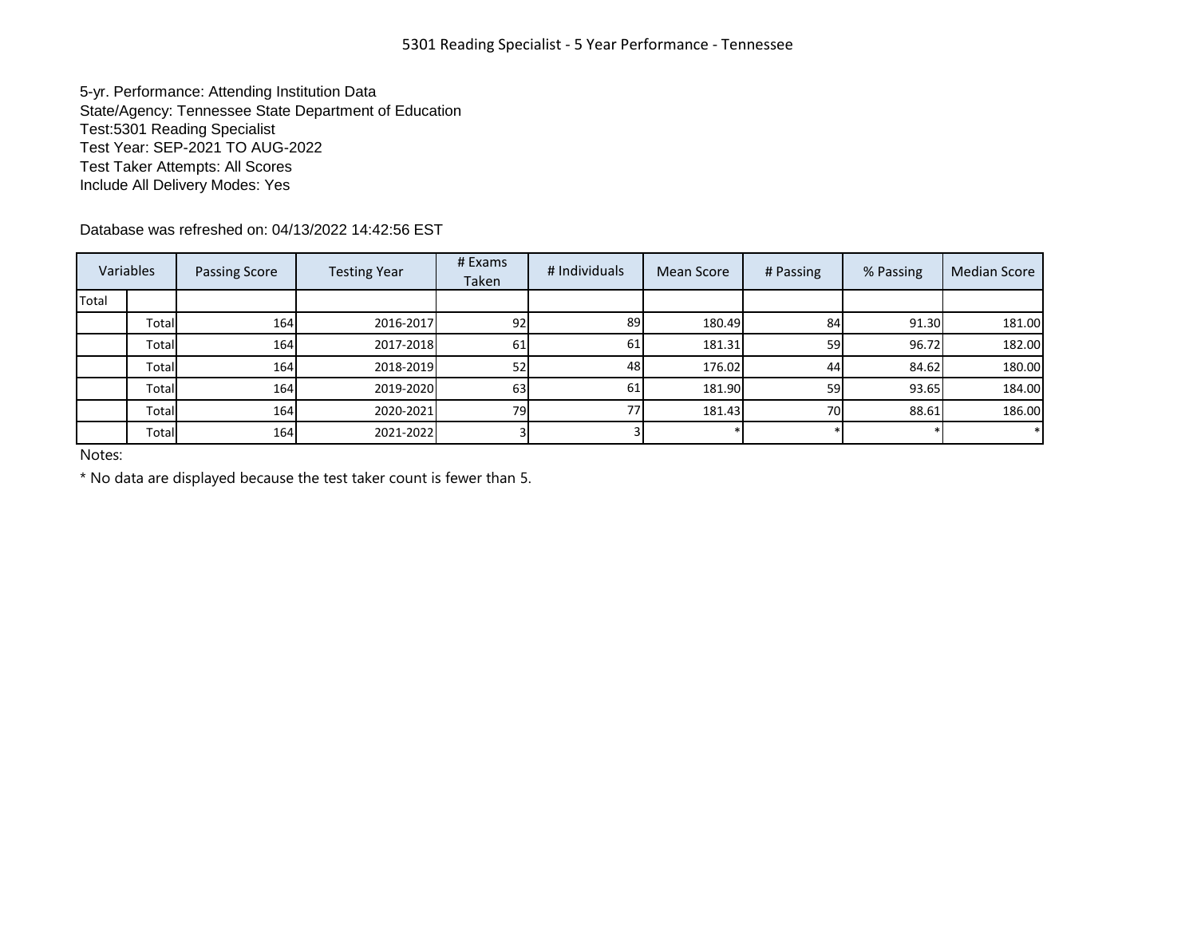# 5301 Reading Specialist - 5 Year Performance - Tennessee

5-yr. Performance: Attending Institution Data
State/Agency: Tennessee State Department of Education
Test:5301 Reading Specialist
Test Year: SEP-2021 TO AUG-2022
Test Taker Attempts: All Scores
Include All Delivery Modes: Yes

Database was refreshed on: 04/13/2022 14:42:56 EST

| Variables | | Passing Score | Testing Year | # Exams Taken | # Individuals | Mean Score | # Passing | % Passing | Median Score |
|---|---|---|---|---|---|---|---|---|---|
| Total | | | | | | | | | |
| | Total | 164 | 2016-2017 | 92 | 89 | 180.49 | 84 | 91.30 | 181.00 |
| | Total | 164 | 2017-2018 | 61 | 61 | 181.31 | 59 | 96.72 | 182.00 |
| | Total | 164 | 2018-2019 | 52 | 48 | 176.02 | 44 | 84.62 | 180.00 |
| | Total | 164 | 2019-2020 | 63 | 61 | 181.90 | 59 | 93.65 | 184.00 |
| | Total | 164 | 2020-2021 | 79 | 77 | 181.43 | 70 | 88.61 | 186.00 |
| | Total | 164 | 2021-2022 | 3 | 3 | * | * | * | * |

Notes:

* No data are displayed because the test taker count is fewer than 5.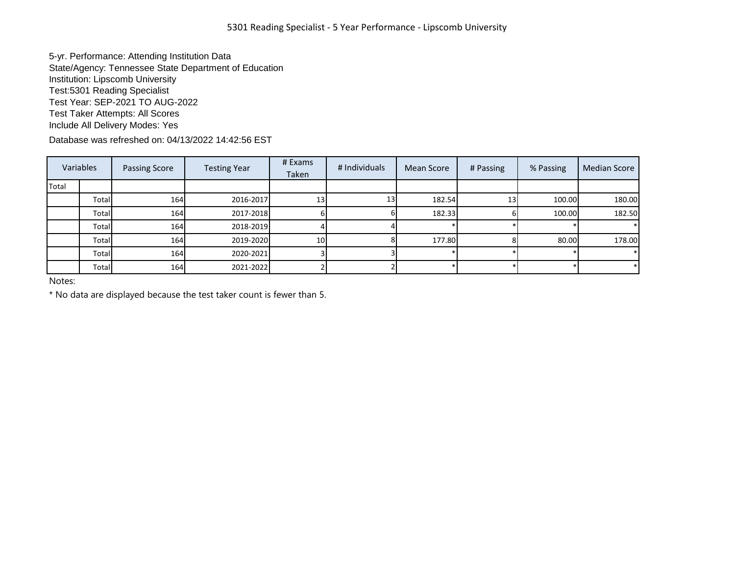# 5301 Reading Specialist - 5 Year Performance - Lipscomb University

5-yr. Performance: Attending Institution Data
State/Agency: Tennessee State Department of Education
Institution: Lipscomb University
Test:5301 Reading Specialist
Test Year: SEP-2021 TO AUG-2022
Test Taker Attempts: All Scores
Include All Delivery Modes: Yes

Database was refreshed on: 04/13/2022 14:42:56 EST

| Variables | | Passing Score | Testing Year | # Exams Taken | # Individuals | Mean Score | # Passing | % Passing | Median Score |
|---|---|---|---|---|---|---|---|---|---|
| Total | | | | | | | | | |
| | Total | 164 | 2016-2017 | 13 | 13 | 182.54 | 13 | 100.00 | 180.00 |
| | Total | 164 | 2017-2018 | 6 | 6 | 182.33 | 6 | 100.00 | 182.50 |
| | Total | 164 | 2018-2019 | 4 | 4 | * | * | * | * |
| | Total | 164 | 2019-2020 | 10 | 8 | 177.80 | 8 | 80.00 | 178.00 |
| | Total | 164 | 2020-2021 | 3 | 3 | * | * | * | * |
| | Total | 164 | 2021-2022 | 2 | 2 | * | * | * | * |

Notes:

* No data are displayed because the test taker count is fewer than 5.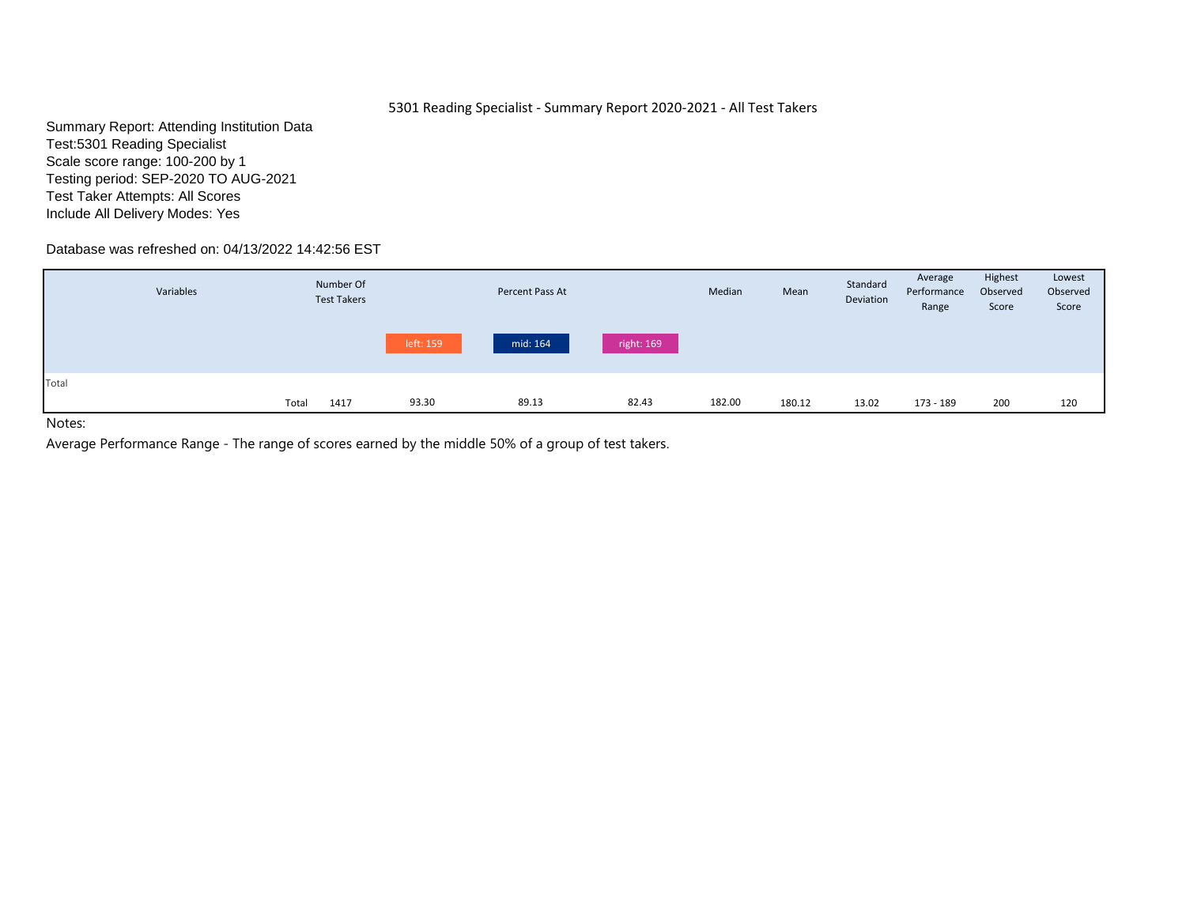# 5301 Reading Specialist - Summary Report 2020-2021 - All Test Takers

Summary Report: Attending Institution Data
Test:5301 Reading Specialist
Scale score range: 100-200 by 1
Testing period: SEP-2020 TO AUG-2021
Test Taker Attempts: All Scores
Include All Delivery Modes: Yes

Database was refreshed on: 04/13/2022 14:42:56 EST

| Variables | | Number Of Test Takers | Percent Pass At | | | Median | Mean | Standard Deviation | Average Performance Range | Highest Observed Score | Lowest Observed Score |
|---|---|---|---|---|---|---|---|---|---|---|---|
| | | | left: 159 | mid: 164 | right: 169 | | | | | | |
| Total | | | | | | | | | | | |
| | Total | 1417 | 93.30 | 89.13 | 82.43 | 182.00 | 180.12 | 13.02 | 173 - 189 | 200 | 120 |

Notes:

Average Performance Range - The range of scores earned by the middle 50% of a group of test takers.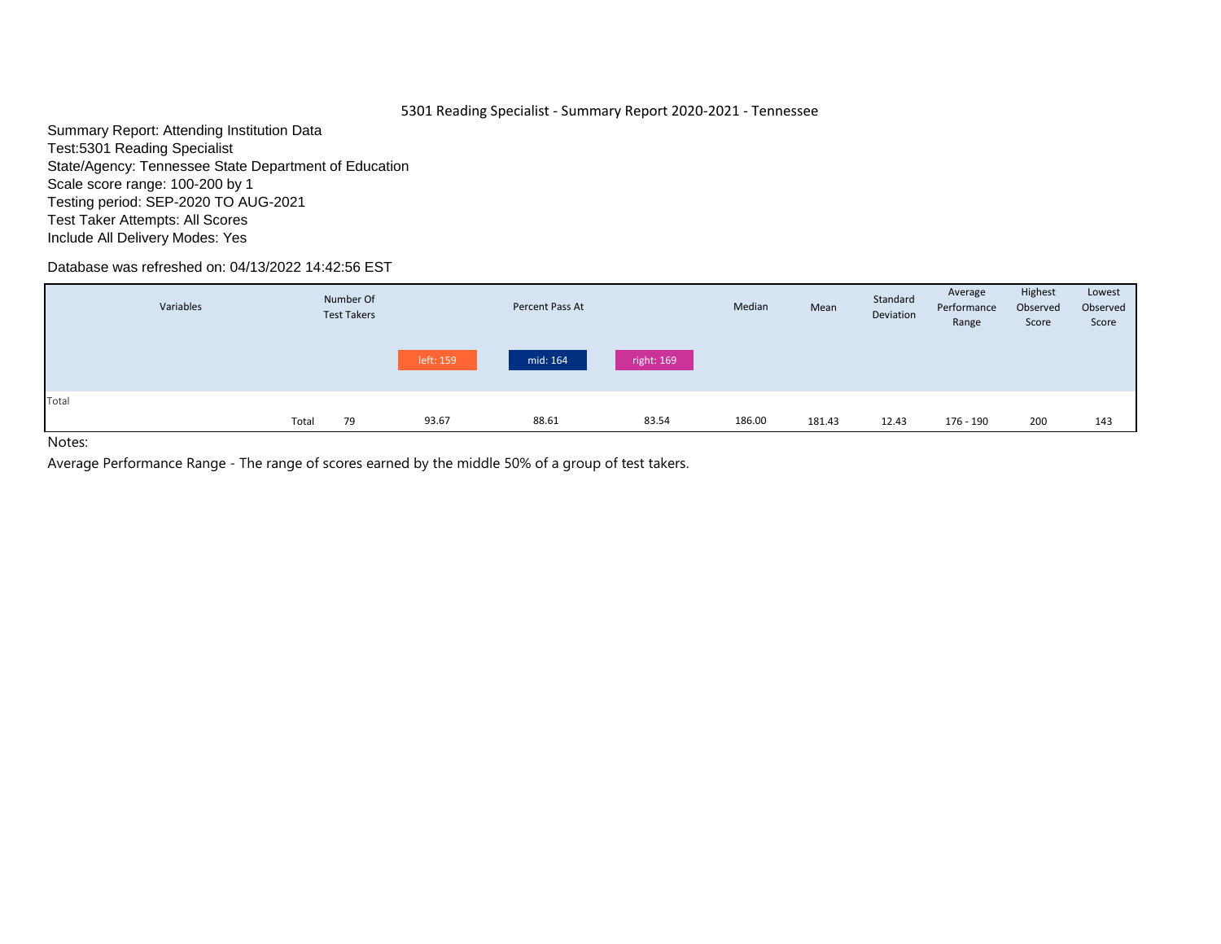# 5301 Reading Specialist - Summary Report 2020-2021 - Tennessee

Summary Report: Attending Institution Data
Test:5301 Reading Specialist
State/Agency: Tennessee State Department of Education
Scale score range: 100-200 by 1
Testing period: SEP-2020 TO AUG-2021
Test Taker Attempts: All Scores
Include All Delivery Modes: Yes

Database was refreshed on: 04/13/2022 14:42:56 EST

| Variables | | Number Of Test Takers | Percent Pass At | | | Median | Mean | Standard Deviation | Average Performance Range | Highest Observed Score | Lowest Observed Score |
|---|---|---|---|---|---|---|---|---|---|---|---|
| | | | left: 159 | mid: 164 | right: 169 | | | | | | |
| Total | | | | | | | | | | | |
| | Total | 79 | 93.67 | 88.61 | 83.54 | 186.00 | 181.43 | 12.43 | 176 - 190 | 200 | 143 |

Notes:

Average Performance Range - The range of scores earned by the middle 50% of a group of test takers.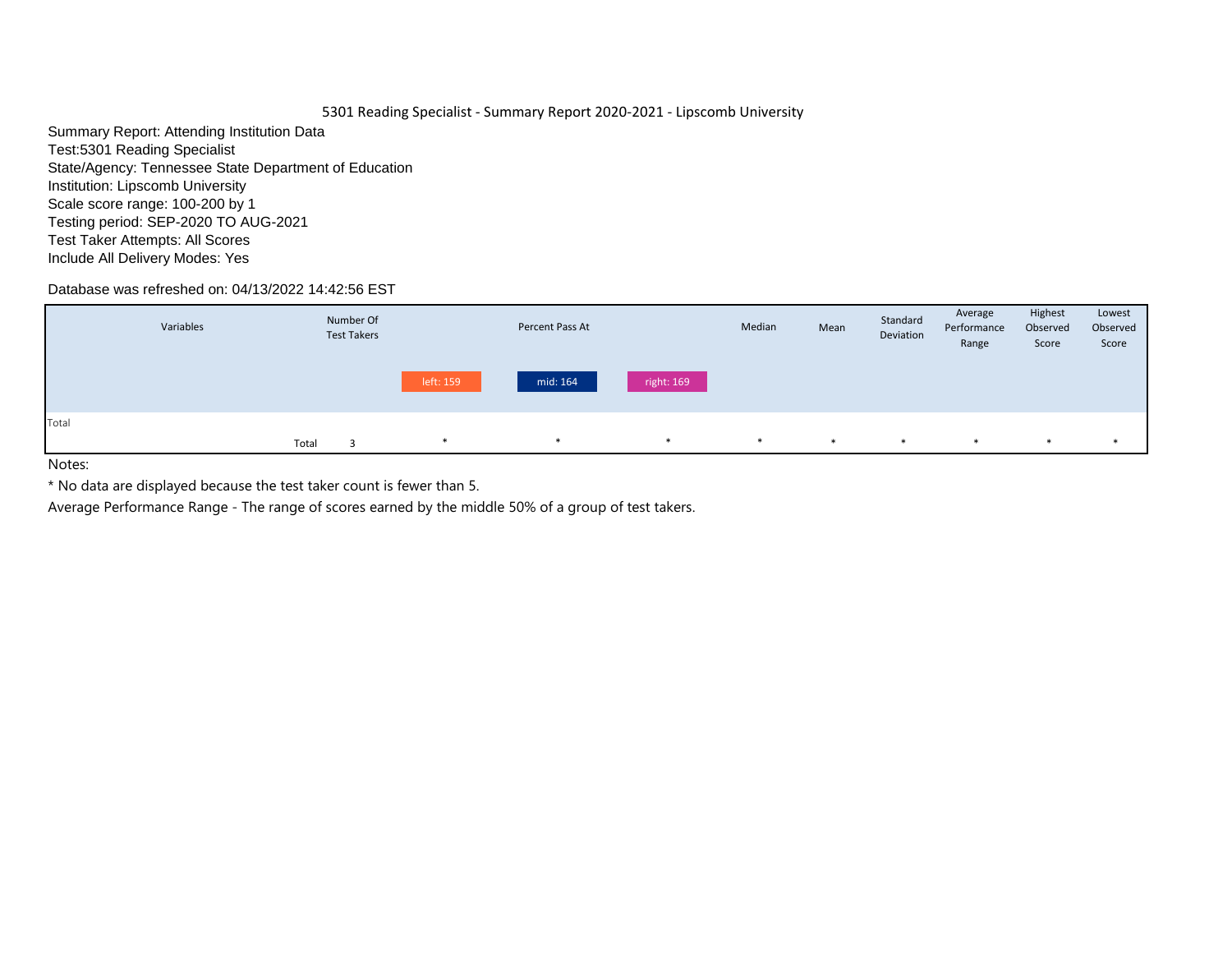# 5301 Reading Specialist - Summary Report 2020-2021 - Lipscomb University

Summary Report: Attending Institution Data
Test:5301 Reading Specialist
State/Agency: Tennessee State Department of Education
Institution: Lipscomb University
Scale score range: 100-200 by 1
Testing period: SEP-2020 TO AUG-2021
Test Taker Attempts: All Scores
Include All Delivery Modes: Yes

Database was refreshed on: 04/13/2022 14:42:56 EST

| Variables | | Number Of Test Takers | Percent Pass At | | | Median | Mean | Standard Deviation | Average Performance Range | Highest Observed Score | Lowest Observed Score |
|---|---|---|---|---|---|---|---|---|---|---|---|
| | | | left: 159 | mid: 164 | right: 169 | | | | | | |
| Total | | | | | | | | | | | |
| | Total | 3 | * | * | * | * | * | * | * | * | * |

Notes:

* No data are displayed because the test taker count is fewer than 5.

Average Performance Range - The range of scores earned by the middle 50% of a group of test takers.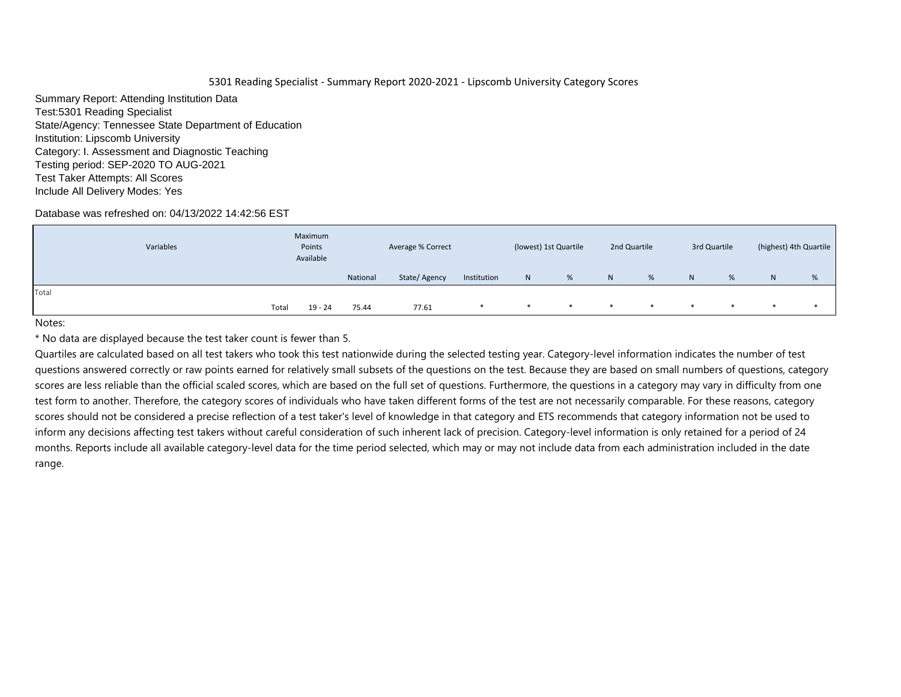5301 Reading Specialist - Summary Report 2020-2021 - Lipscomb University Category Scores

Summary Report: Attending Institution Data
Test:5301 Reading Specialist
State/Agency: Tennessee State Department of Education
Institution: Lipscomb University
Category: I. Assessment and Diagnostic Teaching
Testing period: SEP-2020 TO AUG-2021
Test Taker Attempts: All Scores
Include All Delivery Modes: Yes

Database was refreshed on: 04/13/2022 14:42:56 EST

| Variables | | Maximum Points Available | Average % Correct | | | (lowest) 1st Quartile | | 2nd Quartile | | 3rd Quartile | | (highest) 4th Quartile | |
|---|---|---|---|---|---|---|---|---|---|---|---|---|---|
| | | | National | State/ Agency | Institution | N | % | N | % | N | % | N | % |
| Total | | | | | | | | | | | | | |
| | Total | 19 - 24 | 75.44 | 77.61 | * | * | * | * | * | * | * | * | * |

Notes:

* No data are displayed because the test taker count is fewer than 5.

Quartiles are calculated based on all test takers who took this test nationwide during the selected testing year. Category-level information indicates the number of test questions answered correctly or raw points earned for relatively small subsets of the questions on the test. Because they are based on small numbers of questions, category scores are less reliable than the official scaled scores, which are based on the full set of questions. Furthermore, the questions in a category may vary in difficulty from one test form to another. Therefore, the category scores of individuals who have taken different forms of the test are not necessarily comparable. For these reasons, category scores should not be considered a precise reflection of a test taker's level of knowledge in that category and ETS recommends that category information not be used to inform any decisions affecting test takers without careful consideration of such inherent lack of precision. Category-level information is only retained for a period of 24 months. Reports include all available category-level data for the time period selected, which may or may not include data from each administration included in the date range.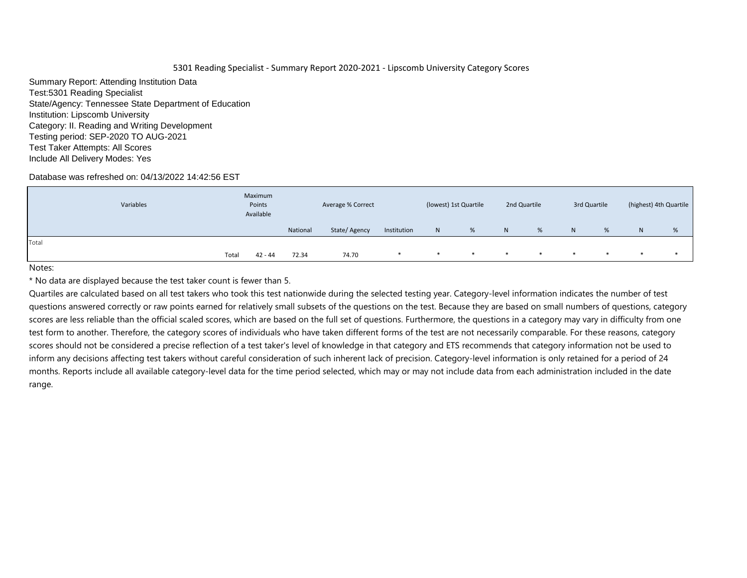5301 Reading Specialist - Summary Report 2020-2021 - Lipscomb University Category Scores

Summary Report: Attending Institution Data
Test:5301 Reading Specialist
State/Agency: Tennessee State Department of Education
Institution: Lipscomb University
Category: II. Reading and Writing Development
Testing period: SEP-2020 TO AUG-2021
Test Taker Attempts: All Scores
Include All Delivery Modes: Yes

Database was refreshed on: 04/13/2022 14:42:56 EST

| Variables | | Maximum Points Available | Average % Correct | | | (lowest) 1st Quartile | | 2nd Quartile | | 3rd Quartile | | (highest) 4th Quartile | |
|---|---|---|---|---|---|---|---|---|---|---|---|---|---|
| | | | National | State/ Agency | Institution | N | % | N | % | N | % | N | % |
| Total | | | | | | | | | | | | | |
| | Total | 42 - 44 | 72.34 | 74.70 | * | * | * | * | * | * | * | * | * |

Notes:

* No data are displayed because the test taker count is fewer than 5.

Quartiles are calculated based on all test takers who took this test nationwide during the selected testing year. Category-level information indicates the number of test questions answered correctly or raw points earned for relatively small subsets of the questions on the test. Because they are based on small numbers of questions, category scores are less reliable than the official scaled scores, which are based on the full set of questions. Furthermore, the questions in a category may vary in difficulty from one test form to another. Therefore, the category scores of individuals who have taken different forms of the test are not necessarily comparable. For these reasons, category scores should not be considered a precise reflection of a test taker's level of knowledge in that category and ETS recommends that category information not be used to inform any decisions affecting test takers without careful consideration of such inherent lack of precision. Category-level information is only retained for a period of 24 months. Reports include all available category-level data for the time period selected, which may or may not include data from each administration included in the date range.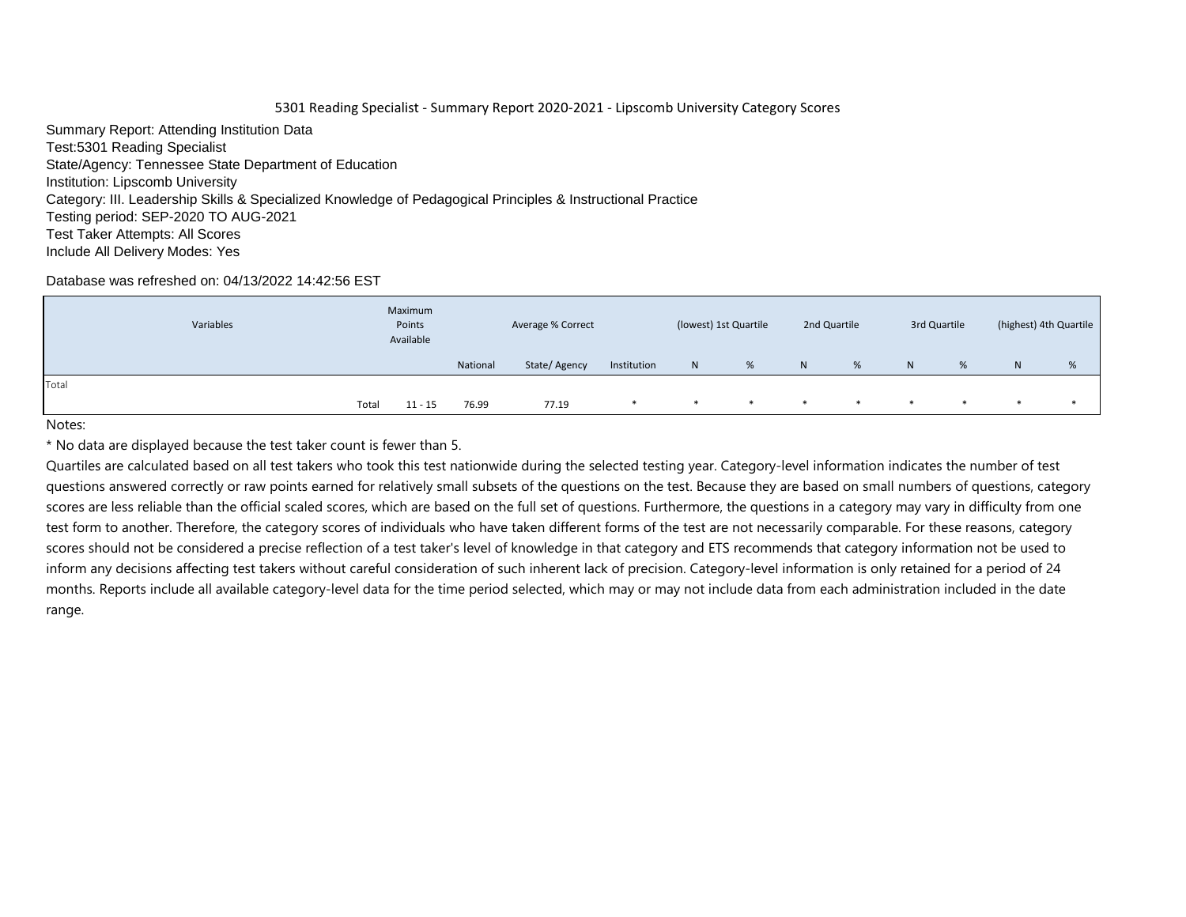5301 Reading Specialist - Summary Report 2020-2021 - Lipscomb University Category Scores

Summary Report: Attending Institution Data
Test:5301 Reading Specialist
State/Agency: Tennessee State Department of Education
Institution: Lipscomb University
Category: III. Leadership Skills & Specialized Knowledge of Pedagogical Principles & Instructional Practice
Testing period: SEP-2020 TO AUG-2021
Test Taker Attempts: All Scores
Include All Delivery Modes: Yes

Database was refreshed on: 04/13/2022 14:42:56 EST

| Variables | | Maximum Points Available | Average % Correct | | | (lowest) 1st Quartile | | 2nd Quartile | | 3rd Quartile | | (highest) 4th Quartile | |
|---|---|---|---|---|---|---|---|---|---|---|---|---|---|
| | | | National | State/ Agency | Institution | N | % | N | % | N | % | N | % |
| Total | | | | | | | | | | | | | |
| | Total | 11 - 15 | 76.99 | 77.19 | * | * | * | * | * | * | * | * | * |

Notes:

* No data are displayed because the test taker count is fewer than 5.

Quartiles are calculated based on all test takers who took this test nationwide during the selected testing year. Category-level information indicates the number of test questions answered correctly or raw points earned for relatively small subsets of the questions on the test. Because they are based on small numbers of questions, category scores are less reliable than the official scaled scores, which are based on the full set of questions. Furthermore, the questions in a category may vary in difficulty from one test form to another. Therefore, the category scores of individuals who have taken different forms of the test are not necessarily comparable. For these reasons, category scores should not be considered a precise reflection of a test taker's level of knowledge in that category and ETS recommends that category information not be used to inform any decisions affecting test takers without careful consideration of such inherent lack of precision. Category-level information is only retained for a period of 24 months. Reports include all available category-level data for the time period selected, which may or may not include data from each administration included in the date range.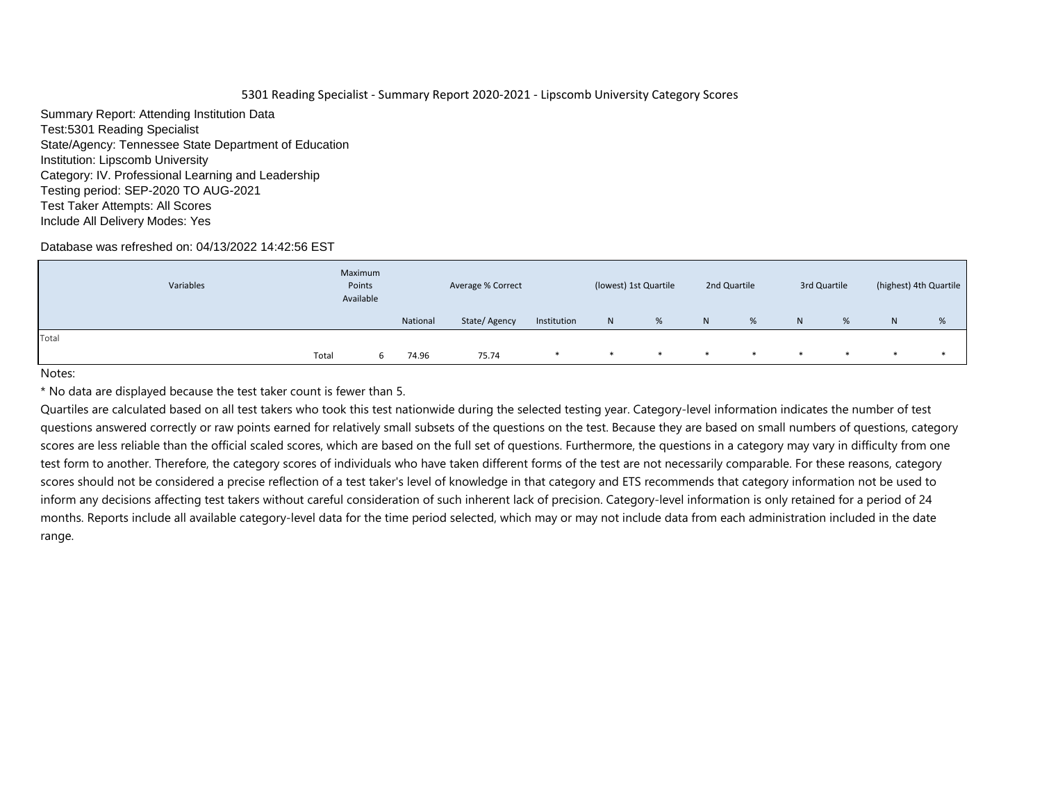# 5301 Reading Specialist - Summary Report 2020-2021 - Lipscomb University Category Scores

Summary Report: Attending Institution Data
Test:5301 Reading Specialist
State/Agency: Tennessee State Department of Education
Institution: Lipscomb University
Category: IV. Professional Learning and Leadership
Testing period: SEP-2020 TO AUG-2021
Test Taker Attempts: All Scores
Include All Delivery Modes: Yes

Database was refreshed on: 04/13/2022 14:42:56 EST

| Variables | | Maximum Points Available | Average % Correct | | | (lowest) 1st Quartile | | 2nd Quartile | | 3rd Quartile | | (highest) 4th Quartile | |
|---|---|---|---|---|---|---|---|---|---|---|---|---|---|
| | | | National | State/ Agency | Institution | N | % | N | % | N | % | N | % |
| Total | | | | | | | | | | | | | |
| | Total | 6 | 74.96 | 75.74 | * | * | * | * | * | * | * | * | * |

Notes:

* No data are displayed because the test taker count is fewer than 5.

Quartiles are calculated based on all test takers who took this test nationwide during the selected testing year. Category-level information indicates the number of test questions answered correctly or raw points earned for relatively small subsets of the questions on the test. Because they are based on small numbers of questions, category scores are less reliable than the official scaled scores, which are based on the full set of questions. Furthermore, the questions in a category may vary in difficulty from one test form to another. Therefore, the category scores of individuals who have taken different forms of the test are not necessarily comparable. For these reasons, category scores should not be considered a precise reflection of a test taker's level of knowledge in that category and ETS recommends that category information not be used to inform any decisions affecting test takers without careful consideration of such inherent lack of precision. Category-level information is only retained for a period of 24 months. Reports include all available category-level data for the time period selected, which may or may not include data from each administration included in the date range.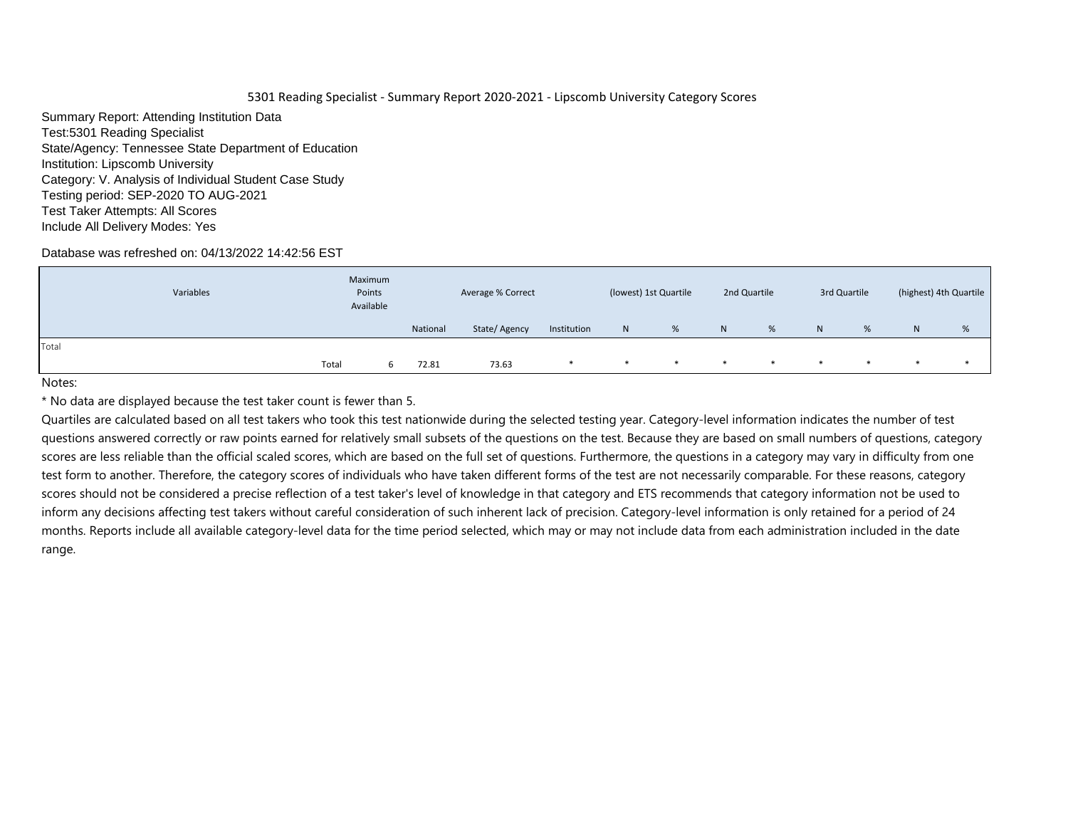5301 Reading Specialist - Summary Report 2020-2021 - Lipscomb University Category Scores

Summary Report: Attending Institution Data
Test:5301 Reading Specialist
State/Agency: Tennessee State Department of Education
Institution: Lipscomb University
Category: V. Analysis of Individual Student Case Study
Testing period: SEP-2020 TO AUG-2021
Test Taker Attempts: All Scores
Include All Delivery Modes: Yes

Database was refreshed on: 04/13/2022 14:42:56 EST

| Variables | | Maximum Points Available | Average % Correct | | | (lowest) 1st Quartile | | 2nd Quartile | | 3rd Quartile | | (highest) 4th Quartile | |
|---|---|---|---|---|---|---|---|---|---|---|---|---|---|
| | | | National | State/ Agency | Institution | N | % | N | % | N | % | N | % |
| Total | | | | | | | | | | | | | |
| | Total | 6 | 72.81 | 73.63 | * | * | * | * | * | * | * | * | * |

Notes:

* No data are displayed because the test taker count is fewer than 5.

Quartiles are calculated based on all test takers who took this test nationwide during the selected testing year. Category-level information indicates the number of test questions answered correctly or raw points earned for relatively small subsets of the questions on the test. Because they are based on small numbers of questions, category scores are less reliable than the official scaled scores, which are based on the full set of questions. Furthermore, the questions in a category may vary in difficulty from one test form to another. Therefore, the category scores of individuals who have taken different forms of the test are not necessarily comparable. For these reasons, category scores should not be considered a precise reflection of a test taker's level of knowledge in that category and ETS recommends that category information not be used to inform any decisions affecting test takers without careful consideration of such inherent lack of precision. Category-level information is only retained for a period of 24 months. Reports include all available category-level data for the time period selected, which may or may not include data from each administration included in the date range.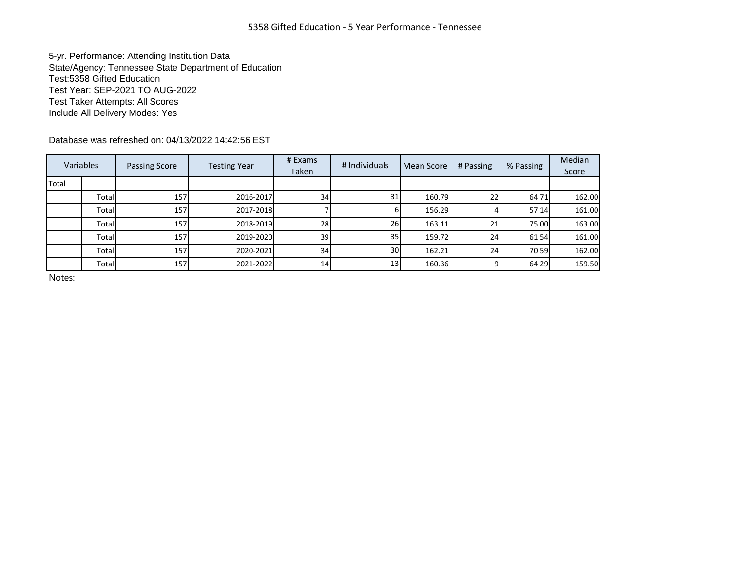# 5358 Gifted Education - 5 Year Performance - Tennessee

5-yr. Performance: Attending Institution Data
State/Agency: Tennessee State Department of Education
Test:5358 Gifted Education
Test Year: SEP-2021 TO AUG-2022
Test Taker Attempts: All Scores
Include All Delivery Modes: Yes

Database was refreshed on: 04/13/2022 14:42:56 EST

| Variables | | Passing Score | Testing Year | # Exams Taken | # Individuals | Mean Score | # Passing | % Passing | Median Score |
|---|---|---|---|---|---|---|---|---|---|
| Total | | | | | | | | | |
| | Total | 157 | 2016-2017 | 34 | 31 | 160.79 | 22 | 64.71 | 162.00 |
| | Total | 157 | 2017-2018 | 7 | 6 | 156.29 | 4 | 57.14 | 161.00 |
| | Total | 157 | 2018-2019 | 28 | 26 | 163.11 | 21 | 75.00 | 163.00 |
| | Total | 157 | 2019-2020 | 39 | 35 | 159.72 | 24 | 61.54 | 161.00 |
| | Total | 157 | 2020-2021 | 34 | 30 | 162.21 | 24 | 70.59 | 162.00 |
| | Total | 157 | 2021-2022 | 14 | 13 | 160.36 | 9 | 64.29 | 159.50 |

Notes: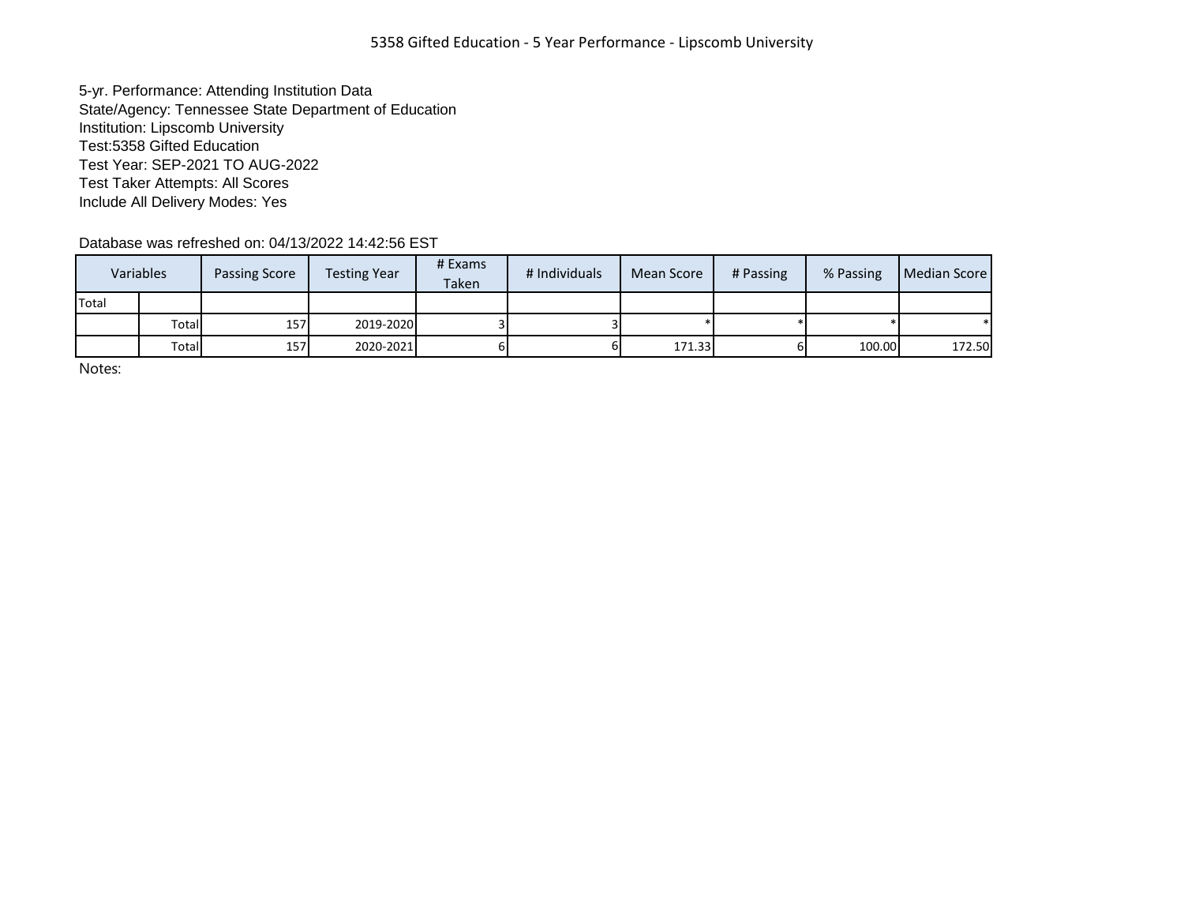# 5358 Gifted Education - 5 Year Performance - Lipscomb University

5-yr. Performance: Attending Institution Data
State/Agency: Tennessee State Department of Education
Institution: Lipscomb University
Test:5358 Gifted Education
Test Year: SEP-2021 TO AUG-2022
Test Taker Attempts: All Scores
Include All Delivery Modes: Yes

Database was refreshed on: 04/13/2022 14:42:56 EST

| Variables | | Passing Score | Testing Year | # Exams Taken | # Individuals | Mean Score | # Passing | % Passing | Median Score |
|---|---|---|---|---|---|---|---|---|---|
| Total | | | | | | | | | |
| | Total | 157 | 2019-2020 | 3 | 3 | * | * | * | * |
| | Total | 157 | 2020-2021 | 6 | 6 | 171.33 | 6 | 100.00 | 172.50 |

Notes: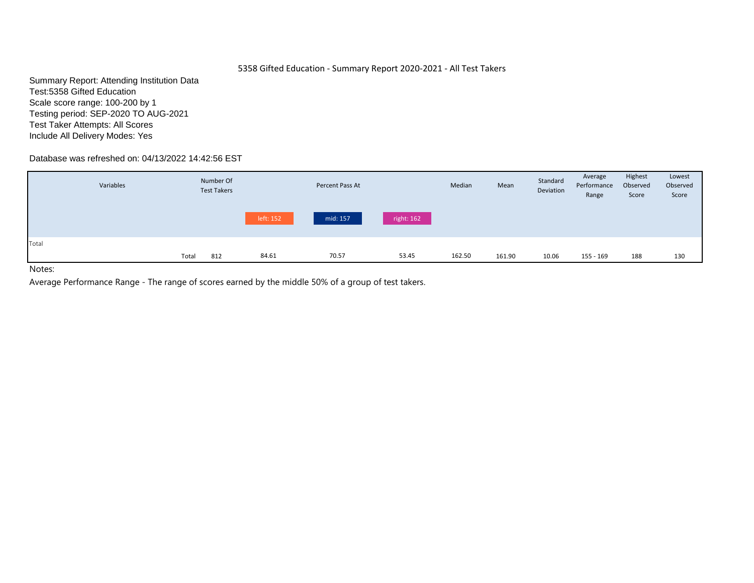# 5358 Gifted Education - Summary Report 2020-2021 - All Test Takers

Summary Report: Attending Institution Data
Test:5358 Gifted Education
Scale score range: 100-200 by 1
Testing period: SEP-2020 TO AUG-2021
Test Taker Attempts: All Scores
Include All Delivery Modes: Yes

Database was refreshed on: 04/13/2022 14:42:56 EST

| Variables | | Number Of Test Takers | Percent Pass At | | | Median | Mean | Standard Deviation | Average Performance Range | Highest Observed Score | Lowest Observed Score |
|---|---|---|---|---|---|---|---|---|---|---|---|
| | | | left: 152 | mid: 157 | right: 162 | | | | | | |
| Total | | | | | | | | | | | |
| | Total | 812 | 84.61 | 70.57 | 53.45 | 162.50 | 161.90 | 10.06 | 155 - 169 | 188 | 130 |

Notes:

Average Performance Range - The range of scores earned by the middle 50% of a group of test takers.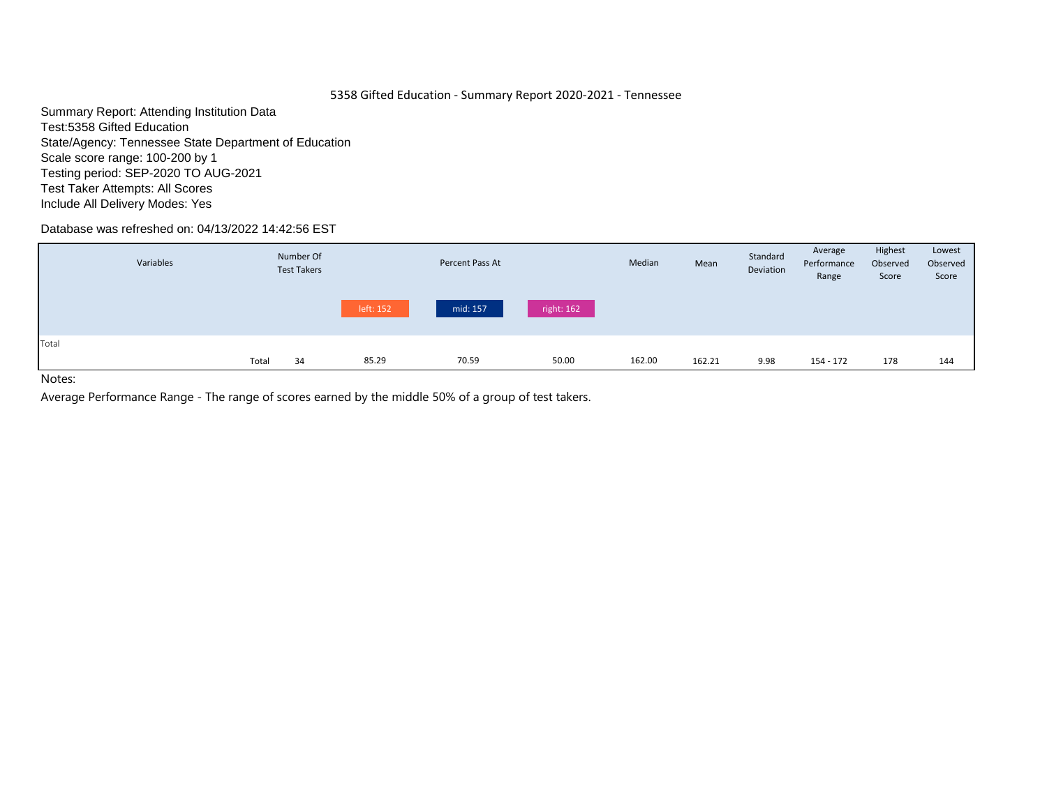# 5358 Gifted Education - Summary Report 2020-2021 - Tennessee

Summary Report: Attending Institution Data
Test:5358 Gifted Education
State/Agency: Tennessee State Department of Education
Scale score range: 100-200 by 1
Testing period: SEP-2020 TO AUG-2021
Test Taker Attempts: All Scores
Include All Delivery Modes: Yes

Database was refreshed on: 04/13/2022 14:42:56 EST

| Variables | | Number Of Test Takers | Percent Pass At | | | Median | Mean | Standard Deviation | Average Performance Range | Highest Observed Score | Lowest Observed Score |
|---|---|---|---|---|---|---|---|---|---|---|---|
| | | | left: 152 | mid: 157 | right: 162 | | | | | | |
| Total | | | | | | | | | | | |
| | Total | 34 | 85.29 | 70.59 | 50.00 | 162.00 | 162.21 | 9.98 | 154 - 172 | 178 | 144 |

Notes:

Average Performance Range - The range of scores earned by the middle 50% of a group of test takers.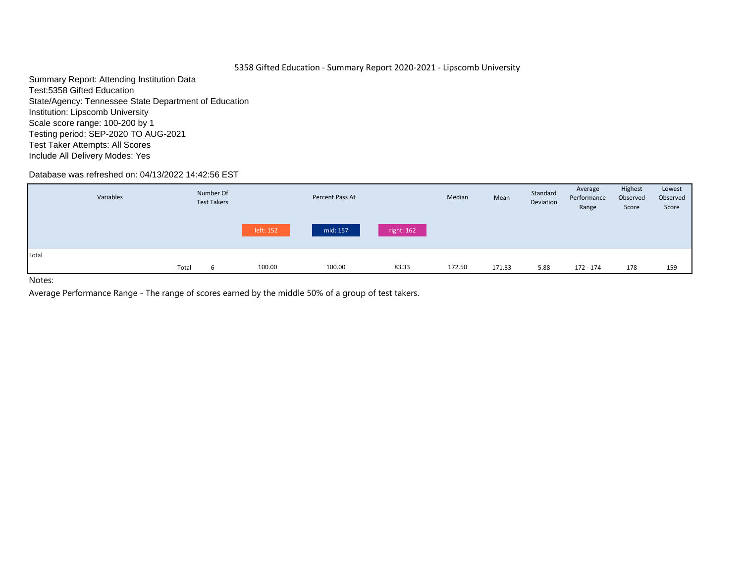5358 Gifted Education - Summary Report 2020-2021 - Lipscomb University

Summary Report: Attending Institution Data
Test:5358 Gifted Education
State/Agency: Tennessee State Department of Education
Institution: Lipscomb University
Scale score range: 100-200 by 1
Testing period: SEP-2020 TO AUG-2021
Test Taker Attempts: All Scores
Include All Delivery Modes: Yes

Database was refreshed on: 04/13/2022 14:42:56 EST

| Variables | | Number Of Test Takers | Percent Pass At | | | Median | Mean | Standard Deviation | Average Performance Range | Highest Observed Score | Lowest Observed Score |
|---|---|---|---|---|---|---|---|---|---|---|---|
| | | | left: 152 | mid: 157 | right: 162 | | | | | | |
| Total | | | | | | | | | | | |
| | Total | 6 | 100.00 | 100.00 | 83.33 | 172.50 | 171.33 | 5.88 | 172 - 174 | 178 | 159 |

Notes:

Average Performance Range - The range of scores earned by the middle 50% of a group of test takers.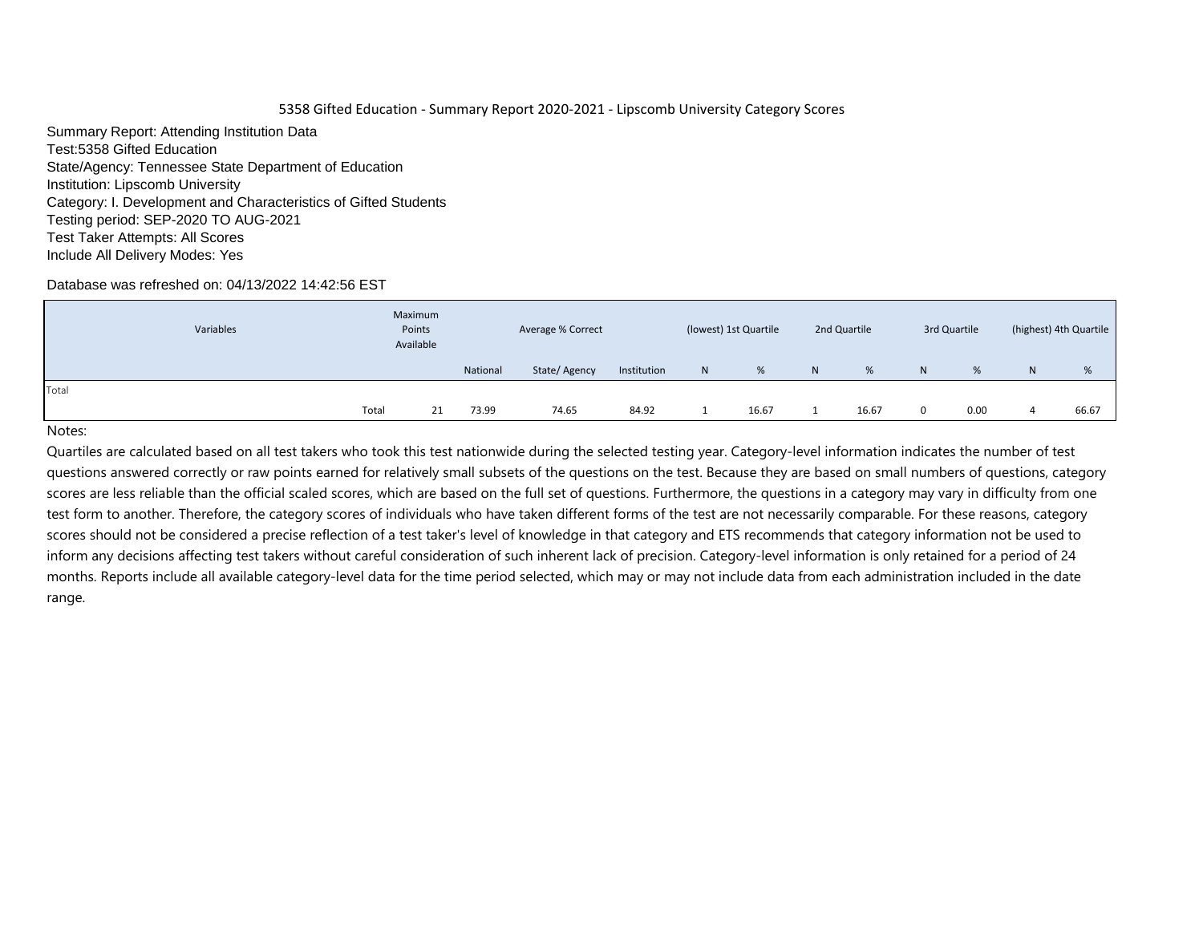5358 Gifted Education - Summary Report 2020-2021 - Lipscomb University Category Scores

Summary Report: Attending Institution Data
Test:5358 Gifted Education
State/Agency: Tennessee State Department of Education
Institution: Lipscomb University
Category: I. Development and Characteristics of Gifted Students
Testing period: SEP-2020 TO AUG-2021
Test Taker Attempts: All Scores
Include All Delivery Modes: Yes

Database was refreshed on: 04/13/2022 14:42:56 EST

| Variables | | Maximum Points Available | Average % Correct | | | (lowest) 1st Quartile | | 2nd Quartile | | 3rd Quartile | | (highest) 4th Quartile | |
|---|---|---|---|---|---|---|---|---|---|---|---|---|---|
| | | | National | State/ Agency | Institution | N | % | N | % | N | % | N | % |
| Total | | | | | | | | | | | | | |
| | Total | 21 | 73.99 | 74.65 | 84.92 | 1 | 16.67 | 1 | 16.67 | 0 | 0.00 | 4 | 66.67 |

Notes:

Quartiles are calculated based on all test takers who took this test nationwide during the selected testing year. Category-level information indicates the number of test questions answered correctly or raw points earned for relatively small subsets of the questions on the test. Because they are based on small numbers of questions, category scores are less reliable than the official scaled scores, which are based on the full set of questions. Furthermore, the questions in a category may vary in difficulty from one test form to another. Therefore, the category scores of individuals who have taken different forms of the test are not necessarily comparable. For these reasons, category scores should not be considered a precise reflection of a test taker's level of knowledge in that category and ETS recommends that category information not be used to inform any decisions affecting test takers without careful consideration of such inherent lack of precision. Category-level information is only retained for a period of 24 months. Reports include all available category-level data for the time period selected, which may or may not include data from each administration included in the date range.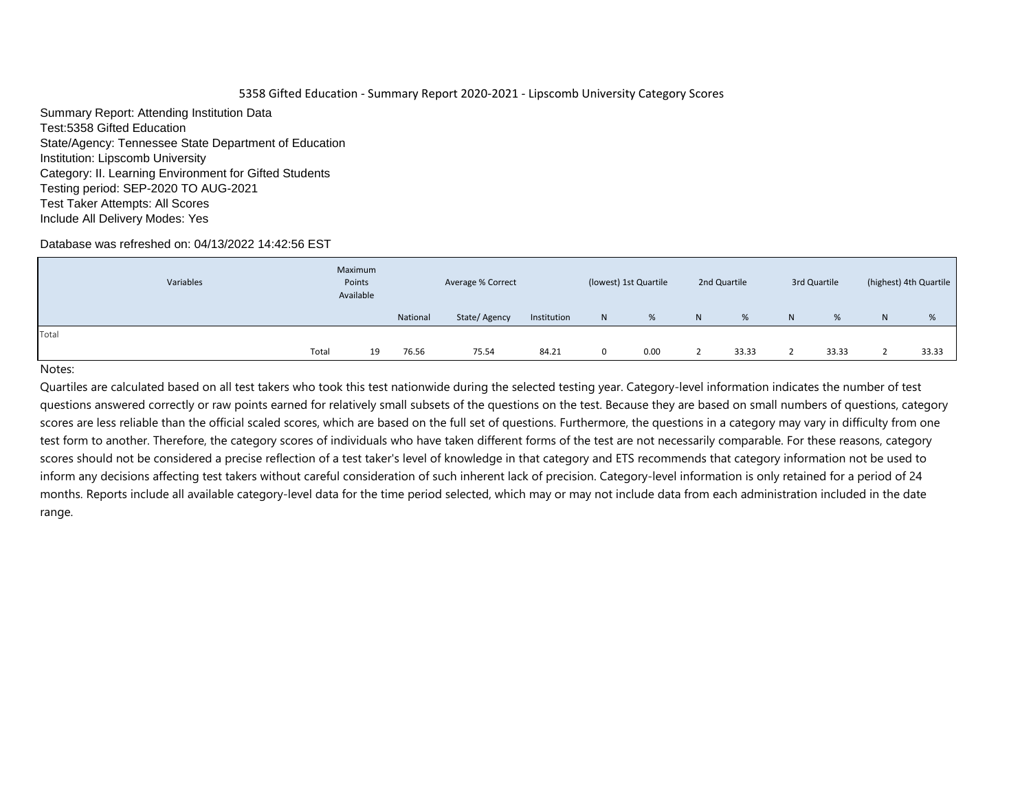5358 Gifted Education - Summary Report 2020-2021 - Lipscomb University Category Scores

Summary Report: Attending Institution Data
Test:5358 Gifted Education
State/Agency: Tennessee State Department of Education
Institution: Lipscomb University
Category: II. Learning Environment for Gifted Students
Testing period: SEP-2020 TO AUG-2021
Test Taker Attempts: All Scores
Include All Delivery Modes: Yes

Database was refreshed on: 04/13/2022 14:42:56 EST

| Variables | | Maximum Points Available | Average % Correct | | | (lowest) 1st Quartile | | 2nd Quartile | | 3rd Quartile | | (highest) 4th Quartile | |
|---|---|---|---|---|---|---|---|---|---|---|---|---|---|
| | | | National | State/ Agency | Institution | N | % | N | % | N | % | N | % |
| Total | | | | | | | | | | | | | |
| | Total | 19 | 76.56 | 75.54 | 84.21 | 0 | 0.00 | 2 | 33.33 | 2 | 33.33 | 2 | 33.33 |

Notes:

Quartiles are calculated based on all test takers who took this test nationwide during the selected testing year. Category-level information indicates the number of test questions answered correctly or raw points earned for relatively small subsets of the questions on the test. Because they are based on small numbers of questions, category scores are less reliable than the official scaled scores, which are based on the full set of questions. Furthermore, the questions in a category may vary in difficulty from one test form to another. Therefore, the category scores of individuals who have taken different forms of the test are not necessarily comparable. For these reasons, category scores should not be considered a precise reflection of a test taker's level of knowledge in that category and ETS recommends that category information not be used to inform any decisions affecting test takers without careful consideration of such inherent lack of precision. Category-level information is only retained for a period of 24 months. Reports include all available category-level data for the time period selected, which may or may not include data from each administration included in the date range.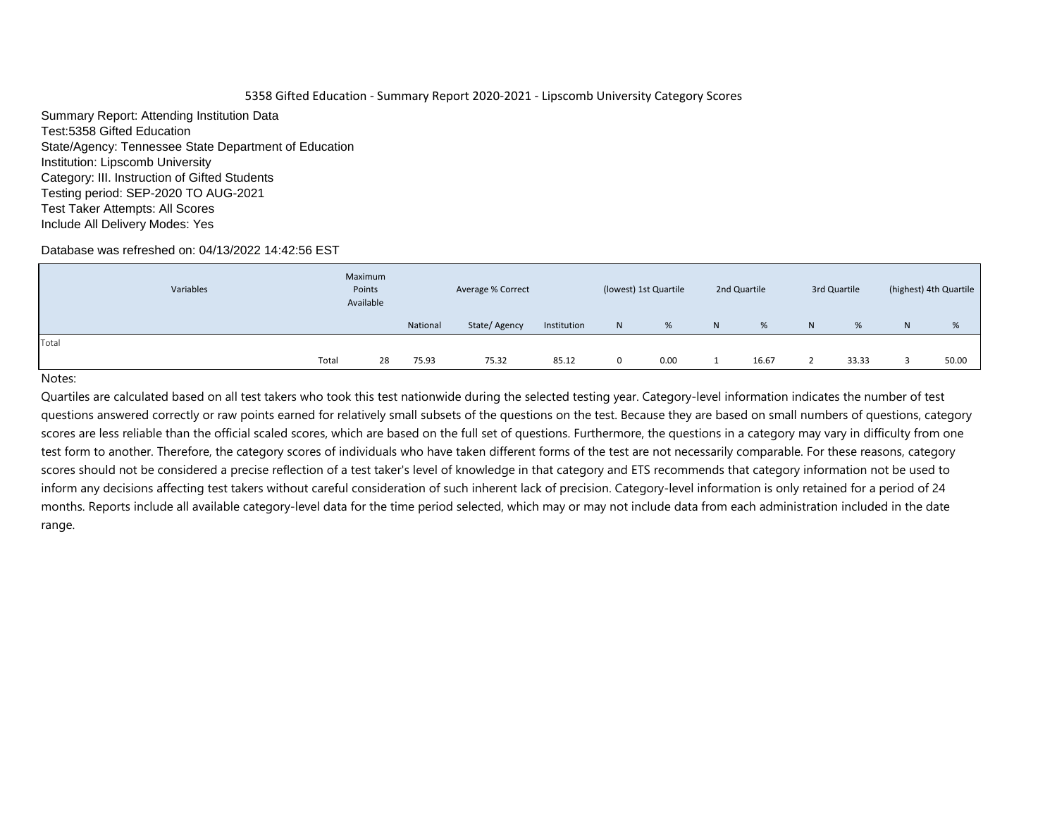5358 Gifted Education - Summary Report 2020-2021 - Lipscomb University Category Scores

Summary Report: Attending Institution Data
Test:5358 Gifted Education
State/Agency: Tennessee State Department of Education
Institution: Lipscomb University
Category: III. Instruction of Gifted Students
Testing period: SEP-2020 TO AUG-2021
Test Taker Attempts: All Scores
Include All Delivery Modes: Yes

Database was refreshed on: 04/13/2022 14:42:56 EST

| Variables | | Maximum Points Available | Average % Correct | | | (lowest) 1st Quartile | | 2nd Quartile | | 3rd Quartile | | (highest) 4th Quartile | |
|---|---|---|---|---|---|---|---|---|---|---|---|---|---|
| | | | National | State/ Agency | Institution | N | % | N | % | N | % | N | % |
| Total | | | | | | | | | | | | | |
| | Total | 28 | 75.93 | 75.32 | 85.12 | 0 | 0.00 | 1 | 16.67 | 2 | 33.33 | 3 | 50.00 |

Notes:

Quartiles are calculated based on all test takers who took this test nationwide during the selected testing year. Category-level information indicates the number of test questions answered correctly or raw points earned for relatively small subsets of the questions on the test. Because they are based on small numbers of questions, category scores are less reliable than the official scaled scores, which are based on the full set of questions. Furthermore, the questions in a category may vary in difficulty from one test form to another. Therefore, the category scores of individuals who have taken different forms of the test are not necessarily comparable. For these reasons, category scores should not be considered a precise reflection of a test taker's level of knowledge in that category and ETS recommends that category information not be used to inform any decisions affecting test takers without careful consideration of such inherent lack of precision. Category-level information is only retained for a period of 24 months. Reports include all available category-level data for the time period selected, which may or may not include data from each administration included in the date range.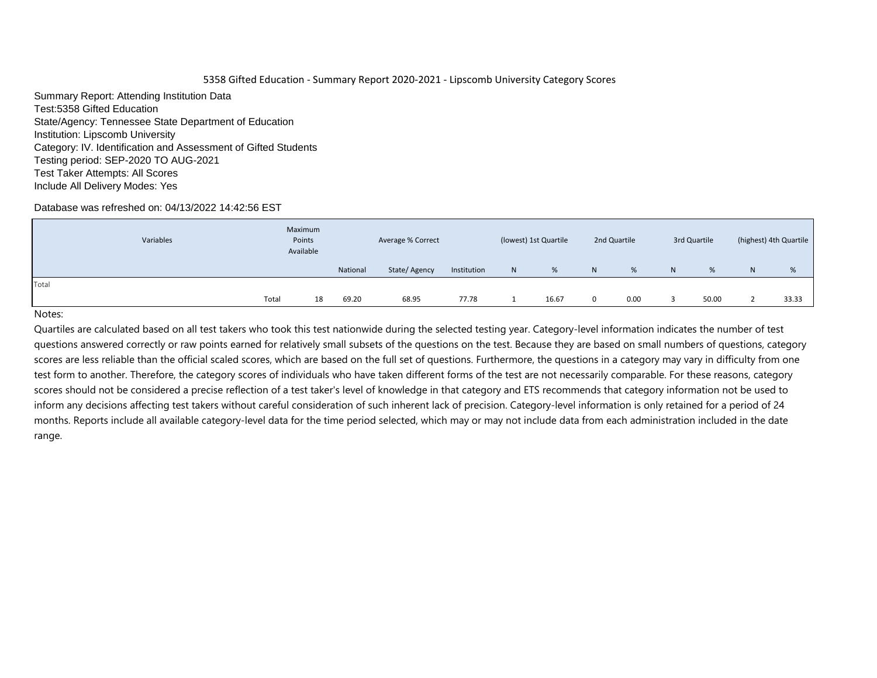5358 Gifted Education - Summary Report 2020-2021 - Lipscomb University Category Scores

Summary Report: Attending Institution Data
Test:5358 Gifted Education
State/Agency: Tennessee State Department of Education
Institution: Lipscomb University
Category: IV. Identification and Assessment of Gifted Students
Testing period: SEP-2020 TO AUG-2021
Test Taker Attempts: All Scores
Include All Delivery Modes: Yes

Database was refreshed on: 04/13/2022 14:42:56 EST

| Variables | | Maximum Points Available | Average % Correct | | | (lowest) 1st Quartile | | 2nd Quartile | | 3rd Quartile | | (highest) 4th Quartile | |
|---|---|---|---|---|---|---|---|---|---|---|---|---|---|
| | | | National | State/ Agency | Institution | N | % | N | % | N | % | N | % |
| Total | | | | | | | | | | | | | |
| | Total | 18 | 69.20 | 68.95 | 77.78 | 1 | 16.67 | 0 | 0.00 | 3 | 50.00 | 2 | 33.33 |

Notes:

Quartiles are calculated based on all test takers who took this test nationwide during the selected testing year. Category-level information indicates the number of test questions answered correctly or raw points earned for relatively small subsets of the questions on the test. Because they are based on small numbers of questions, category scores are less reliable than the official scaled scores, which are based on the full set of questions. Furthermore, the questions in a category may vary in difficulty from one test form to another. Therefore, the category scores of individuals who have taken different forms of the test are not necessarily comparable. For these reasons, category scores should not be considered a precise reflection of a test taker's level of knowledge in that category and ETS recommends that category information not be used to inform any decisions affecting test takers without careful consideration of such inherent lack of precision. Category-level information is only retained for a period of 24 months. Reports include all available category-level data for the time period selected, which may or may not include data from each administration included in the date range.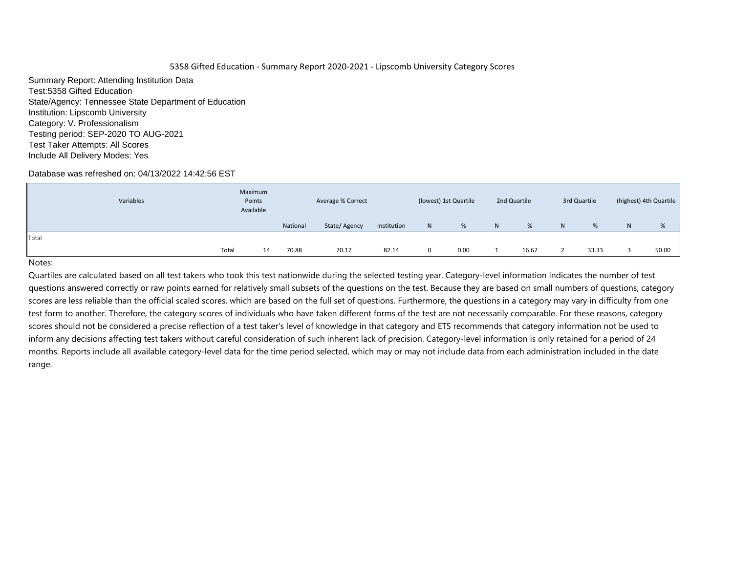5358 Gifted Education - Summary Report 2020-2021 - Lipscomb University Category Scores

Summary Report: Attending Institution Data
Test:5358 Gifted Education
State/Agency: Tennessee State Department of Education
Institution: Lipscomb University
Category: V. Professionalism
Testing period: SEP-2020 TO AUG-2021
Test Taker Attempts: All Scores
Include All Delivery Modes: Yes

Database was refreshed on: 04/13/2022 14:42:56 EST

| Variables | | Maximum Points Available | Average % Correct | | | (lowest) 1st Quartile | | 2nd Quartile | | 3rd Quartile | | (highest) 4th Quartile | |
|---|---|---|---|---|---|---|---|---|---|---|---|---|---|
| | | | National | State/ Agency | Institution | N | % | N | % | N | % | N | % |
| Total | | | | | | | | | | | | | |
| | Total | 14 | 70.88 | 70.17 | 82.14 | 0 | 0.00 | 1 | 16.67 | 2 | 33.33 | 3 | 50.00 |

Notes:

Quartiles are calculated based on all test takers who took this test nationwide during the selected testing year. Category-level information indicates the number of test questions answered correctly or raw points earned for relatively small subsets of the questions on the test. Because they are based on small numbers of questions, category scores are less reliable than the official scaled scores, which are based on the full set of questions. Furthermore, the questions in a category may vary in difficulty from one test form to another. Therefore, the category scores of individuals who have taken different forms of the test are not necessarily comparable. For these reasons, category scores should not be considered a precise reflection of a test taker's level of knowledge in that category and ETS recommends that category information not be used to inform any decisions affecting test takers without careful consideration of such inherent lack of precision. Category-level information is only retained for a period of 24 months. Reports include all available category-level data for the time period selected, which may or may not include data from each administration included in the date range.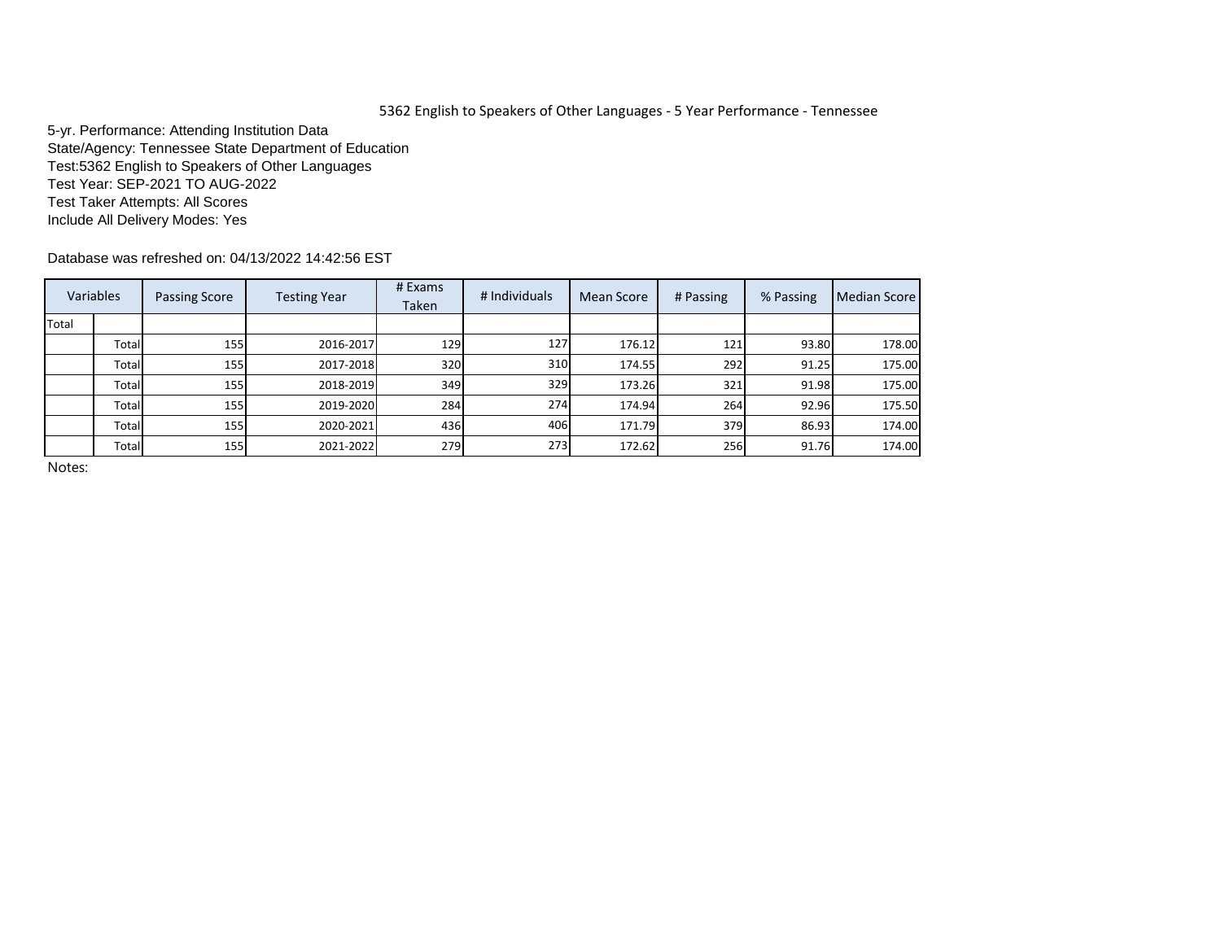# 5362 English to Speakers of Other Languages - 5 Year Performance - Tennessee

5-yr. Performance: Attending Institution Data
State/Agency: Tennessee State Department of Education
Test:5362 English to Speakers of Other Languages
Test Year: SEP-2021 TO AUG-2022
Test Taker Attempts: All Scores
Include All Delivery Modes: Yes

Database was refreshed on: 04/13/2022 14:42:56 EST

| Variables | | Passing Score | Testing Year | # Exams Taken | # Individuals | Mean Score | # Passing | % Passing | Median Score |
|---|---|---|---|---|---|---|---|---|---|
| Total | | | | | | | | | |
| | Total | 155 | 2016-2017 | 129 | 127 | 176.12 | 121 | 93.80 | 178.00 |
| | Total | 155 | 2017-2018 | 320 | 310 | 174.55 | 292 | 91.25 | 175.00 |
| | Total | 155 | 2018-2019 | 349 | 329 | 173.26 | 321 | 91.98 | 175.00 |
| | Total | 155 | 2019-2020 | 284 | 274 | 174.94 | 264 | 92.96 | 175.50 |
| | Total | 155 | 2020-2021 | 436 | 406 | 171.79 | 379 | 86.93 | 174.00 |
| | Total | 155 | 2021-2022 | 279 | 273 | 172.62 | 256 | 91.76 | 174.00 |

Notes: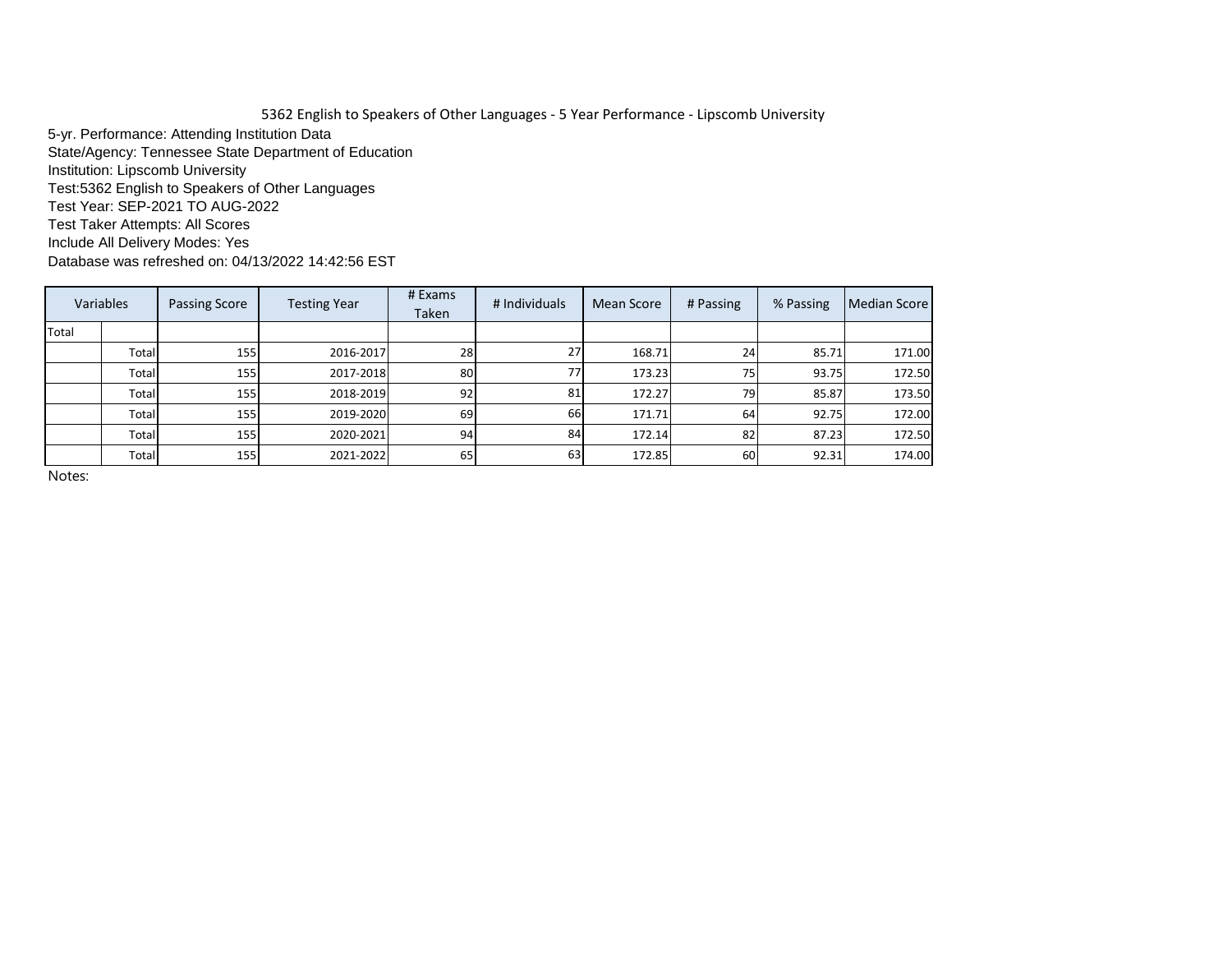5362 English to Speakers of Other Languages - 5 Year Performance - Lipscomb University

5-yr. Performance: Attending Institution Data
State/Agency: Tennessee State Department of Education
Institution: Lipscomb University
Test:5362 English to Speakers of Other Languages
Test Year: SEP-2021 TO AUG-2022
Test Taker Attempts: All Scores
Include All Delivery Modes: Yes
Database was refreshed on: 04/13/2022 14:42:56 EST

| Variables | | Passing Score | Testing Year | # Exams Taken | # Individuals | Mean Score | # Passing | % Passing | Median Score |
|---|---|---|---|---|---|---|---|---|---|
| Total | | | | | | | | | |
| | Total | 155 | 2016-2017 | 28 | 27 | 168.71 | 24 | 85.71 | 171.00 |
| | Total | 155 | 2017-2018 | 80 | 77 | 173.23 | 75 | 93.75 | 172.50 |
| | Total | 155 | 2018-2019 | 92 | 81 | 172.27 | 79 | 85.87 | 173.50 |
| | Total | 155 | 2019-2020 | 69 | 66 | 171.71 | 64 | 92.75 | 172.00 |
| | Total | 155 | 2020-2021 | 94 | 84 | 172.14 | 82 | 87.23 | 172.50 |
| | Total | 155 | 2021-2022 | 65 | 63 | 172.85 | 60 | 92.31 | 174.00 |

Notes: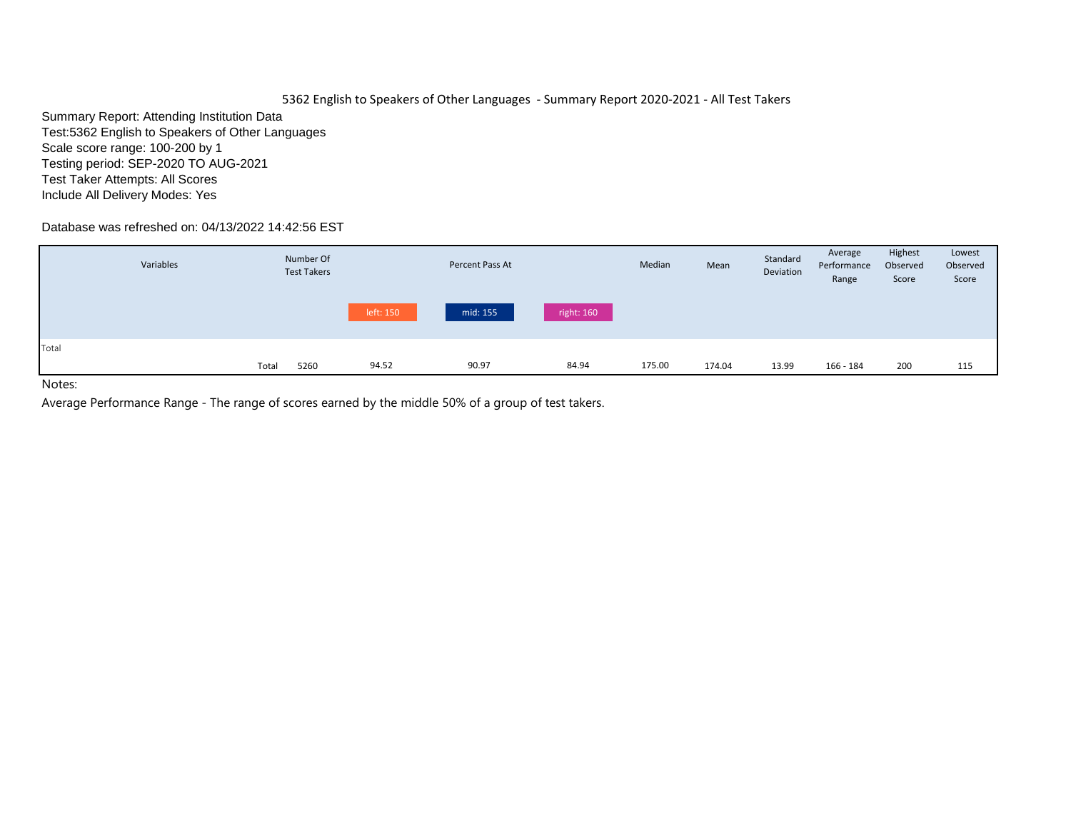# 5362 English to Speakers of Other Languages - Summary Report 2020-2021 - All Test Takers

Summary Report: Attending Institution Data
Test:5362 English to Speakers of Other Languages
Scale score range: 100-200 by 1
Testing period: SEP-2020 TO AUG-2021
Test Taker Attempts: All Scores
Include All Delivery Modes: Yes

Database was refreshed on: 04/13/2022 14:42:56 EST

| Variables | | Number Of Test Takers | Percent Pass At | | | Median | Mean | Standard Deviation | Average Performance Range | Highest Observed Score | Lowest Observed Score |
|---|---|---|---|---|---|---|---|---|---|---|---|
| | | | left: 150 | mid: 155 | right: 160 | | | | | | |
| Total | | | | | | | | | | | |
| | Total | 5260 | 94.52 | 90.97 | 84.94 | 175.00 | 174.04 | 13.99 | 166 - 184 | 200 | 115 |

Notes:

Average Performance Range - The range of scores earned by the middle 50% of a group of test takers.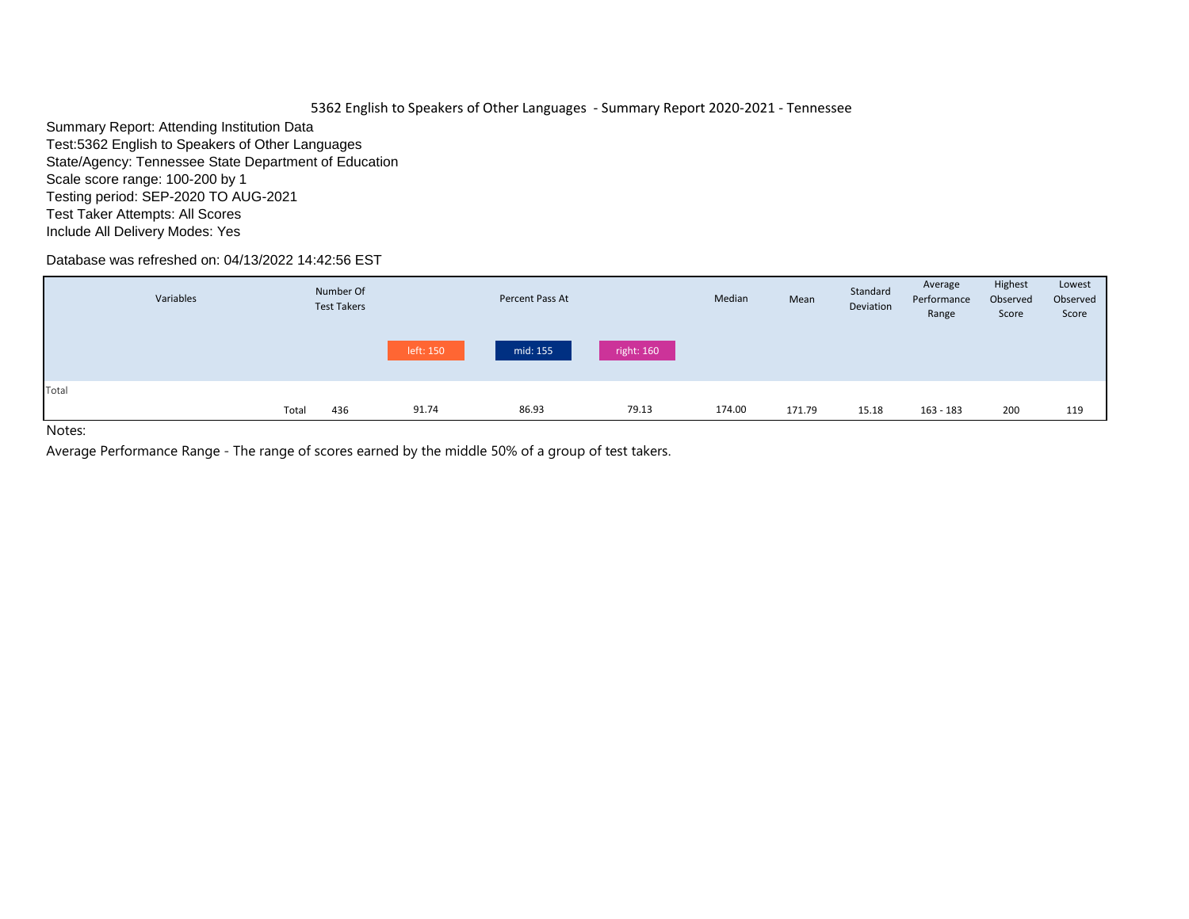5362 English to Speakers of Other Languages - Summary Report 2020-2021 - Tennessee

Summary Report: Attending Institution Data
Test:5362 English to Speakers of Other Languages
State/Agency: Tennessee State Department of Education
Scale score range: 100-200 by 1
Testing period: SEP-2020 TO AUG-2021
Test Taker Attempts: All Scores
Include All Delivery Modes: Yes

Database was refreshed on: 04/13/2022 14:42:56 EST

| Variables | | Number Of Test Takers | Percent Pass At | | | Median | Mean | Standard Deviation | Average Performance Range | Highest Observed Score | Lowest Observed Score |
|---|---|---|---|---|---|---|---|---|---|---|---|
| | | | left: 150 | mid: 155 | right: 160 | | | | | | |
| Total | | | | | | | | | | | |
| | Total | 436 | 91.74 | 86.93 | 79.13 | 174.00 | 171.79 | 15.18 | 163 - 183 | 200 | 119 |

Notes:

Average Performance Range - The range of scores earned by the middle 50% of a group of test takers.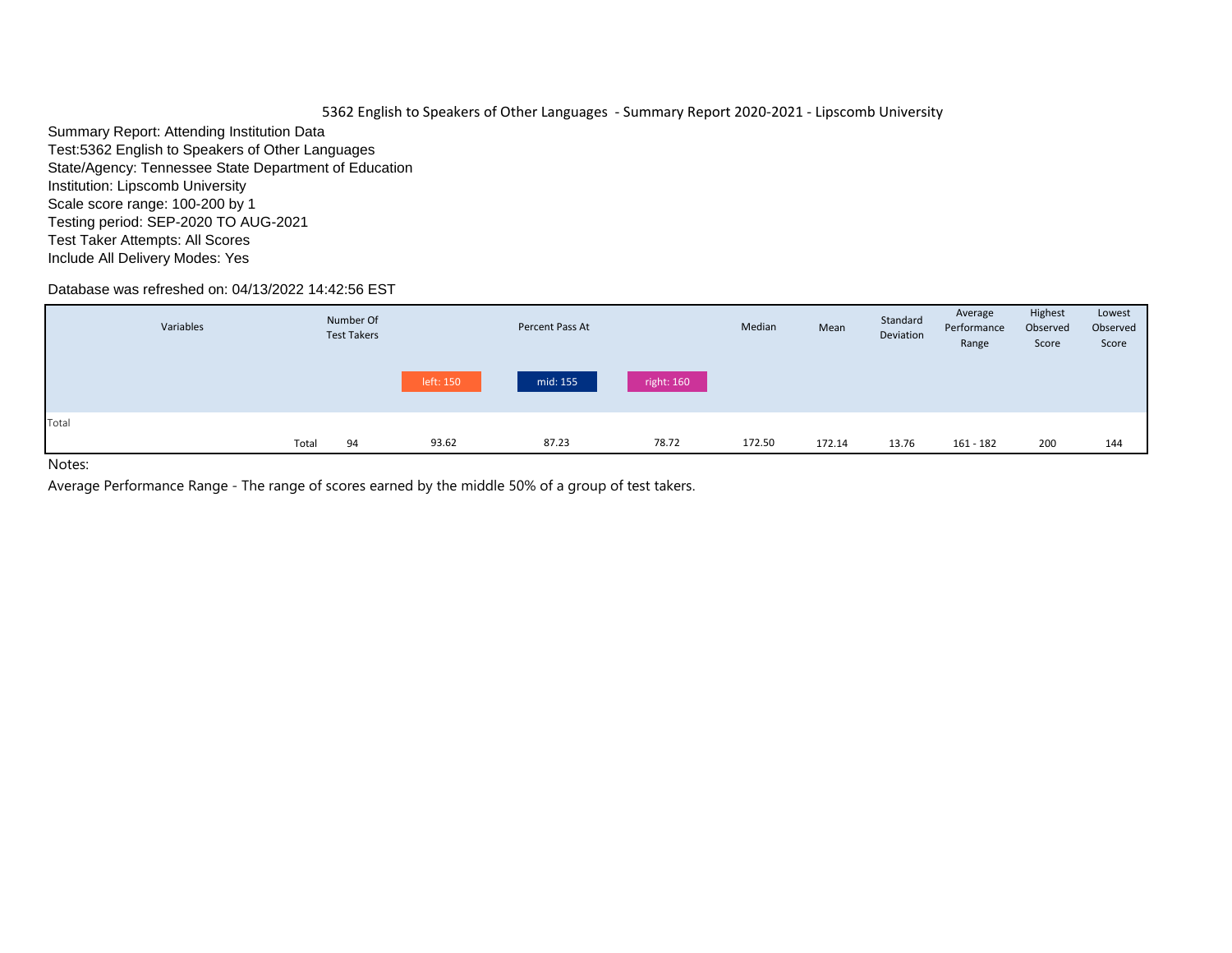5362 English to Speakers of Other Languages - Summary Report 2020-2021 - Lipscomb University

Summary Report: Attending Institution Data
Test:5362 English to Speakers of Other Languages
State/Agency: Tennessee State Department of Education
Institution: Lipscomb University
Scale score range: 100-200 by 1
Testing period: SEP-2020 TO AUG-2021
Test Taker Attempts: All Scores
Include All Delivery Modes: Yes

Database was refreshed on: 04/13/2022 14:42:56 EST

| Variables | | Number Of Test Takers | Percent Pass At | | | Median | Mean | Standard Deviation | Average Performance Range | Highest Observed Score | Lowest Observed Score |
|---|---|---|---|---|---|---|---|---|---|---|---|
| | | | left: 150 | mid: 155 | right: 160 | | | | | | |
| Total | | | | | | | | | | | |
| | Total | 94 | 93.62 | 87.23 | 78.72 | 172.50 | 172.14 | 13.76 | 161 - 182 | 200 | 144 |

Notes:

Average Performance Range - The range of scores earned by the middle 50% of a group of test takers.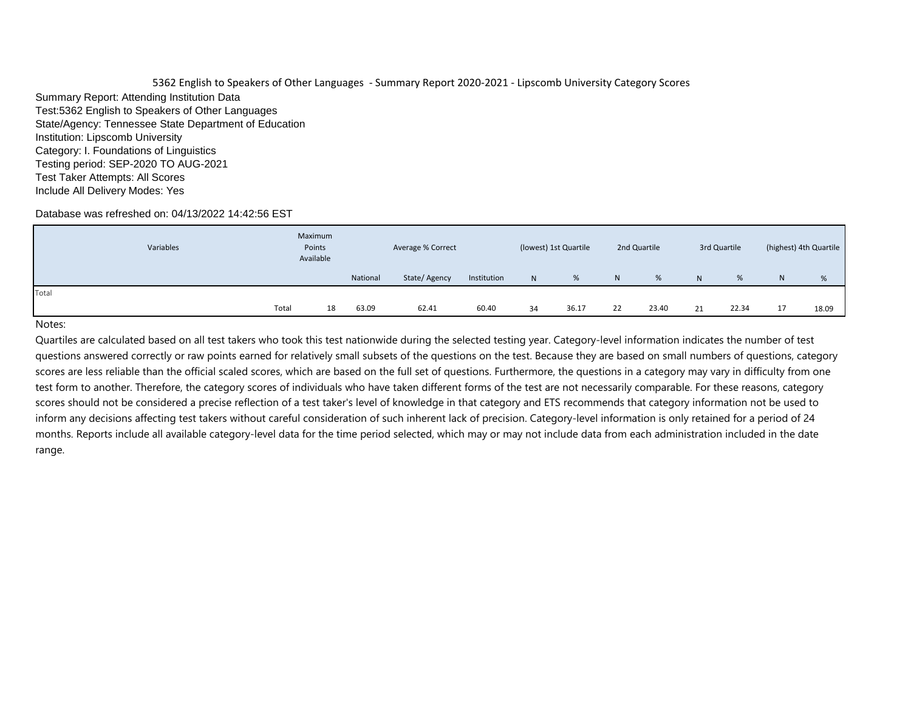5362 English to Speakers of Other Languages - Summary Report 2020-2021 - Lipscomb University Category Scores

Summary Report: Attending Institution Data
Test:5362 English to Speakers of Other Languages
State/Agency: Tennessee State Department of Education
Institution: Lipscomb University
Category: I. Foundations of Linguistics
Testing period: SEP-2020 TO AUG-2021
Test Taker Attempts: All Scores
Include All Delivery Modes: Yes

Database was refreshed on: 04/13/2022 14:42:56 EST

| Variables | | Maximum Points Available | Average % Correct | | | (lowest) 1st Quartile | | 2nd Quartile | | 3rd Quartile | | (highest) 4th Quartile | |
|---|---|---|---|---|---|---|---|---|---|---|---|---|---|
| | | | National | State/ Agency | Institution | N | % | N | % | N | % | N | % |
| Total | | | | | | | | | | | | | |
| | Total | 18 | 63.09 | 62.41 | 60.40 | 34 | 36.17 | 22 | 23.40 | 21 | 22.34 | 17 | 18.09 |

Notes:

Quartiles are calculated based on all test takers who took this test nationwide during the selected testing year. Category-level information indicates the number of test questions answered correctly or raw points earned for relatively small subsets of the questions on the test. Because they are based on small numbers of questions, category scores are less reliable than the official scaled scores, which are based on the full set of questions. Furthermore, the questions in a category may vary in difficulty from one test form to another. Therefore, the category scores of individuals who have taken different forms of the test are not necessarily comparable. For these reasons, category scores should not be considered a precise reflection of a test taker's level of knowledge in that category and ETS recommends that category information not be used to inform any decisions affecting test takers without careful consideration of such inherent lack of precision. Category-level information is only retained for a period of 24 months. Reports include all available category-level data for the time period selected, which may or may not include data from each administration included in the date range.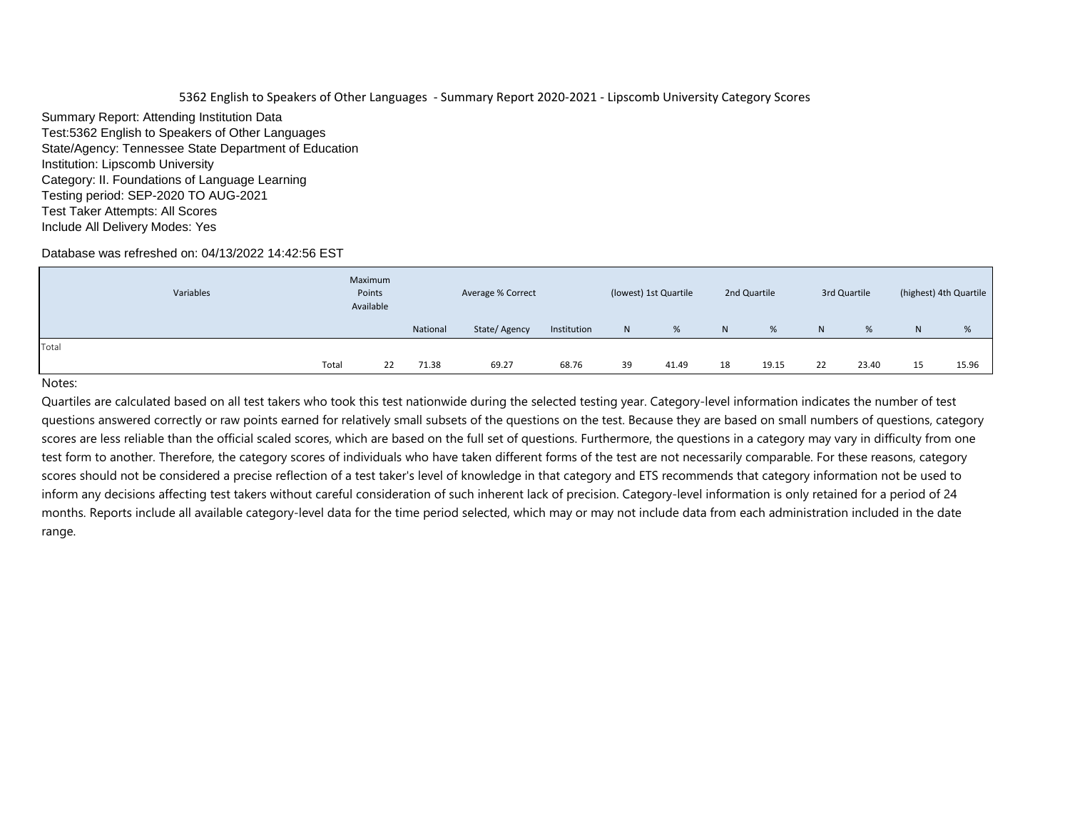5362 English to Speakers of Other Languages - Summary Report 2020-2021 - Lipscomb University Category Scores

Summary Report: Attending Institution Data
Test:5362 English to Speakers of Other Languages
State/Agency: Tennessee State Department of Education
Institution: Lipscomb University
Category: II. Foundations of Language Learning
Testing period: SEP-2020 TO AUG-2021
Test Taker Attempts: All Scores
Include All Delivery Modes: Yes

Database was refreshed on: 04/13/2022 14:42:56 EST

| Variables | | Maximum Points Available | Average % Correct | | | (lowest) 1st Quartile | | 2nd Quartile | | 3rd Quartile | | (highest) 4th Quartile | |
|---|---|---|---|---|---|---|---|---|---|---|---|---|---|
| | | | National | State/ Agency | Institution | N | % | N | % | N | % | N | % |
| Total | | | | | | | | | | | | | |
| | Total | 22 | 71.38 | 69.27 | 68.76 | 39 | 41.49 | 18 | 19.15 | 22 | 23.40 | 15 | 15.96 |

Notes:

Quartiles are calculated based on all test takers who took this test nationwide during the selected testing year. Category-level information indicates the number of test questions answered correctly or raw points earned for relatively small subsets of the questions on the test. Because they are based on small numbers of questions, category scores are less reliable than the official scaled scores, which are based on the full set of questions. Furthermore, the questions in a category may vary in difficulty from one test form to another. Therefore, the category scores of individuals who have taken different forms of the test are not necessarily comparable. For these reasons, category scores should not be considered a precise reflection of a test taker's level of knowledge in that category and ETS recommends that category information not be used to inform any decisions affecting test takers without careful consideration of such inherent lack of precision. Category-level information is only retained for a period of 24 months. Reports include all available category-level data for the time period selected, which may or may not include data from each administration included in the date range.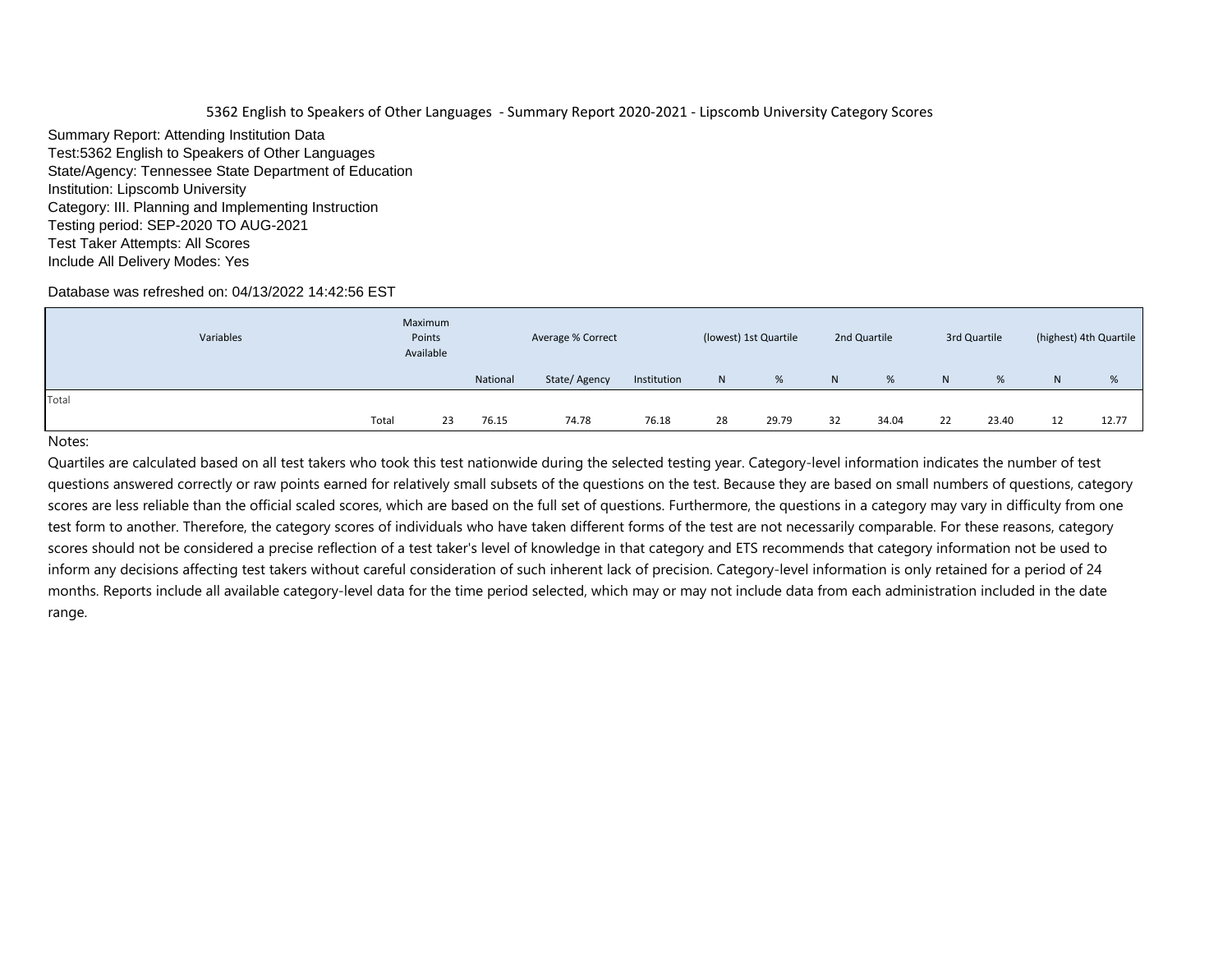5362 English to Speakers of Other Languages - Summary Report 2020-2021 - Lipscomb University Category Scores

Summary Report: Attending Institution Data
Test:5362 English to Speakers of Other Languages
State/Agency: Tennessee State Department of Education
Institution: Lipscomb University
Category: III. Planning and Implementing Instruction
Testing period: SEP-2020 TO AUG-2021
Test Taker Attempts: All Scores
Include All Delivery Modes: Yes

Database was refreshed on: 04/13/2022 14:42:56 EST

| Variables | | Maximum Points Available | Average % Correct | | | (lowest) 1st Quartile | | 2nd Quartile | | 3rd Quartile | | (highest) 4th Quartile | |
|---|---|---|---|---|---|---|---|---|---|---|---|---|---|
| | | | National | State/ Agency | Institution | N | % | N | % | N | % | N | % |
| Total | | | | | | | | | | | | | |
| | Total | 23 | 76.15 | 74.78 | 76.18 | 28 | 29.79 | 32 | 34.04 | 22 | 23.40 | 12 | 12.77 |

Notes:

Quartiles are calculated based on all test takers who took this test nationwide during the selected testing year. Category-level information indicates the number of test questions answered correctly or raw points earned for relatively small subsets of the questions on the test. Because they are based on small numbers of questions, category scores are less reliable than the official scaled scores, which are based on the full set of questions. Furthermore, the questions in a category may vary in difficulty from one test form to another. Therefore, the category scores of individuals who have taken different forms of the test are not necessarily comparable. For these reasons, category scores should not be considered a precise reflection of a test taker's level of knowledge in that category and ETS recommends that category information not be used to inform any decisions affecting test takers without careful consideration of such inherent lack of precision. Category-level information is only retained for a period of 24 months. Reports include all available category-level data for the time period selected, which may or may not include data from each administration included in the date range.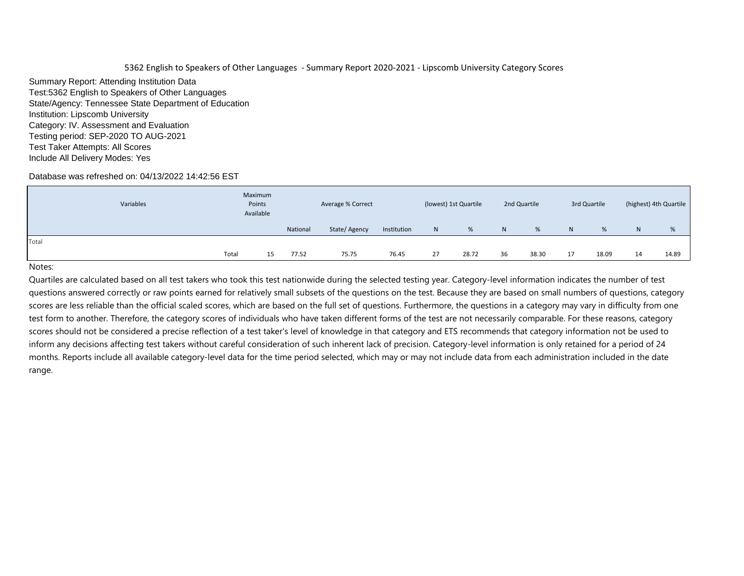5362 English to Speakers of Other Languages - Summary Report 2020-2021 - Lipscomb University Category Scores

Summary Report: Attending Institution Data
Test:5362 English to Speakers of Other Languages
State/Agency: Tennessee State Department of Education
Institution: Lipscomb University
Category: IV. Assessment and Evaluation
Testing period: SEP-2020 TO AUG-2021
Test Taker Attempts: All Scores
Include All Delivery Modes: Yes

Database was refreshed on: 04/13/2022 14:42:56 EST

| Variables | | Maximum Points Available | Average % Correct | | | (lowest) 1st Quartile | | 2nd Quartile | | 3rd Quartile | | (highest) 4th Quartile | |
|---|---|---|---|---|---|---|---|---|---|---|---|---|---|
| | | | National | State/ Agency | Institution | N | % | N | % | N | % | N | % |
| Total | | | | | | | | | | | | | |
| | Total | 15 | 77.52 | 75.75 | 76.45 | 27 | 28.72 | 36 | 38.30 | 17 | 18.09 | 14 | 14.89 |

Notes:

Quartiles are calculated based on all test takers who took this test nationwide during the selected testing year. Category-level information indicates the number of test questions answered correctly or raw points earned for relatively small subsets of the questions on the test. Because they are based on small numbers of questions, category scores are less reliable than the official scaled scores, which are based on the full set of questions. Furthermore, the questions in a category may vary in difficulty from one test form to another. Therefore, the category scores of individuals who have taken different forms of the test are not necessarily comparable. For these reasons, category scores should not be considered a precise reflection of a test taker's level of knowledge in that category and ETS recommends that category information not be used to inform any decisions affecting test takers without careful consideration of such inherent lack of precision. Category-level information is only retained for a period of 24 months. Reports include all available category-level data for the time period selected, which may or may not include data from each administration included in the date range.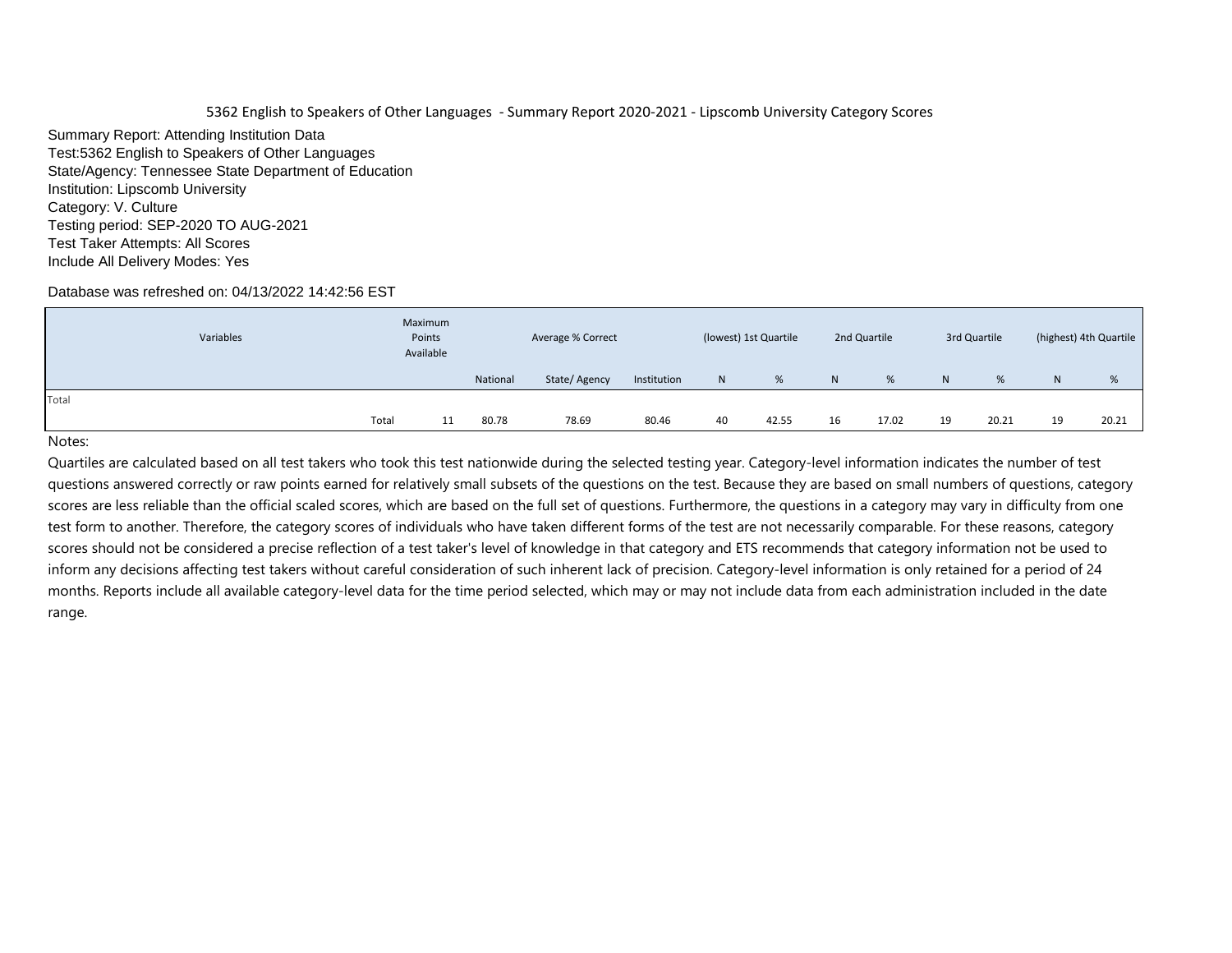5362 English to Speakers of Other Languages - Summary Report 2020-2021 - Lipscomb University Category Scores

Summary Report: Attending Institution Data
Test:5362 English to Speakers of Other Languages
State/Agency: Tennessee State Department of Education
Institution: Lipscomb University
Category: V. Culture
Testing period: SEP-2020 TO AUG-2021
Test Taker Attempts: All Scores
Include All Delivery Modes: Yes

Database was refreshed on: 04/13/2022 14:42:56 EST

| Variables | | Maximum Points Available | Average % Correct | | | (lowest) 1st Quartile | | 2nd Quartile | | 3rd Quartile | | (highest) 4th Quartile | |
|---|---|---|---|---|---|---|---|---|---|---|---|---|---|
| | | | National | State/ Agency | Institution | N | % | N | % | N | % | N | % |
| Total | | | | | | | | | | | | | |
| | Total | 11 | 80.78 | 78.69 | 80.46 | 40 | 42.55 | 16 | 17.02 | 19 | 20.21 | 19 | 20.21 |

Notes:

Quartiles are calculated based on all test takers who took this test nationwide during the selected testing year. Category-level information indicates the number of test questions answered correctly or raw points earned for relatively small subsets of the questions on the test. Because they are based on small numbers of questions, category scores are less reliable than the official scaled scores, which are based on the full set of questions. Furthermore, the questions in a category may vary in difficulty from one test form to another. Therefore, the category scores of individuals who have taken different forms of the test are not necessarily comparable. For these reasons, category scores should not be considered a precise reflection of a test taker's level of knowledge in that category and ETS recommends that category information not be used to inform any decisions affecting test takers without careful consideration of such inherent lack of precision. Category-level information is only retained for a period of 24 months. Reports include all available category-level data for the time period selected, which may or may not include data from each administration included in the date range.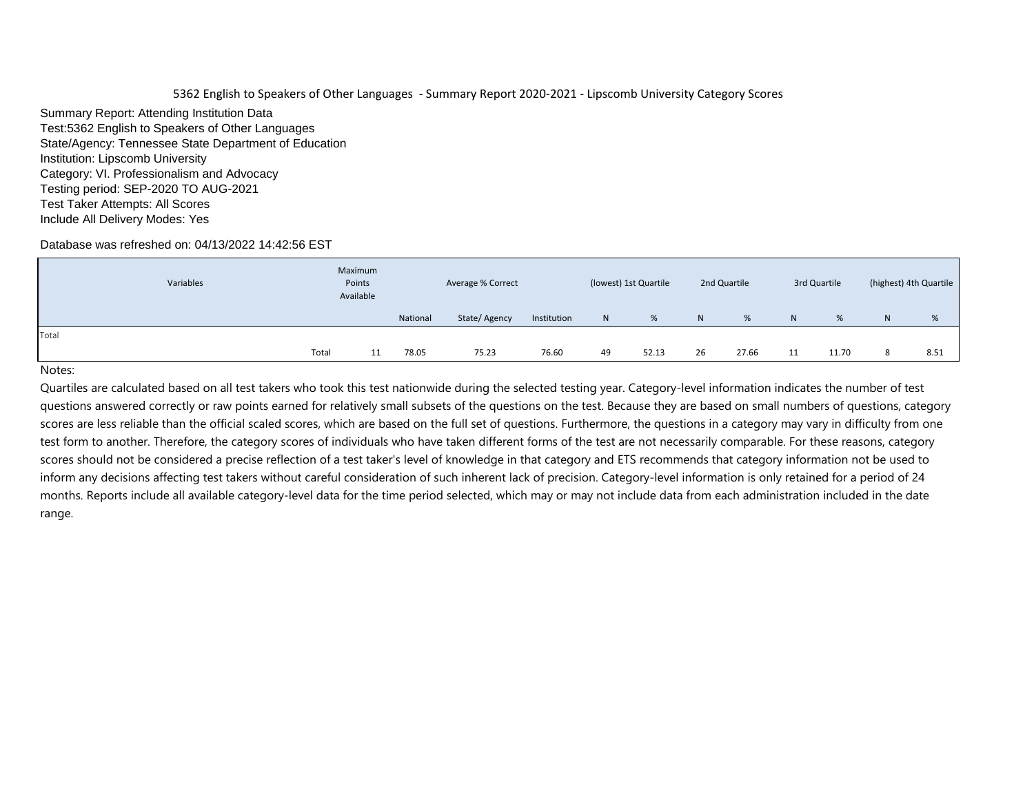5362 English to Speakers of Other Languages - Summary Report 2020-2021 - Lipscomb University Category Scores

Summary Report: Attending Institution Data
Test:5362 English to Speakers of Other Languages
State/Agency: Tennessee State Department of Education
Institution: Lipscomb University
Category: VI. Professionalism and Advocacy
Testing period: SEP-2020 TO AUG-2021
Test Taker Attempts: All Scores
Include All Delivery Modes: Yes

Database was refreshed on: 04/13/2022 14:42:56 EST

| Variables | Maximum Points Available | Average % Correct | | | (lowest) 1st Quartile | | 2nd Quartile | | 3rd Quartile | | (highest) 4th Quartile | |
|---|---|---|---|---|---|---|---|---|---|---|---|---|
| | | National | State/ Agency | Institution | N | % | N | % | N | % | N | % |
| Total | | | | | | | | | | | | |
| Total | 11 | 78.05 | 75.23 | 76.60 | 49 | 52.13 | 26 | 27.66 | 11 | 11.70 | 8 | 8.51 |

Notes:

Quartiles are calculated based on all test takers who took this test nationwide during the selected testing year. Category-level information indicates the number of test questions answered correctly or raw points earned for relatively small subsets of the questions on the test. Because they are based on small numbers of questions, category scores are less reliable than the official scaled scores, which are based on the full set of questions. Furthermore, the questions in a category may vary in difficulty from one test form to another. Therefore, the category scores of individuals who have taken different forms of the test are not necessarily comparable. For these reasons, category scores should not be considered a precise reflection of a test taker's level of knowledge in that category and ETS recommends that category information not be used to inform any decisions affecting test takers without careful consideration of such inherent lack of precision. Category-level information is only retained for a period of 24 months. Reports include all available category-level data for the time period selected, which may or may not include data from each administration included in the date range.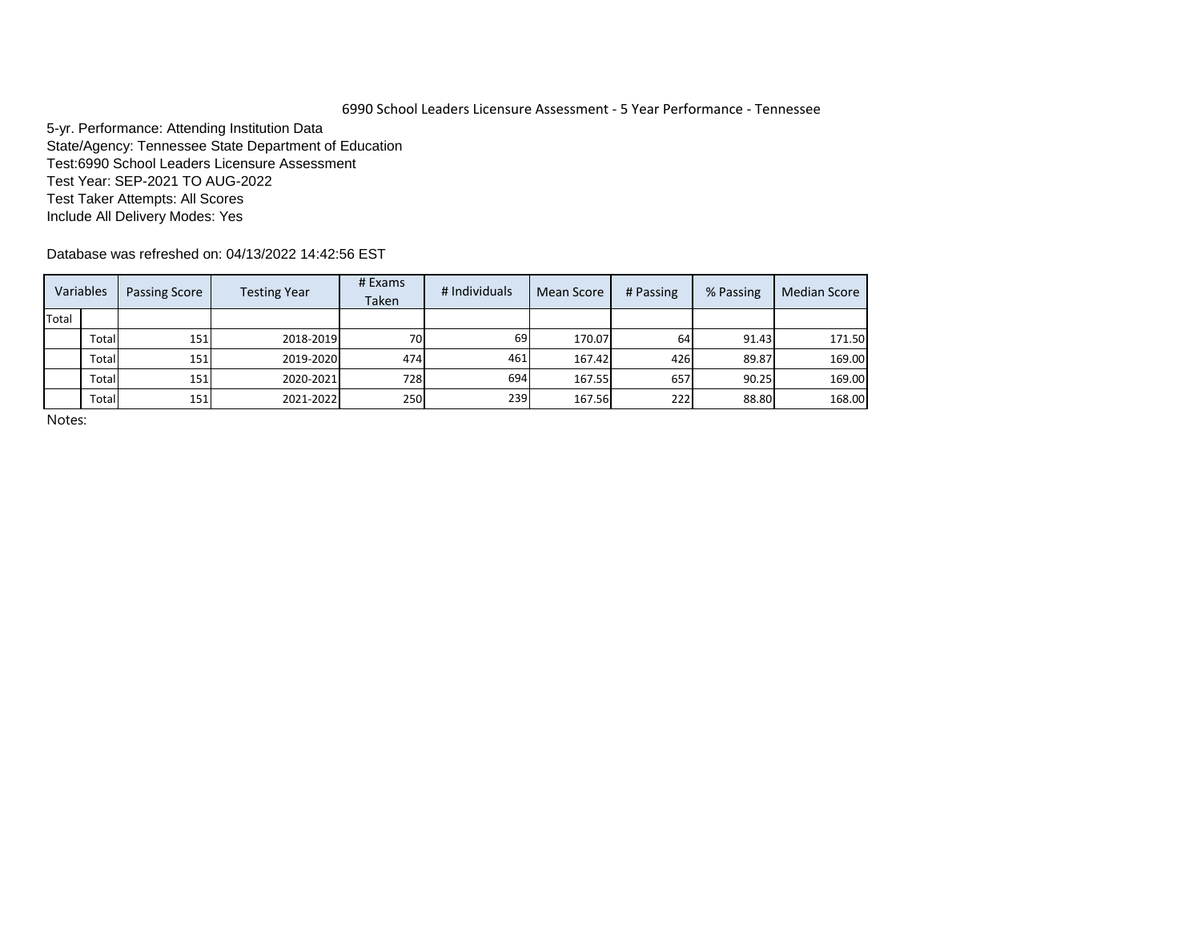# 6990 School Leaders Licensure Assessment - 5 Year Performance - Tennessee

5-yr. Performance: Attending Institution Data
State/Agency: Tennessee State Department of Education
Test:6990 School Leaders Licensure Assessment
Test Year: SEP-2021 TO AUG-2022
Test Taker Attempts: All Scores
Include All Delivery Modes: Yes

Database was refreshed on: 04/13/2022 14:42:56 EST

| Variables | | Passing Score | Testing Year | # Exams Taken | # Individuals | Mean Score | # Passing | % Passing | Median Score |
|---|---|---|---|---|---|---|---|---|---|
| Total | | | | | | | | | |
| | Total | 151 | 2018-2019 | 70 | 69 | 170.07 | 64 | 91.43 | 171.50 |
| | Total | 151 | 2019-2020 | 474 | 461 | 167.42 | 426 | 89.87 | 169.00 |
| | Total | 151 | 2020-2021 | 728 | 694 | 167.55 | 657 | 90.25 | 169.00 |
| | Total | 151 | 2021-2022 | 250 | 239 | 167.56 | 222 | 88.80 | 168.00 |

Notes: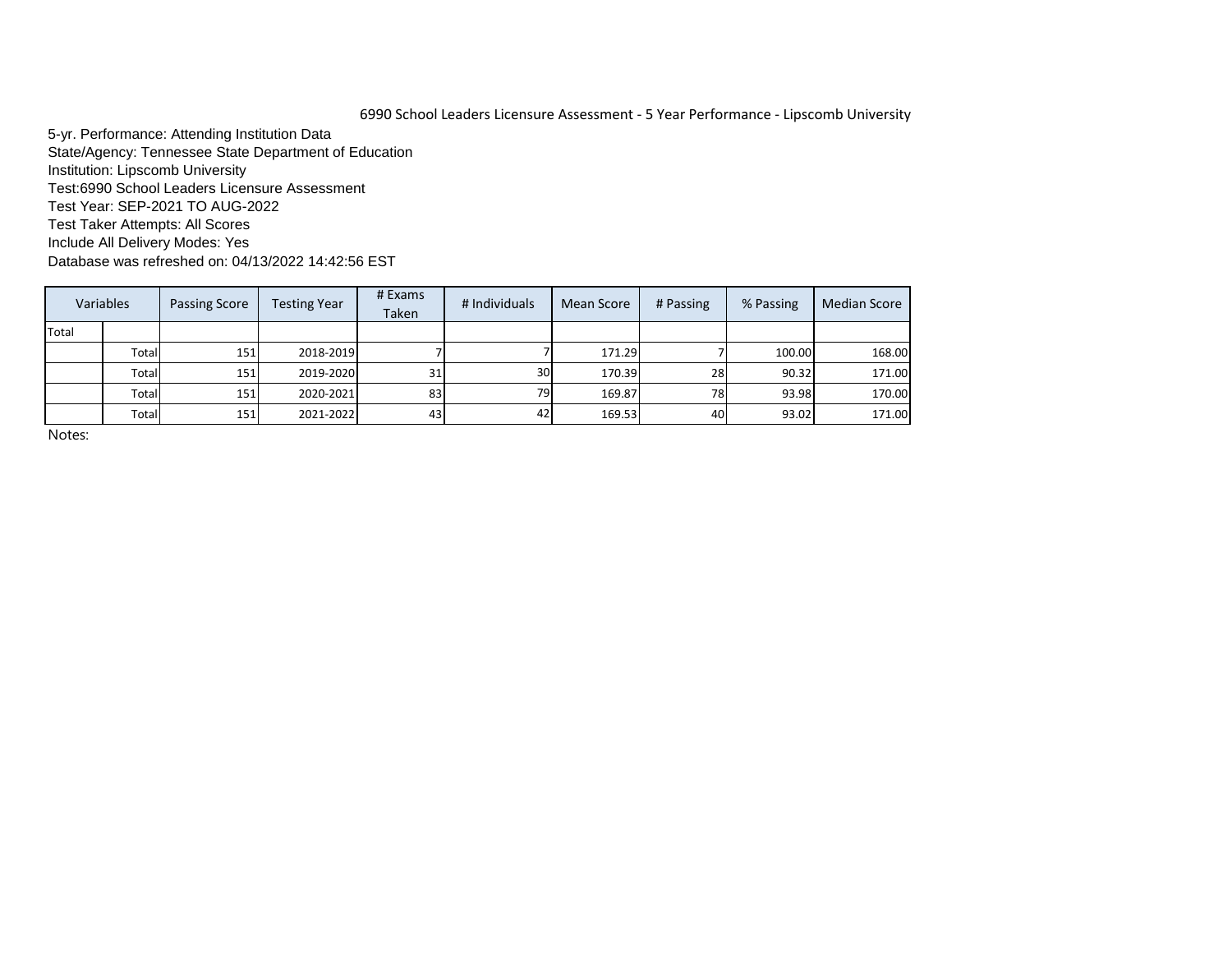6990 School Leaders Licensure Assessment - 5 Year Performance - Lipscomb University

5-yr. Performance: Attending Institution Data
State/Agency: Tennessee State Department of Education
Institution: Lipscomb University
Test:6990 School Leaders Licensure Assessment
Test Year: SEP-2021 TO AUG-2022
Test Taker Attempts: All Scores
Include All Delivery Modes: Yes
Database was refreshed on: 04/13/2022 14:42:56 EST

| Variables | | Passing Score | Testing Year | # Exams Taken | # Individuals | Mean Score | # Passing | % Passing | Median Score |
|---|---|---|---|---|---|---|---|---|---|
| Total | | | | | | | | | |
| | Total | 151 | 2018-2019 | 7 | 7 | 171.29 | 7 | 100.00 | 168.00 |
| | Total | 151 | 2019-2020 | 31 | 30 | 170.39 | 28 | 90.32 | 171.00 |
| | Total | 151 | 2020-2021 | 83 | 79 | 169.87 | 78 | 93.98 | 170.00 |
| | Total | 151 | 2021-2022 | 43 | 42 | 169.53 | 40 | 93.02 | 171.00 |

Notes: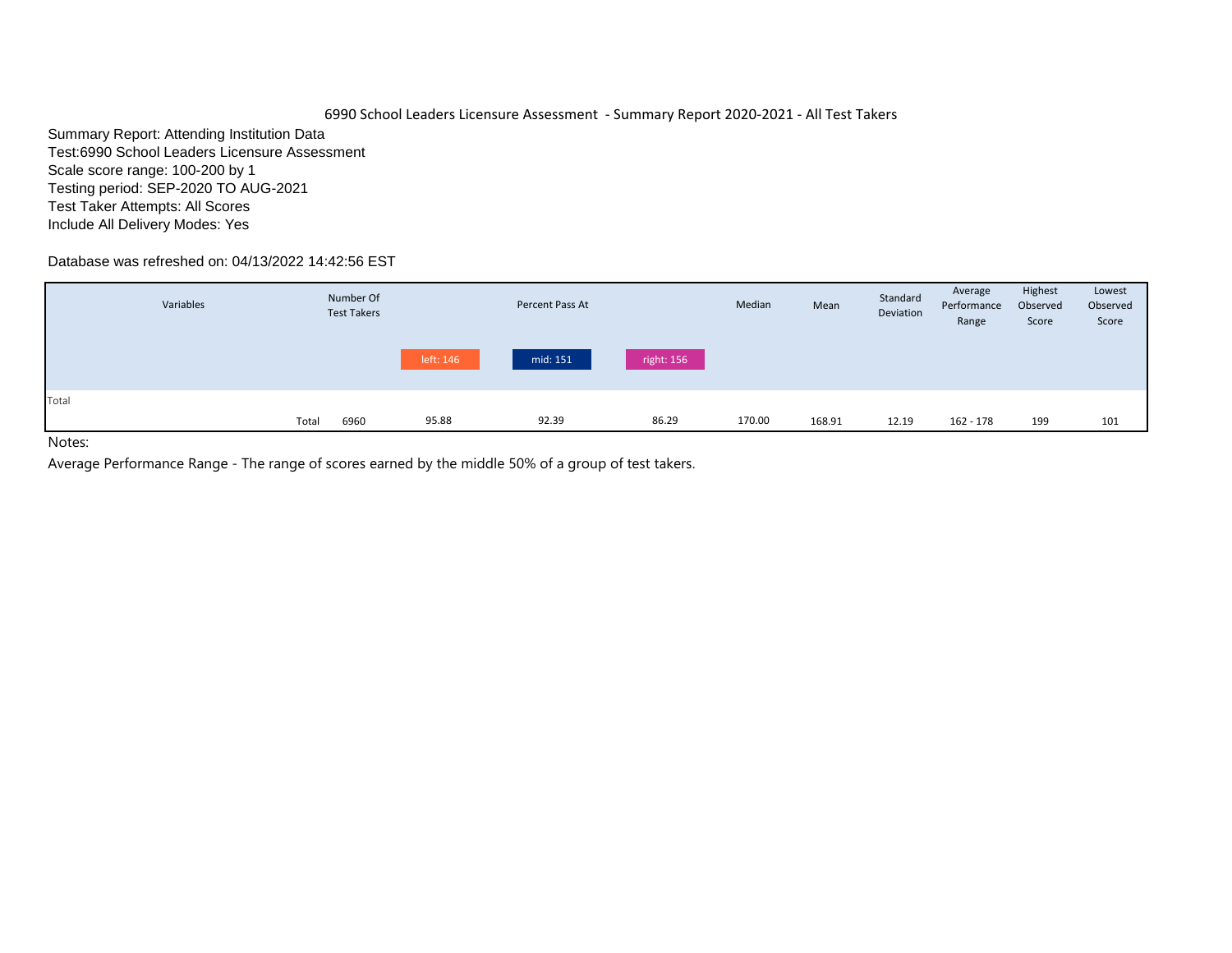6990 School Leaders Licensure Assessment - Summary Report 2020-2021 - All Test Takers

Summary Report: Attending Institution Data
Test:6990 School Leaders Licensure Assessment
Scale score range: 100-200 by 1
Testing period: SEP-2020 TO AUG-2021
Test Taker Attempts: All Scores
Include All Delivery Modes: Yes

Database was refreshed on: 04/13/2022 14:42:56 EST

| Variables | | Number Of Test Takers | Percent Pass At | | | Median | Mean | Standard Deviation | Average Performance Range | Highest Observed Score | Lowest Observed Score |
|---|---|---|---|---|---|---|---|---|---|---|---|
| | | | left: 146 | mid: 151 | right: 156 | | | | | | |
| Total | | | | | | | | | | | |
| | Total | 6960 | 95.88 | 92.39 | 86.29 | 170.00 | 168.91 | 12.19 | 162 - 178 | 199 | 101 |

Notes:

Average Performance Range - The range of scores earned by the middle 50% of a group of test takers.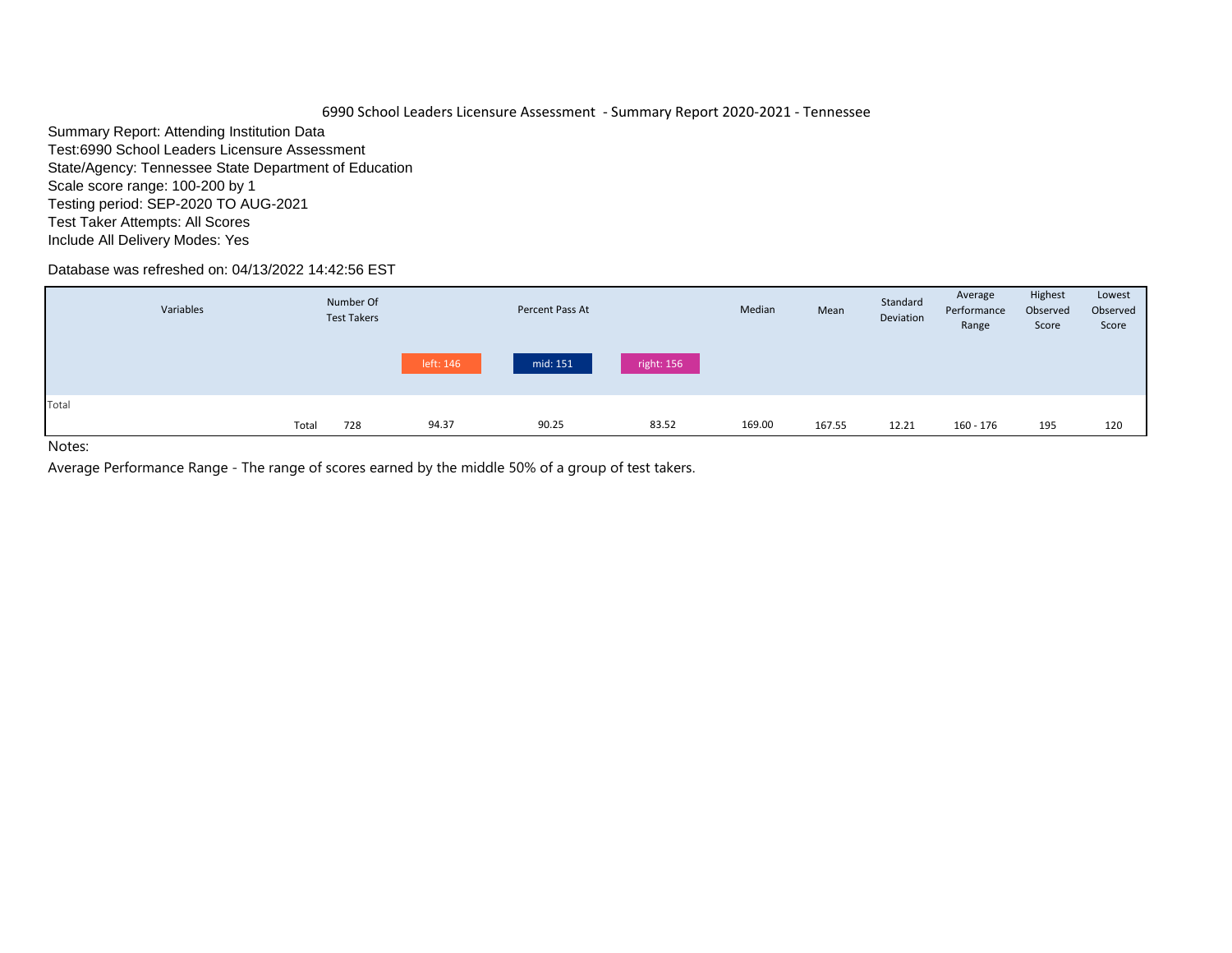# 6990 School Leaders Licensure Assessment - Summary Report 2020-2021 - Tennessee

Summary Report: Attending Institution Data
Test:6990 School Leaders Licensure Assessment
State/Agency: Tennessee State Department of Education
Scale score range: 100-200 by 1
Testing period: SEP-2020 TO AUG-2021
Test Taker Attempts: All Scores
Include All Delivery Modes: Yes

Database was refreshed on: 04/13/2022 14:42:56 EST

| Variables | | Number Of Test Takers | Percent Pass At | | | Median | Mean | Standard Deviation | Average Performance Range | Highest Observed Score | Lowest Observed Score |
|---|---|---|---|---|---|---|---|---|---|---|---|
| | | | left: 146 | mid: 151 | right: 156 | | | | | | |
| Total | | | | | | | | | | | |
| | Total | 728 | 94.37 | 90.25 | 83.52 | 169.00 | 167.55 | 12.21 | 160 - 176 | 195 | 120 |

Notes:

Average Performance Range - The range of scores earned by the middle 50% of a group of test takers.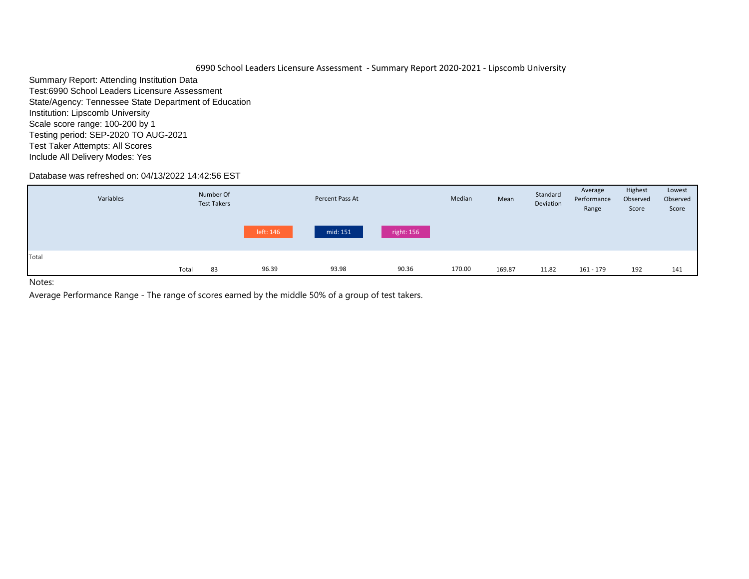6990 School Leaders Licensure Assessment - Summary Report 2020-2021 - Lipscomb University

Summary Report: Attending Institution Data
Test:6990 School Leaders Licensure Assessment
State/Agency: Tennessee State Department of Education
Institution: Lipscomb University
Scale score range: 100-200 by 1
Testing period: SEP-2020 TO AUG-2021
Test Taker Attempts: All Scores
Include All Delivery Modes: Yes

Database was refreshed on: 04/13/2022 14:42:56 EST

| Variables | | Number Of Test Takers | Percent Pass At | | | Median | Mean | Standard Deviation | Average Performance Range | Highest Observed Score | Lowest Observed Score |
|---|---|---|---|---|---|---|---|---|---|---|---|
| | | | left: 146 | mid: 151 | right: 156 | | | | | | |
| Total | | | | | | | | | | | |
| | Total | 83 | 96.39 | 93.98 | 90.36 | 170.00 | 169.87 | 11.82 | 161 - 179 | 192 | 141 |

Notes:

Average Performance Range - The range of scores earned by the middle 50% of a group of test takers.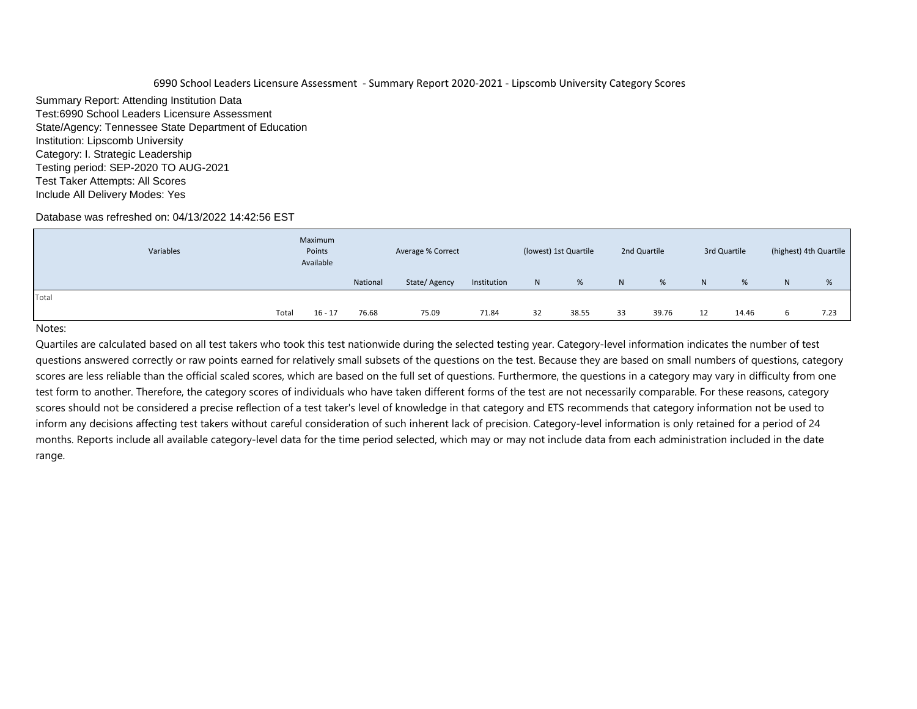6990 School Leaders Licensure Assessment - Summary Report 2020-2021 - Lipscomb University Category Scores

Summary Report: Attending Institution Data
Test:6990 School Leaders Licensure Assessment
State/Agency: Tennessee State Department of Education
Institution: Lipscomb University
Category: I. Strategic Leadership
Testing period: SEP-2020 TO AUG-2021
Test Taker Attempts: All Scores
Include All Delivery Modes: Yes

Database was refreshed on: 04/13/2022 14:42:56 EST

| Variables | | Maximum Points Available | Average % Correct | | | (lowest) 1st Quartile | | 2nd Quartile | | 3rd Quartile | | (highest) 4th Quartile | |
|---|---|---|---|---|---|---|---|---|---|---|---|---|---|
| | | | National | State/ Agency | Institution | N | % | N | % | N | % | N | % |
| Total | | | | | | | | | | | | | |
| | Total | 16 - 17 | 76.68 | 75.09 | 71.84 | 32 | 38.55 | 33 | 39.76 | 12 | 14.46 | 6 | 7.23 |

Notes:

Quartiles are calculated based on all test takers who took this test nationwide during the selected testing year. Category-level information indicates the number of test questions answered correctly or raw points earned for relatively small subsets of the questions on the test. Because they are based on small numbers of questions, category scores are less reliable than the official scaled scores, which are based on the full set of questions. Furthermore, the questions in a category may vary in difficulty from one test form to another. Therefore, the category scores of individuals who have taken different forms of the test are not necessarily comparable. For these reasons, category scores should not be considered a precise reflection of a test taker's level of knowledge in that category and ETS recommends that category information not be used to inform any decisions affecting test takers without careful consideration of such inherent lack of precision. Category-level information is only retained for a period of 24 months. Reports include all available category-level data for the time period selected, which may or may not include data from each administration included in the date range.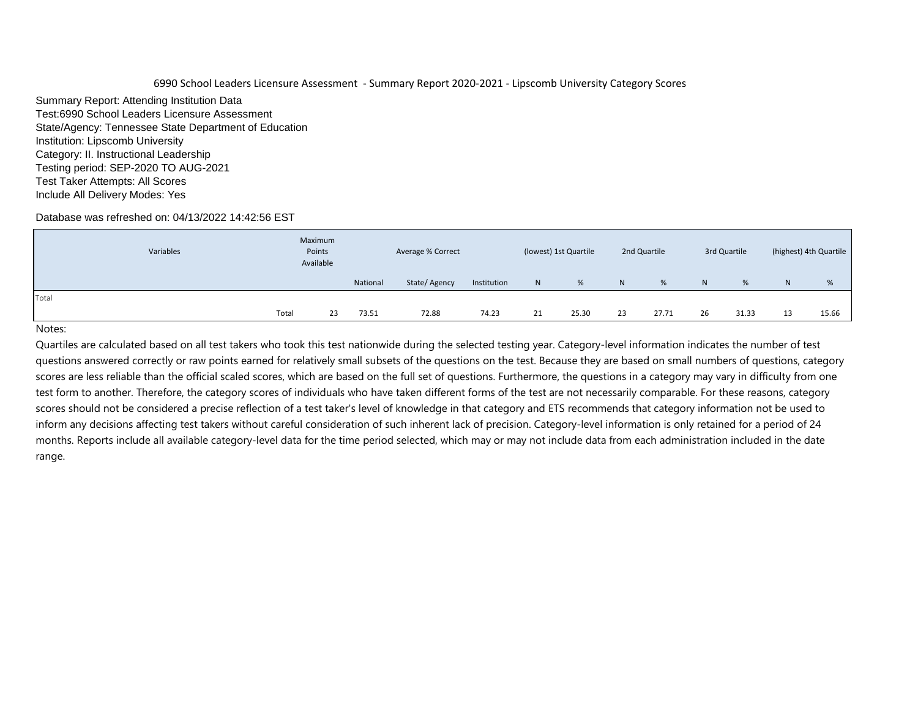6990 School Leaders Licensure Assessment - Summary Report 2020-2021 - Lipscomb University Category Scores

Summary Report: Attending Institution Data
Test:6990 School Leaders Licensure Assessment
State/Agency: Tennessee State Department of Education
Institution: Lipscomb University
Category: II. Instructional Leadership
Testing period: SEP-2020 TO AUG-2021
Test Taker Attempts: All Scores
Include All Delivery Modes: Yes

Database was refreshed on: 04/13/2022 14:42:56 EST

| Variables | | Maximum Points Available | Average % Correct | | | (lowest) 1st Quartile | | 2nd Quartile | | 3rd Quartile | | (highest) 4th Quartile | |
|---|---|---|---|---|---|---|---|---|---|---|---|---|---|
| | | | National | State/ Agency | Institution | N | % | N | % | N | % | N | % |
| Total | | | | | | | | | | | | | |
| | Total | 23 | 73.51 | 72.88 | 74.23 | 21 | 25.30 | 23 | 27.71 | 26 | 31.33 | 13 | 15.66 |

Notes:

Quartiles are calculated based on all test takers who took this test nationwide during the selected testing year. Category-level information indicates the number of test questions answered correctly or raw points earned for relatively small subsets of the questions on the test. Because they are based on small numbers of questions, category scores are less reliable than the official scaled scores, which are based on the full set of questions. Furthermore, the questions in a category may vary in difficulty from one test form to another. Therefore, the category scores of individuals who have taken different forms of the test are not necessarily comparable. For these reasons, category scores should not be considered a precise reflection of a test taker's level of knowledge in that category and ETS recommends that category information not be used to inform any decisions affecting test takers without careful consideration of such inherent lack of precision. Category-level information is only retained for a period of 24 months. Reports include all available category-level data for the time period selected, which may or may not include data from each administration included in the date range.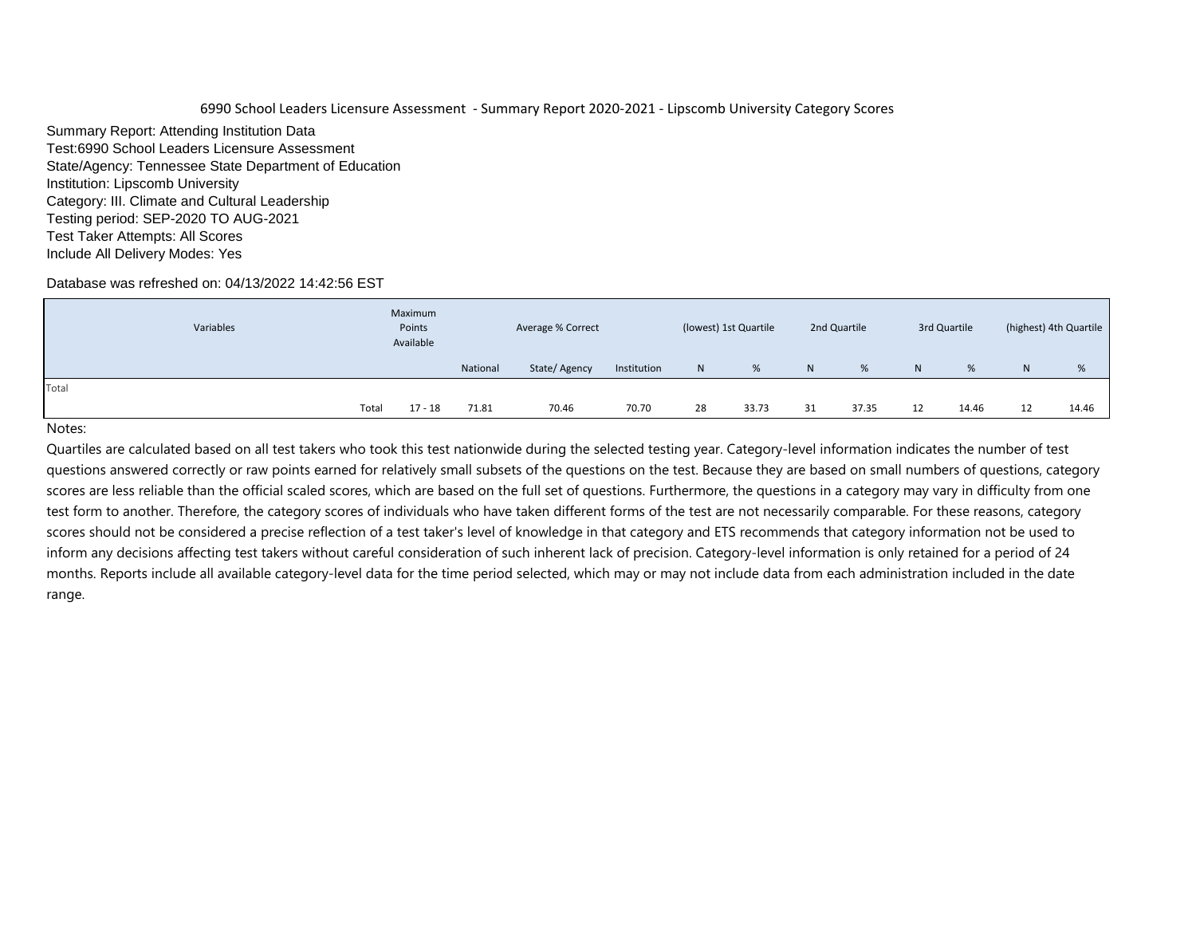6990 School Leaders Licensure Assessment - Summary Report 2020-2021 - Lipscomb University Category Scores

Summary Report: Attending Institution Data
Test:6990 School Leaders Licensure Assessment
State/Agency: Tennessee State Department of Education
Institution: Lipscomb University
Category: III. Climate and Cultural Leadership
Testing period: SEP-2020 TO AUG-2021
Test Taker Attempts: All Scores
Include All Delivery Modes: Yes

Database was refreshed on: 04/13/2022 14:42:56 EST

| Variables | | Maximum Points Available | Average % Correct | | | (lowest) 1st Quartile | | 2nd Quartile | | 3rd Quartile | | (highest) 4th Quartile | |
|---|---|---|---|---|---|---|---|---|---|---|---|---|---|
| | | | National | State/ Agency | Institution | N | % | N | % | N | % | N | % |
| Total | | | | | | | | | | | | | |
| | Total | 17 - 18 | 71.81 | 70.46 | 70.70 | 28 | 33.73 | 31 | 37.35 | 12 | 14.46 | 12 | 14.46 |

Notes:

Quartiles are calculated based on all test takers who took this test nationwide during the selected testing year. Category-level information indicates the number of test questions answered correctly or raw points earned for relatively small subsets of the questions on the test. Because they are based on small numbers of questions, category scores are less reliable than the official scaled scores, which are based on the full set of questions. Furthermore, the questions in a category may vary in difficulty from one test form to another. Therefore, the category scores of individuals who have taken different forms of the test are not necessarily comparable. For these reasons, category scores should not be considered a precise reflection of a test taker's level of knowledge in that category and ETS recommends that category information not be used to inform any decisions affecting test takers without careful consideration of such inherent lack of precision. Category-level information is only retained for a period of 24 months. Reports include all available category-level data for the time period selected, which may or may not include data from each administration included in the date range.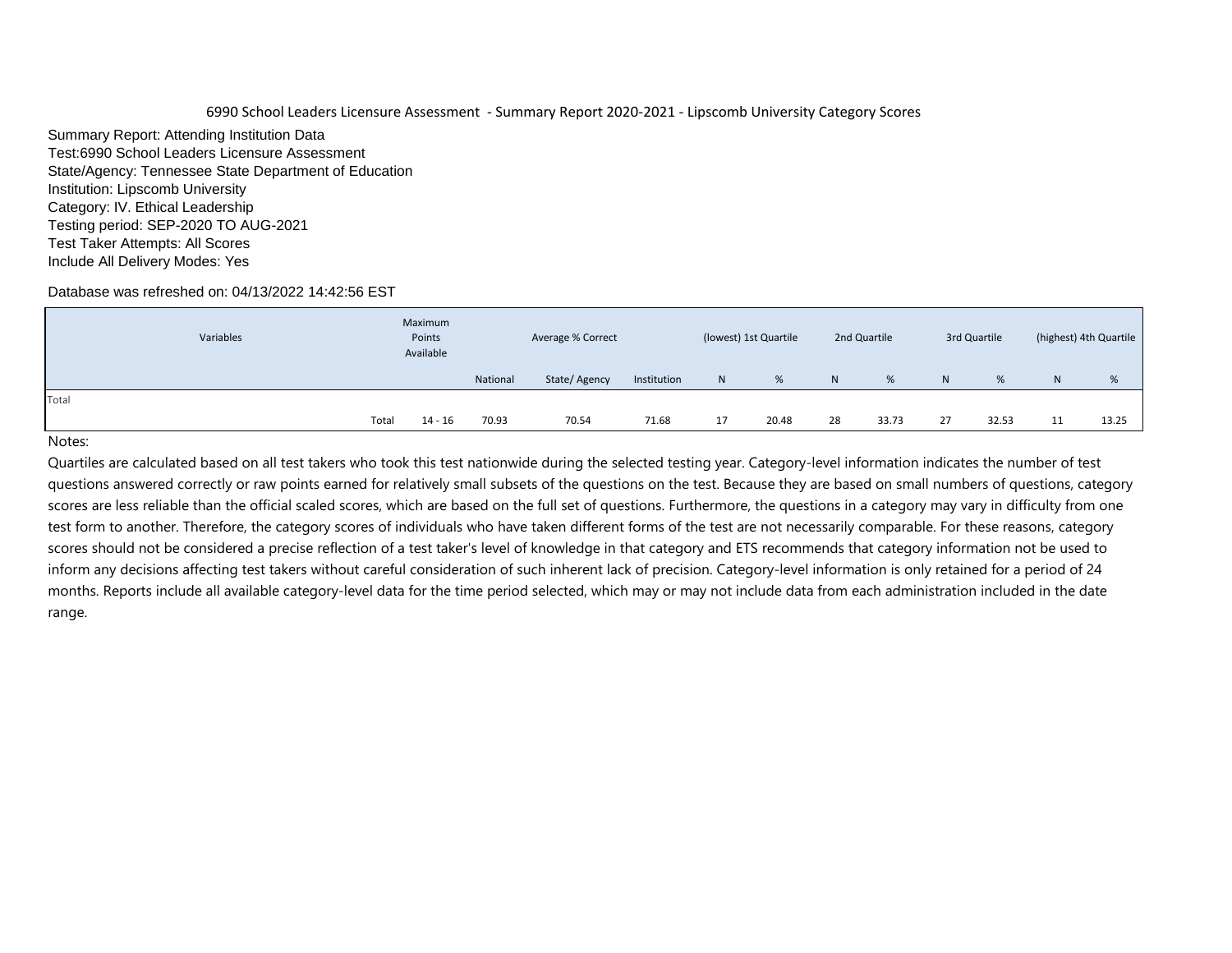6990 School Leaders Licensure Assessment - Summary Report 2020-2021 - Lipscomb University Category Scores

Summary Report: Attending Institution Data
Test:6990 School Leaders Licensure Assessment
State/Agency: Tennessee State Department of Education
Institution: Lipscomb University
Category: IV. Ethical Leadership
Testing period: SEP-2020 TO AUG-2021
Test Taker Attempts: All Scores
Include All Delivery Modes: Yes

Database was refreshed on: 04/13/2022 14:42:56 EST

| Variables | | Maximum Points Available | Average % Correct | | | (lowest) 1st Quartile | | 2nd Quartile | | 3rd Quartile | | (highest) 4th Quartile | |
|---|---|---|---|---|---|---|---|---|---|---|---|---|---|
| | | | National | State/ Agency | Institution | N | % | N | % | N | % | N | % |
| Total | | | | | | | | | | | | | |
| | Total | 14 - 16 | 70.93 | 70.54 | 71.68 | 17 | 20.48 | 28 | 33.73 | 27 | 32.53 | 11 | 13.25 |

Notes:

Quartiles are calculated based on all test takers who took this test nationwide during the selected testing year. Category-level information indicates the number of test questions answered correctly or raw points earned for relatively small subsets of the questions on the test. Because they are based on small numbers of questions, category scores are less reliable than the official scaled scores, which are based on the full set of questions. Furthermore, the questions in a category may vary in difficulty from one test form to another. Therefore, the category scores of individuals who have taken different forms of the test are not necessarily comparable. For these reasons, category scores should not be considered a precise reflection of a test taker's level of knowledge in that category and ETS recommends that category information not be used to inform any decisions affecting test takers without careful consideration of such inherent lack of precision. Category-level information is only retained for a period of 24 months. Reports include all available category-level data for the time period selected, which may or may not include data from each administration included in the date range.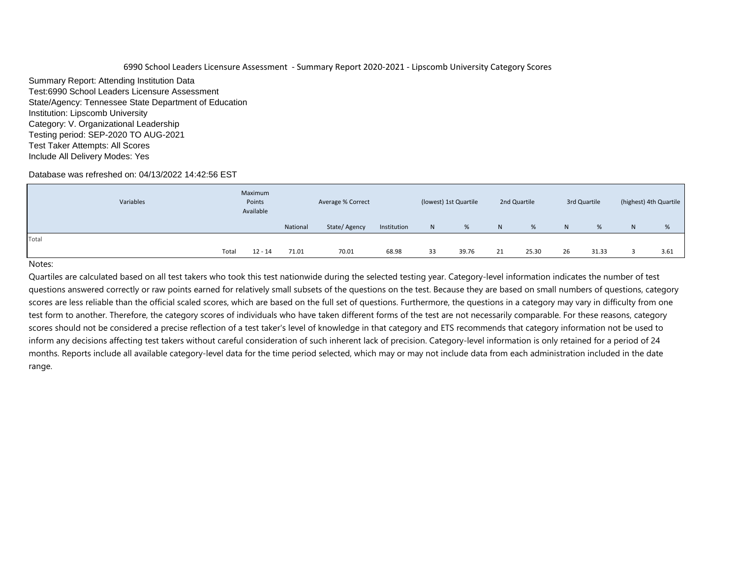6990 School Leaders Licensure Assessment - Summary Report 2020-2021 - Lipscomb University Category Scores

Summary Report: Attending Institution Data
Test:6990 School Leaders Licensure Assessment
State/Agency: Tennessee State Department of Education
Institution: Lipscomb University
Category: V. Organizational Leadership
Testing period: SEP-2020 TO AUG-2021
Test Taker Attempts: All Scores
Include All Delivery Modes: Yes

Database was refreshed on: 04/13/2022 14:42:56 EST

| Variables | | Maximum Points Available | Average % Correct | | | (lowest) 1st Quartile | | 2nd Quartile | | 3rd Quartile | | (highest) 4th Quartile | |
|---|---|---|---|---|---|---|---|---|---|---|---|---|---|
| | | | National | State/ Agency | Institution | N | % | N | % | N | % | N | % |
| Total | | | | | | | | | | | | | |
| | Total | 12 - 14 | 71.01 | 70.01 | 68.98 | 33 | 39.76 | 21 | 25.30 | 26 | 31.33 | 3 | 3.61 |

Notes:

Quartiles are calculated based on all test takers who took this test nationwide during the selected testing year. Category-level information indicates the number of test questions answered correctly or raw points earned for relatively small subsets of the questions on the test. Because they are based on small numbers of questions, category scores are less reliable than the official scaled scores, which are based on the full set of questions. Furthermore, the questions in a category may vary in difficulty from one test form to another. Therefore, the category scores of individuals who have taken different forms of the test are not necessarily comparable. For these reasons, category scores should not be considered a precise reflection of a test taker's level of knowledge in that category and ETS recommends that category information not be used to inform any decisions affecting test takers without careful consideration of such inherent lack of precision. Category-level information is only retained for a period of 24 months. Reports include all available category-level data for the time period selected, which may or may not include data from each administration included in the date range.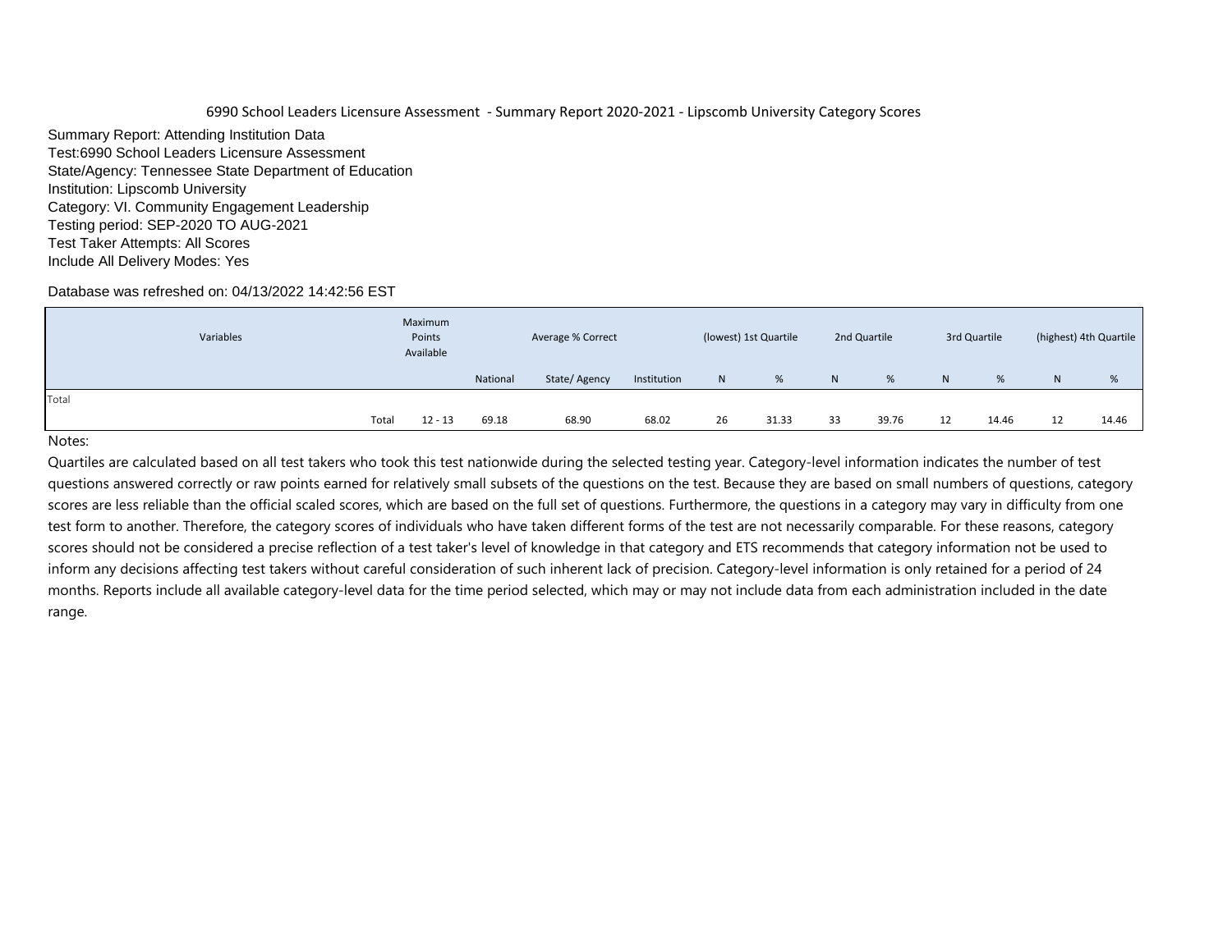6990 School Leaders Licensure Assessment - Summary Report 2020-2021 - Lipscomb University Category Scores

Summary Report: Attending Institution Data
Test:6990 School Leaders Licensure Assessment
State/Agency: Tennessee State Department of Education
Institution: Lipscomb University
Category: VI. Community Engagement Leadership
Testing period: SEP-2020 TO AUG-2021
Test Taker Attempts: All Scores
Include All Delivery Modes: Yes

Database was refreshed on: 04/13/2022 14:42:56 EST

| Variables | | Maximum Points Available | Average % Correct | | | (lowest) 1st Quartile | | 2nd Quartile | | 3rd Quartile | | (highest) 4th Quartile | |
|---|---|---|---|---|---|---|---|---|---|---|---|---|---|
| | | | National | State/ Agency | Institution | N | % | N | % | N | % | N | % |
| Total | | | | | | | | | | | | | |
| | Total | 12 - 13 | 69.18 | 68.90 | 68.02 | 26 | 31.33 | 33 | 39.76 | 12 | 14.46 | 12 | 14.46 |

Notes:

Quartiles are calculated based on all test takers who took this test nationwide during the selected testing year. Category-level information indicates the number of test questions answered correctly or raw points earned for relatively small subsets of the questions on the test. Because they are based on small numbers of questions, category scores are less reliable than the official scaled scores, which are based on the full set of questions. Furthermore, the questions in a category may vary in difficulty from one test form to another. Therefore, the category scores of individuals who have taken different forms of the test are not necessarily comparable. For these reasons, category scores should not be considered a precise reflection of a test taker's level of knowledge in that category and ETS recommends that category information not be used to inform any decisions affecting test takers without careful consideration of such inherent lack of precision. Category-level information is only retained for a period of 24 months. Reports include all available category-level data for the time period selected, which may or may not include data from each administration included in the date range.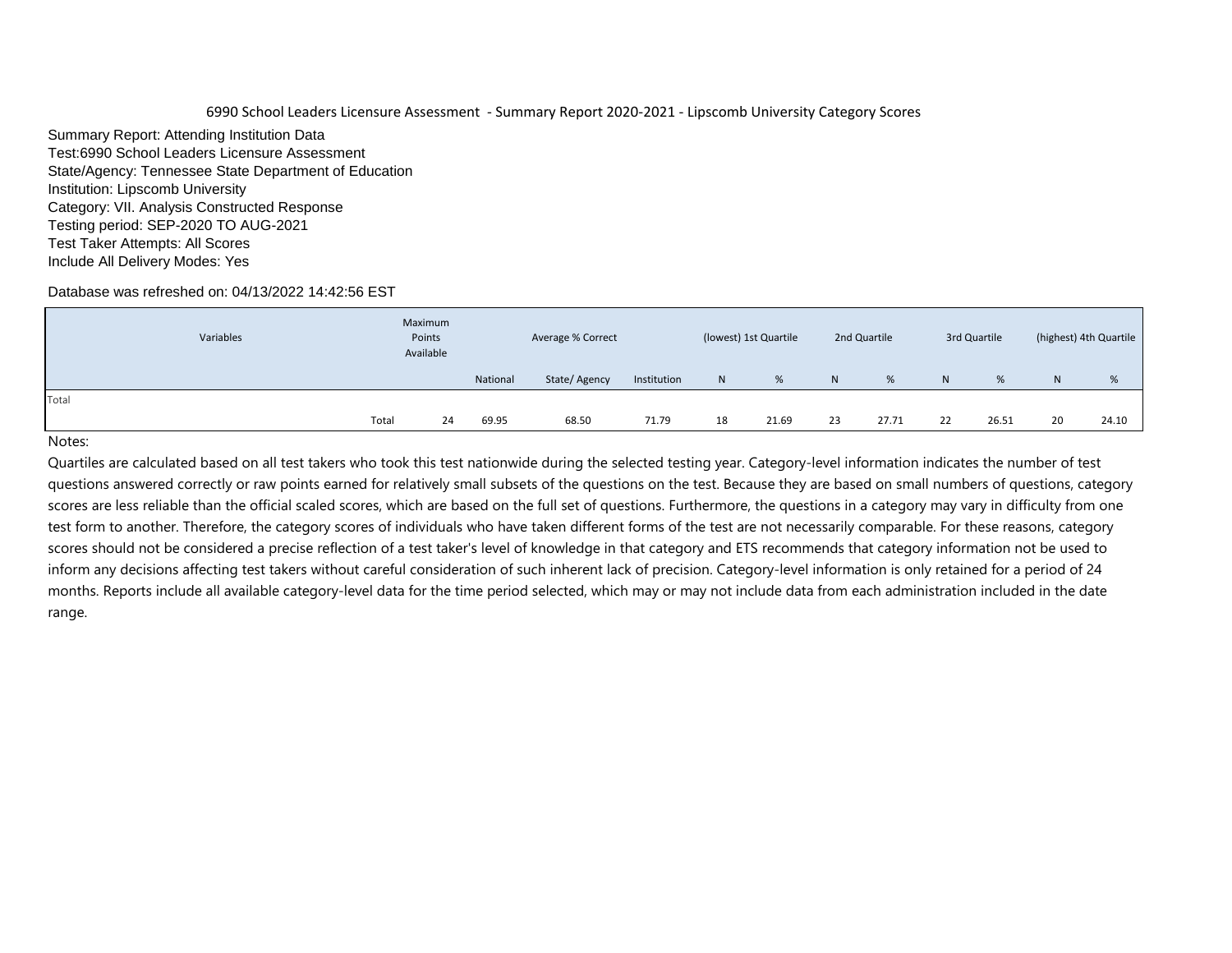6990 School Leaders Licensure Assessment - Summary Report 2020-2021 - Lipscomb University Category Scores

Summary Report: Attending Institution Data
Test:6990 School Leaders Licensure Assessment
State/Agency: Tennessee State Department of Education
Institution: Lipscomb University
Category: VII. Analysis Constructed Response
Testing period: SEP-2020 TO AUG-2021
Test Taker Attempts: All Scores
Include All Delivery Modes: Yes

Database was refreshed on: 04/13/2022 14:42:56 EST

| Variables | | Maximum Points Available | Average % Correct | | | (lowest) 1st Quartile | | 2nd Quartile | | 3rd Quartile | | (highest) 4th Quartile | |
|---|---|---|---|---|---|---|---|---|---|---|---|---|---|
| | | | National | State/ Agency | Institution | N | % | N | % | N | % | N | % |
| Total | | | | | | | | | | | | | |
| | Total | 24 | 69.95 | 68.50 | 71.79 | 18 | 21.69 | 23 | 27.71 | 22 | 26.51 | 20 | 24.10 |

Notes:

Quartiles are calculated based on all test takers who took this test nationwide during the selected testing year. Category-level information indicates the number of test questions answered correctly or raw points earned for relatively small subsets of the questions on the test. Because they are based on small numbers of questions, category scores are less reliable than the official scaled scores, which are based on the full set of questions. Furthermore, the questions in a category may vary in difficulty from one test form to another. Therefore, the category scores of individuals who have taken different forms of the test are not necessarily comparable. For these reasons, category scores should not be considered a precise reflection of a test taker's level of knowledge in that category and ETS recommends that category information not be used to inform any decisions affecting test takers without careful consideration of such inherent lack of precision. Category-level information is only retained for a period of 24 months. Reports include all available category-level data for the time period selected, which may or may not include data from each administration included in the date range.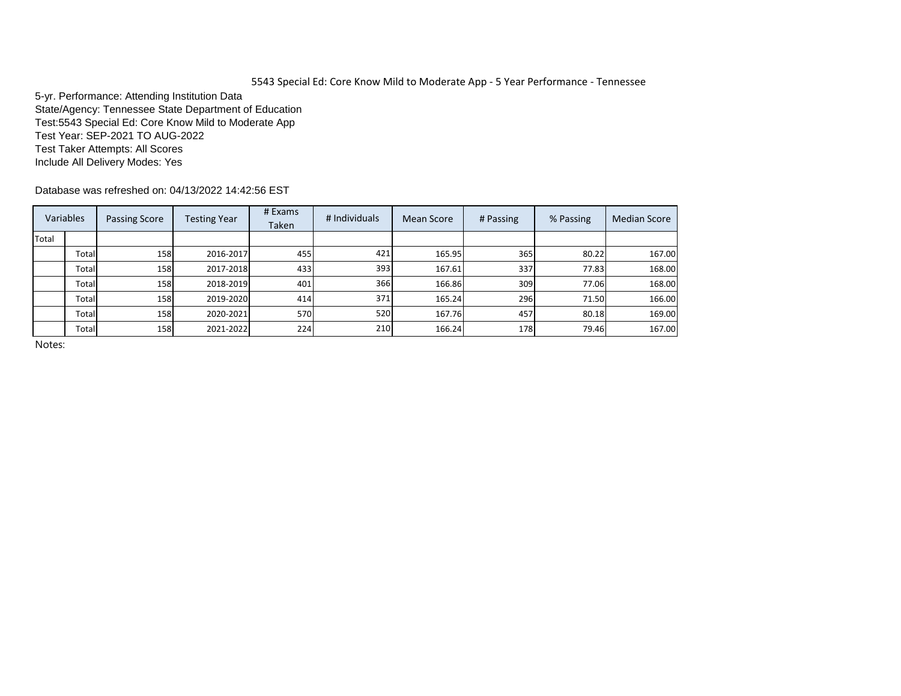5543 Special Ed: Core Know Mild to Moderate App - 5 Year Performance - Tennessee

5-yr. Performance: Attending Institution Data
State/Agency: Tennessee State Department of Education
Test:5543 Special Ed: Core Know Mild to Moderate App
Test Year: SEP-2021 TO AUG-2022
Test Taker Attempts: All Scores
Include All Delivery Modes: Yes

Database was refreshed on: 04/13/2022 14:42:56 EST

| Variables | | Passing Score | Testing Year | # Exams Taken | # Individuals | Mean Score | # Passing | % Passing | Median Score |
|---|---|---|---|---|---|---|---|---|---|
| Total | | | | | | | | | |
| | Total | 158 | 2016-2017 | 455 | 421 | 165.95 | 365 | 80.22 | 167.00 |
| | Total | 158 | 2017-2018 | 433 | 393 | 167.61 | 337 | 77.83 | 168.00 |
| | Total | 158 | 2018-2019 | 401 | 366 | 166.86 | 309 | 77.06 | 168.00 |
| | Total | 158 | 2019-2020 | 414 | 371 | 165.24 | 296 | 71.50 | 166.00 |
| | Total | 158 | 2020-2021 | 570 | 520 | 167.76 | 457 | 80.18 | 169.00 |
| | Total | 158 | 2021-2022 | 224 | 210 | 166.24 | 178 | 79.46 | 167.00 |

Notes: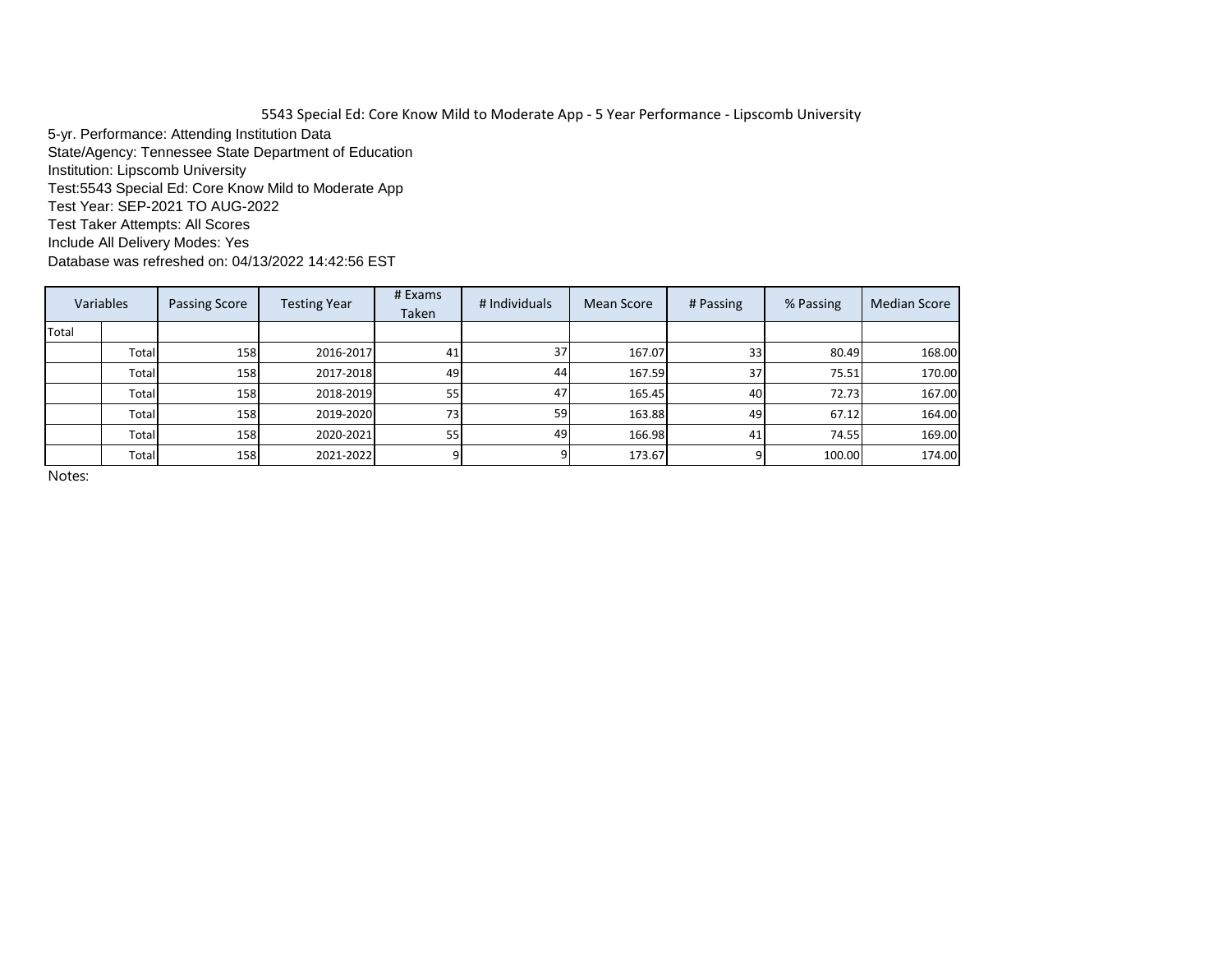# 5543 Special Ed: Core Know Mild to Moderate App - 5 Year Performance - Lipscomb University

5-yr. Performance: Attending Institution Data
State/Agency: Tennessee State Department of Education
Institution: Lipscomb University
Test:5543 Special Ed: Core Know Mild to Moderate App
Test Year: SEP-2021 TO AUG-2022
Test Taker Attempts: All Scores
Include All Delivery Modes: Yes
Database was refreshed on: 04/13/2022 14:42:56 EST

| Variables | | Passing Score | Testing Year | # Exams Taken | # Individuals | Mean Score | # Passing | % Passing | Median Score |
|---|---|---|---|---|---|---|---|---|---|
| Total | | | | | | | | | |
| | Total | 158 | 2016-2017 | 41 | 37 | 167.07 | 33 | 80.49 | 168.00 |
| | Total | 158 | 2017-2018 | 49 | 44 | 167.59 | 37 | 75.51 | 170.00 |
| | Total | 158 | 2018-2019 | 55 | 47 | 165.45 | 40 | 72.73 | 167.00 |
| | Total | 158 | 2019-2020 | 73 | 59 | 163.88 | 49 | 67.12 | 164.00 |
| | Total | 158 | 2020-2021 | 55 | 49 | 166.98 | 41 | 74.55 | 169.00 |
| | Total | 158 | 2021-2022 | 9 | 9 | 173.67 | 9 | 100.00 | 174.00 |

Notes: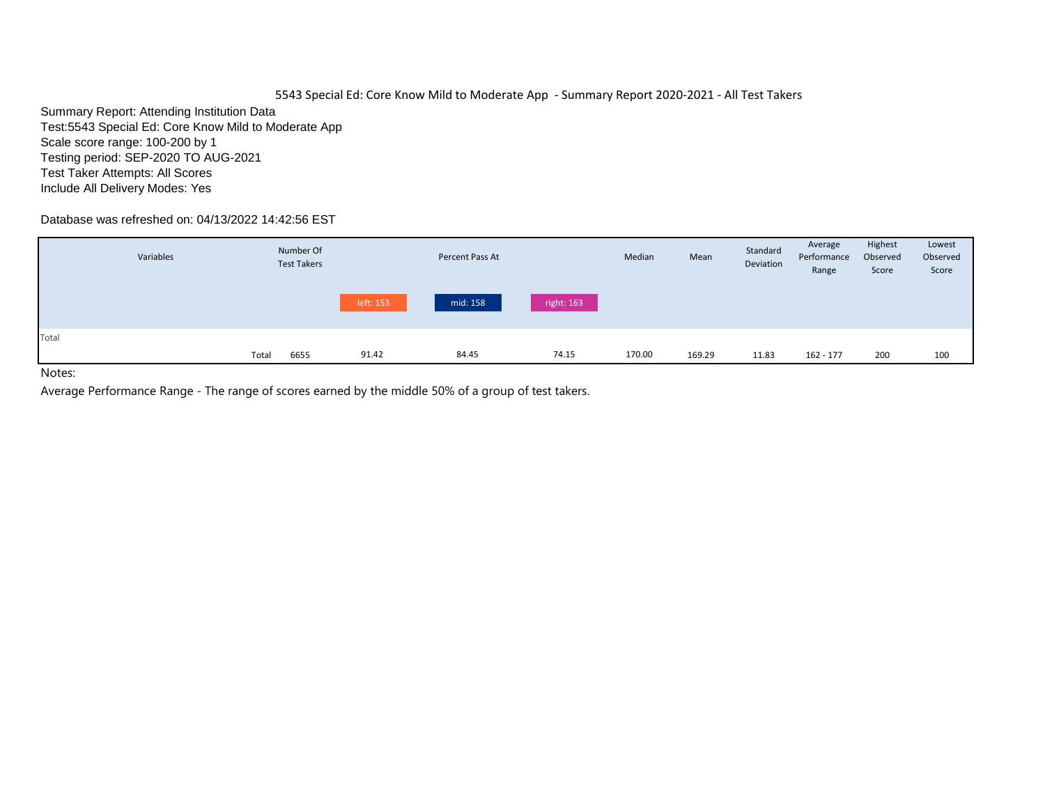# 5543 Special Ed: Core Know Mild to Moderate App - Summary Report 2020-2021 - All Test Takers

Summary Report: Attending Institution Data
Test:5543 Special Ed: Core Know Mild to Moderate App
Scale score range: 100-200 by 1
Testing period: SEP-2020 TO AUG-2021
Test Taker Attempts: All Scores
Include All Delivery Modes: Yes

Database was refreshed on: 04/13/2022 14:42:56 EST

| Variables | | Number Of Test Takers | Percent Pass At | | | Median | Mean | Standard Deviation | Average Performance Range | Highest Observed Score | Lowest Observed Score |
|---|---|---|---|---|---|---|---|---|---|---|---|
| | | | left: 153 | mid: 158 | right: 163 | | | | | | |
| Total | | | | | | | | | | | |
| | Total | 6655 | 91.42 | 84.45 | 74.15 | 170.00 | 169.29 | 11.83 | 162 - 177 | 200 | 100 |

Notes:

Average Performance Range - The range of scores earned by the middle 50% of a group of test takers.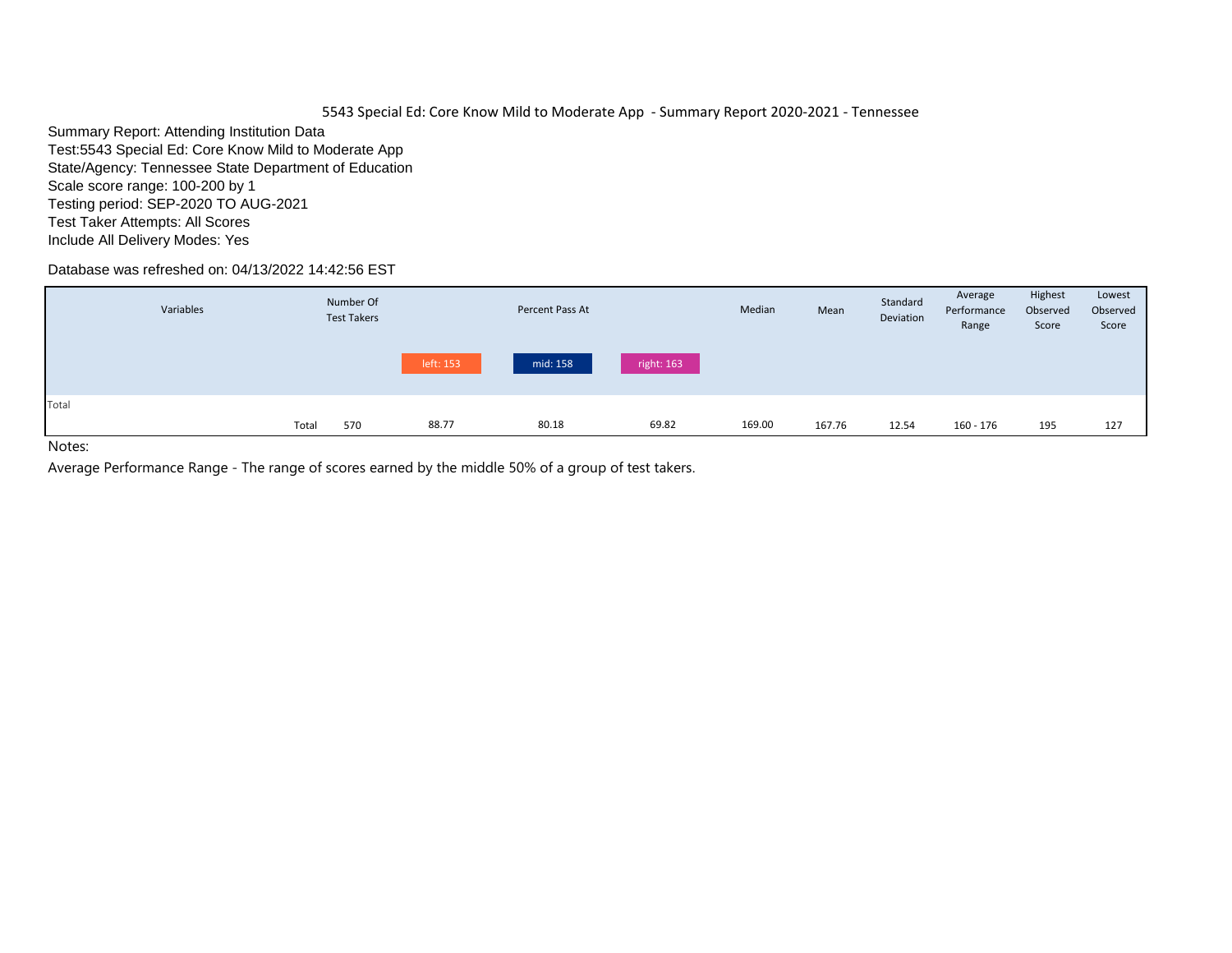5543 Special Ed: Core Know Mild to Moderate App - Summary Report 2020-2021 - Tennessee

Summary Report: Attending Institution Data
Test:5543 Special Ed: Core Know Mild to Moderate App
State/Agency: Tennessee State Department of Education
Scale score range: 100-200 by 1
Testing period: SEP-2020 TO AUG-2021
Test Taker Attempts: All Scores
Include All Delivery Modes: Yes

Database was refreshed on: 04/13/2022 14:42:56 EST

| Variables | | Number Of Test Takers | Percent Pass At | | | Median | Mean | Standard Deviation | Average Performance Range | Highest Observed Score | Lowest Observed Score |
|---|---|---|---|---|---|---|---|---|---|---|---|
| | | | left: 153 | mid: 158 | right: 163 | | | | | | |
| Total | | | | | | | | | | | |
| | Total | 570 | 88.77 | 80.18 | 69.82 | 169.00 | 167.76 | 12.54 | 160 - 176 | 195 | 127 |

Notes:

Average Performance Range - The range of scores earned by the middle 50% of a group of test takers.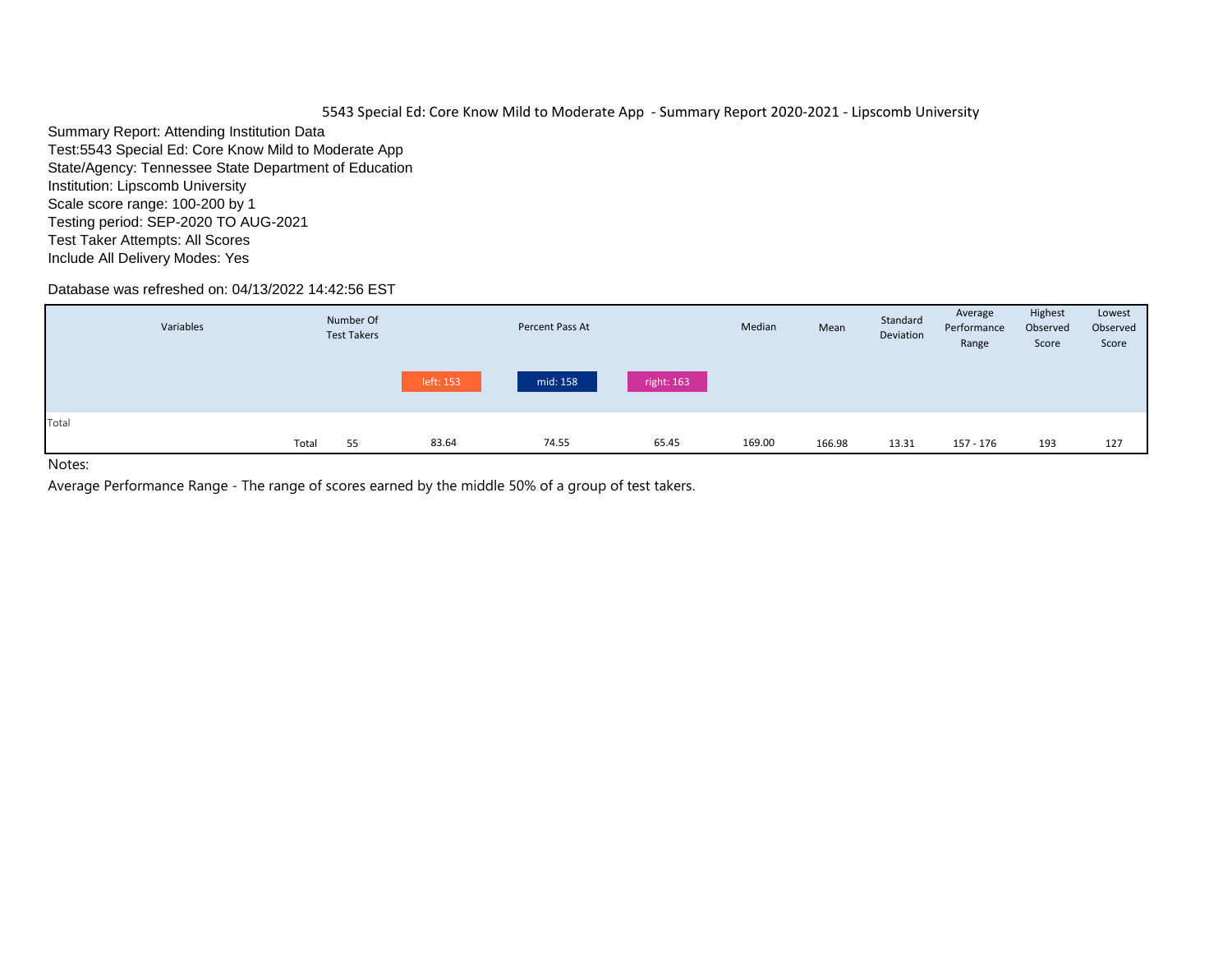5543 Special Ed: Core Know Mild to Moderate App - Summary Report 2020-2021 - Lipscomb University

Summary Report: Attending Institution Data
Test:5543 Special Ed: Core Know Mild to Moderate App
State/Agency: Tennessee State Department of Education
Institution: Lipscomb University
Scale score range: 100-200 by 1
Testing period: SEP-2020 TO AUG-2021
Test Taker Attempts: All Scores
Include All Delivery Modes: Yes

Database was refreshed on: 04/13/2022 14:42:56 EST

| Variables | | Number Of Test Takers | Percent Pass At | | | Median | Mean | Standard Deviation | Average Performance Range | Highest Observed Score | Lowest Observed Score |
|---|---|---|---|---|---|---|---|---|---|---|---|
| | | | left: 153 | mid: 158 | right: 163 | | | | | | |
| Total | | | | | | | | | | | |
| | Total | 55 | 83.64 | 74.55 | 65.45 | 169.00 | 166.98 | 13.31 | 157 - 176 | 193 | 127 |

Notes:

Average Performance Range - The range of scores earned by the middle 50% of a group of test takers.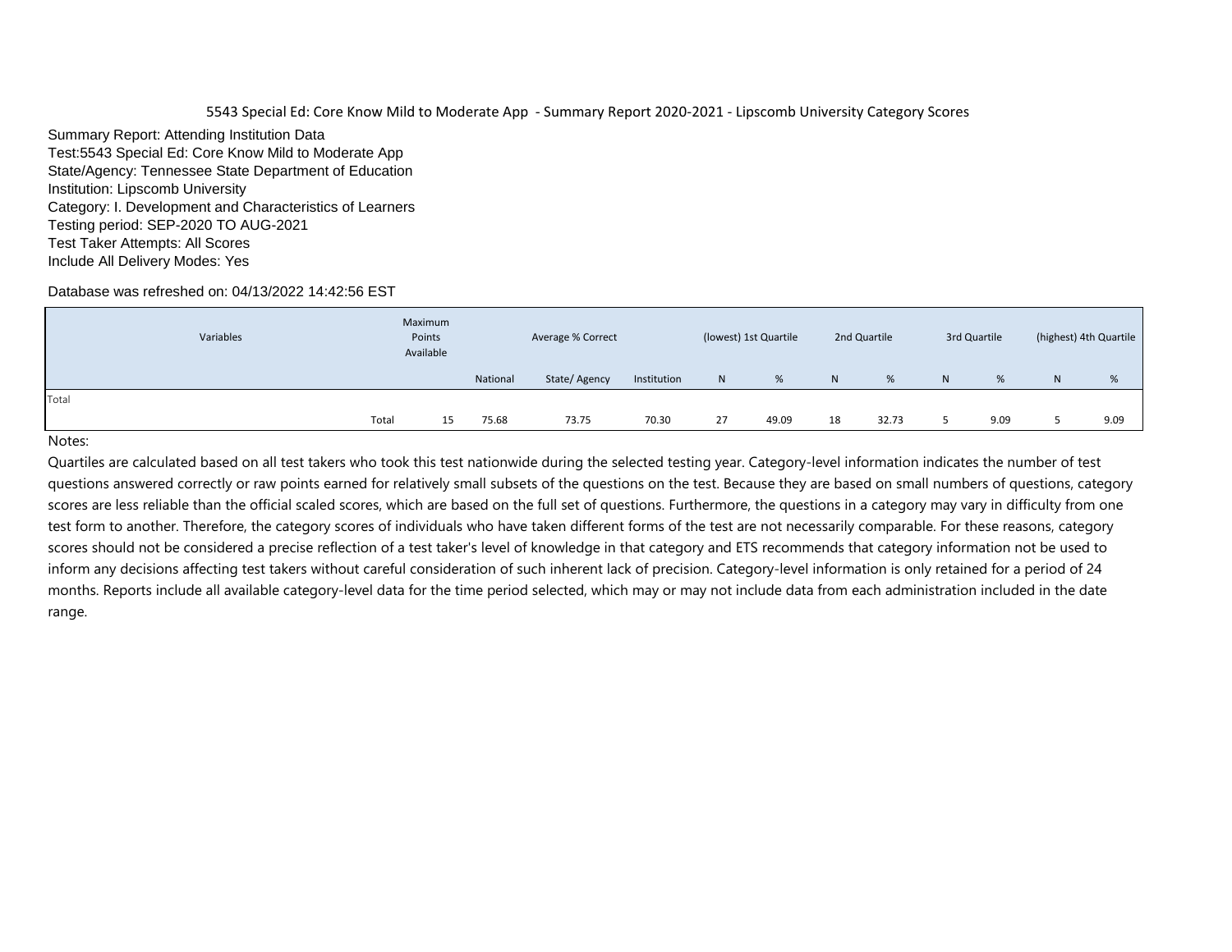5543 Special Ed: Core Know Mild to Moderate App - Summary Report 2020-2021 - Lipscomb University Category Scores

Summary Report: Attending Institution Data
Test:5543 Special Ed: Core Know Mild to Moderate App
State/Agency: Tennessee State Department of Education
Institution: Lipscomb University
Category: I. Development and Characteristics of Learners
Testing period: SEP-2020 TO AUG-2021
Test Taker Attempts: All Scores
Include All Delivery Modes: Yes

Database was refreshed on: 04/13/2022 14:42:56 EST

| Variables | | Maximum Points Available | Average % Correct | | | (lowest) 1st Quartile | | 2nd Quartile | | 3rd Quartile | | (highest) 4th Quartile | |
|---|---|---|---|---|---|---|---|---|---|---|---|---|---|
| | | | National | State/ Agency | Institution | N | % | N | % | N | % | N | % |
| Total | | | | | | | | | | | | | |
| | Total | 15 | 75.68 | 73.75 | 70.30 | 27 | 49.09 | 18 | 32.73 | 5 | 9.09 | 5 | 9.09 |

Notes:

Quartiles are calculated based on all test takers who took this test nationwide during the selected testing year. Category-level information indicates the number of test questions answered correctly or raw points earned for relatively small subsets of the questions on the test. Because they are based on small numbers of questions, category scores are less reliable than the official scaled scores, which are based on the full set of questions. Furthermore, the questions in a category may vary in difficulty from one test form to another. Therefore, the category scores of individuals who have taken different forms of the test are not necessarily comparable. For these reasons, category scores should not be considered a precise reflection of a test taker's level of knowledge in that category and ETS recommends that category information not be used to inform any decisions affecting test takers without careful consideration of such inherent lack of precision. Category-level information is only retained for a period of 24 months. Reports include all available category-level data for the time period selected, which may or may not include data from each administration included in the date range.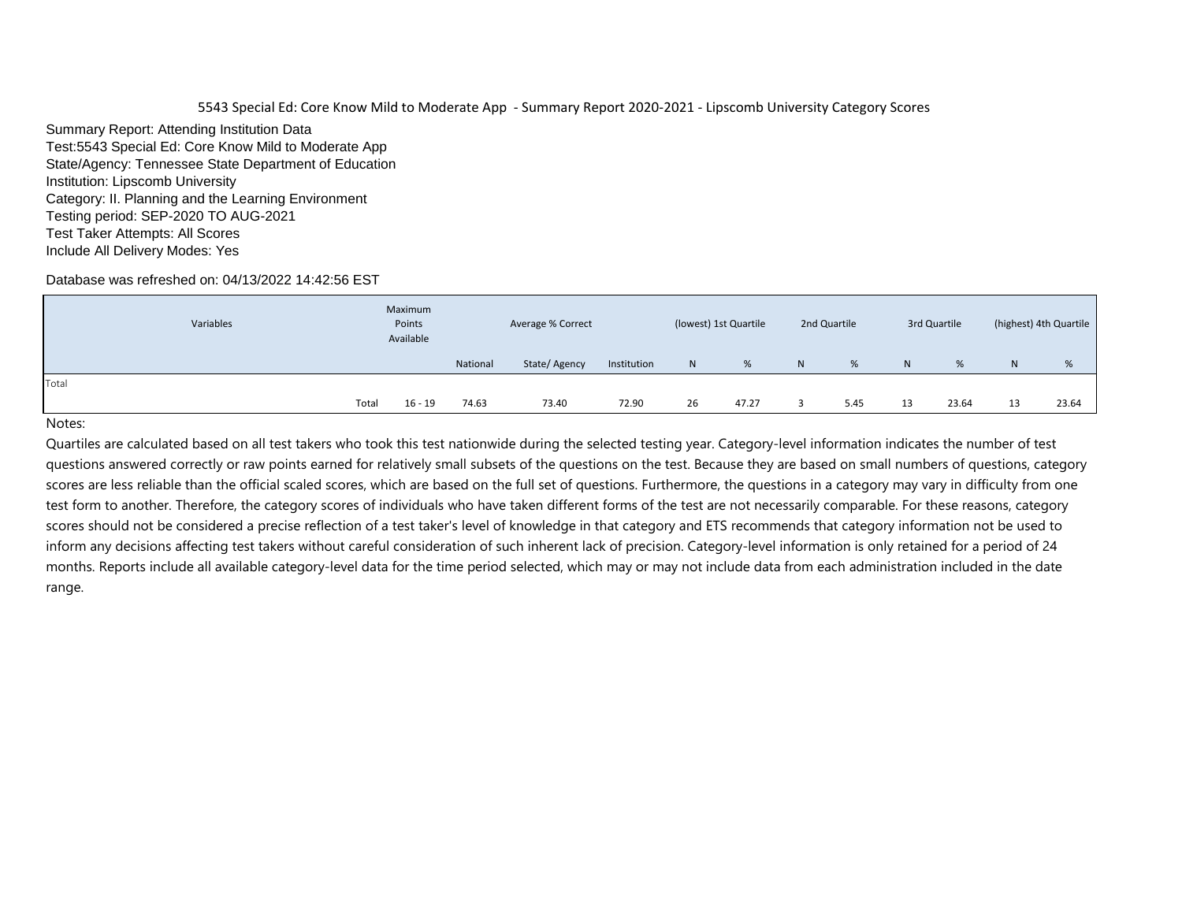5543 Special Ed: Core Know Mild to Moderate App - Summary Report 2020-2021 - Lipscomb University Category Scores

Summary Report: Attending Institution Data
Test:5543 Special Ed: Core Know Mild to Moderate App
State/Agency: Tennessee State Department of Education
Institution: Lipscomb University
Category: II. Planning and the Learning Environment
Testing period: SEP-2020 TO AUG-2021
Test Taker Attempts: All Scores
Include All Delivery Modes: Yes

Database was refreshed on: 04/13/2022 14:42:56 EST

| Variables | | Maximum Points Available | Average % Correct | | | (lowest) 1st Quartile | | 2nd Quartile | | 3rd Quartile | | (highest) 4th Quartile | |
|---|---|---|---|---|---|---|---|---|---|---|---|---|---|
| | | | National | State/ Agency | Institution | N | % | N | % | N | % | N | % |
| Total | | | | | | | | | | | | | |
| | Total | 16 - 19 | 74.63 | 73.40 | 72.90 | 26 | 47.27 | 3 | 5.45 | 13 | 23.64 | 13 | 23.64 |

Notes:

Quartiles are calculated based on all test takers who took this test nationwide during the selected testing year. Category-level information indicates the number of test questions answered correctly or raw points earned for relatively small subsets of the questions on the test. Because they are based on small numbers of questions, category scores are less reliable than the official scaled scores, which are based on the full set of questions. Furthermore, the questions in a category may vary in difficulty from one test form to another. Therefore, the category scores of individuals who have taken different forms of the test are not necessarily comparable. For these reasons, category scores should not be considered a precise reflection of a test taker's level of knowledge in that category and ETS recommends that category information not be used to inform any decisions affecting test takers without careful consideration of such inherent lack of precision. Category-level information is only retained for a period of 24 months. Reports include all available category-level data for the time period selected, which may or may not include data from each administration included in the date range.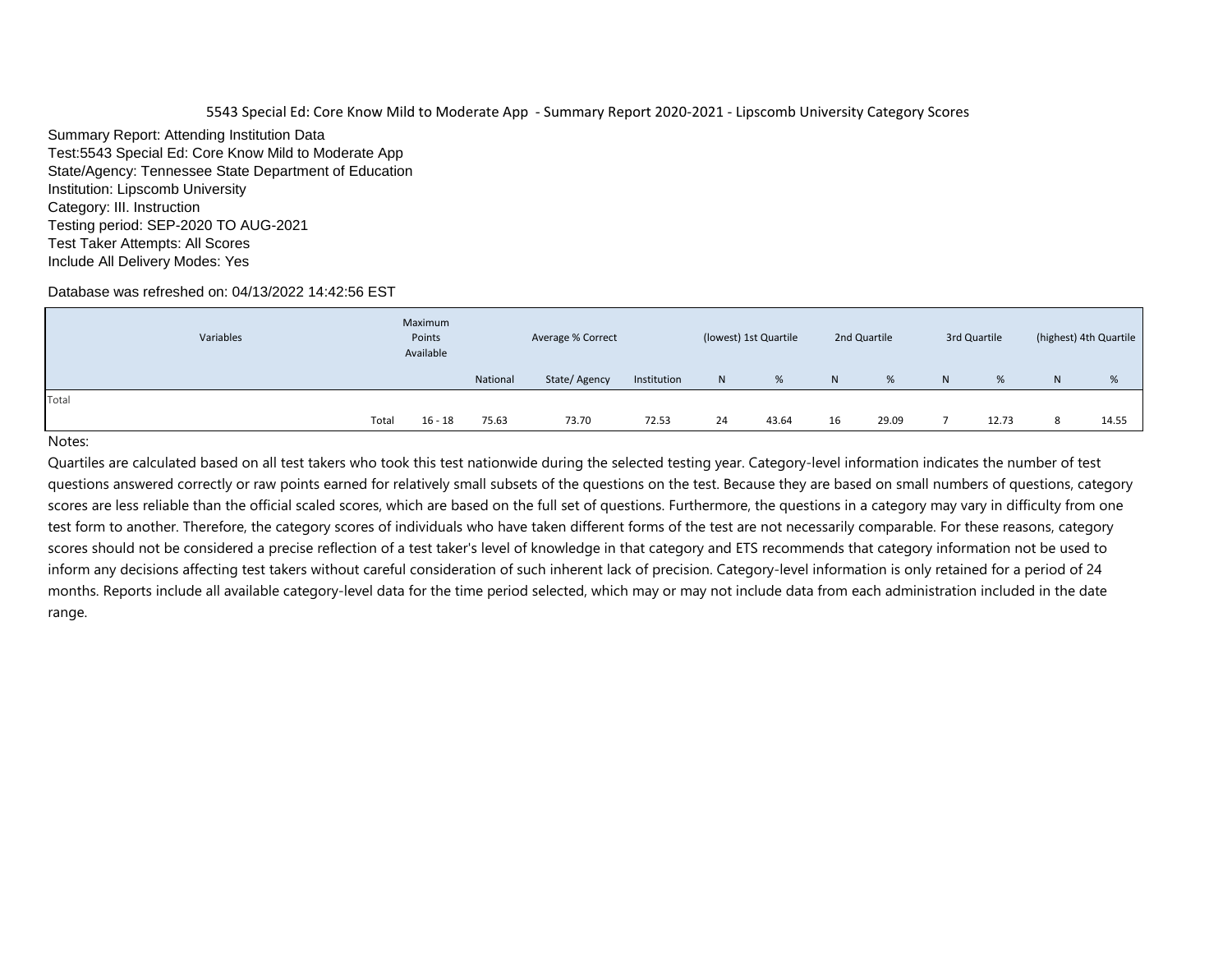5543 Special Ed: Core Know Mild to Moderate App - Summary Report 2020-2021 - Lipscomb University Category Scores

Summary Report: Attending Institution Data
Test:5543 Special Ed: Core Know Mild to Moderate App
State/Agency: Tennessee State Department of Education
Institution: Lipscomb University
Category: III. Instruction
Testing period: SEP-2020 TO AUG-2021
Test Taker Attempts: All Scores
Include All Delivery Modes: Yes

Database was refreshed on: 04/13/2022 14:42:56 EST

| Variables | | Maximum Points Available | Average % Correct | | | (lowest) 1st Quartile | | 2nd Quartile | | 3rd Quartile | | (highest) 4th Quartile | |
|---|---|---|---|---|---|---|---|---|---|---|---|---|---|
| | | | National | State/ Agency | Institution | N | % | N | % | N | % | N | % |
| Total | | | | | | | | | | | | | |
| | Total | 16 - 18 | 75.63 | 73.70 | 72.53 | 24 | 43.64 | 16 | 29.09 | 7 | 12.73 | 8 | 14.55 |

Notes:

Quartiles are calculated based on all test takers who took this test nationwide during the selected testing year. Category-level information indicates the number of test questions answered correctly or raw points earned for relatively small subsets of the questions on the test. Because they are based on small numbers of questions, category scores are less reliable than the official scaled scores, which are based on the full set of questions. Furthermore, the questions in a category may vary in difficulty from one test form to another. Therefore, the category scores of individuals who have taken different forms of the test are not necessarily comparable. For these reasons, category scores should not be considered a precise reflection of a test taker's level of knowledge in that category and ETS recommends that category information not be used to inform any decisions affecting test takers without careful consideration of such inherent lack of precision. Category-level information is only retained for a period of 24 months. Reports include all available category-level data for the time period selected, which may or may not include data from each administration included in the date range.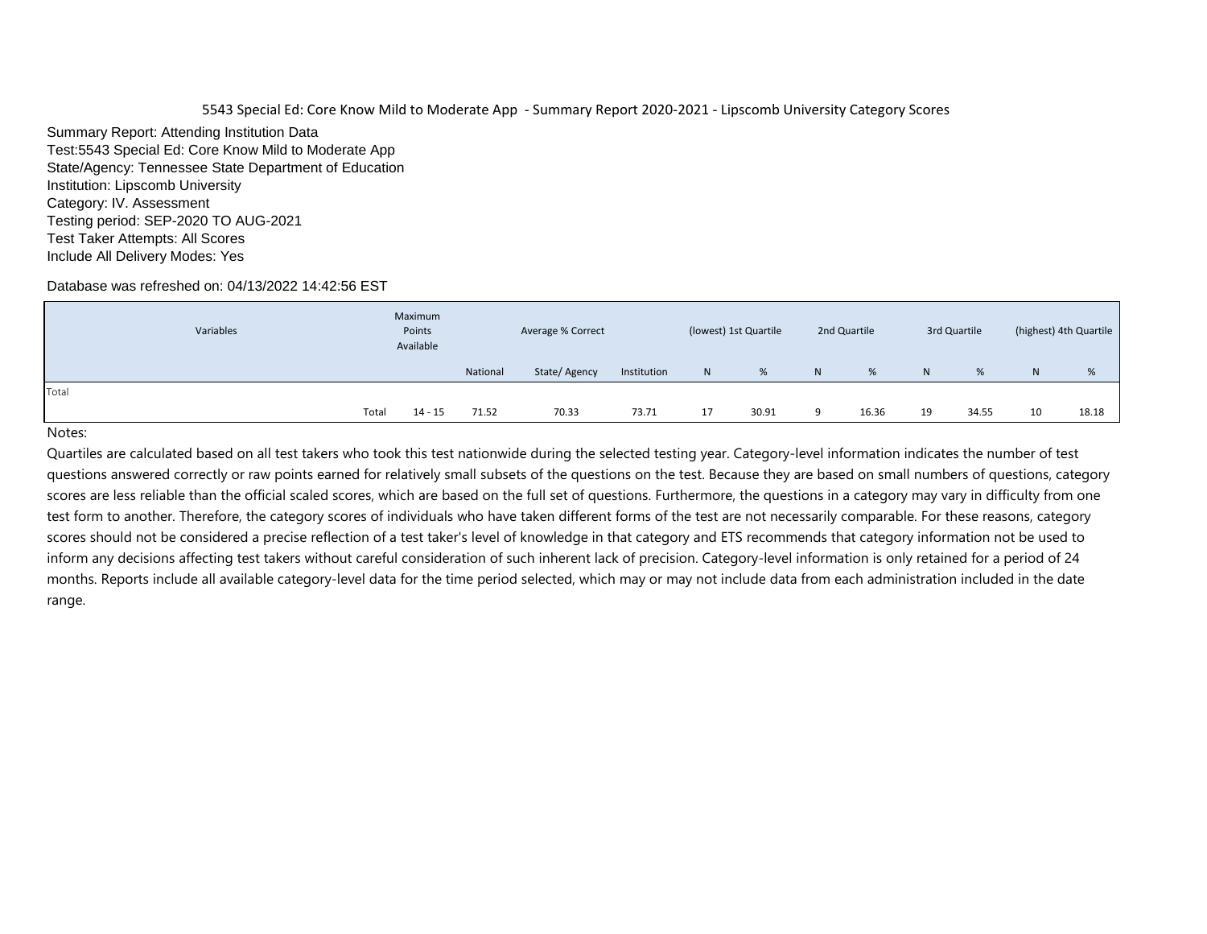5543 Special Ed: Core Know Mild to Moderate App - Summary Report 2020-2021 - Lipscomb University Category Scores

Summary Report: Attending Institution Data
Test:5543 Special Ed: Core Know Mild to Moderate App
State/Agency: Tennessee State Department of Education
Institution: Lipscomb University
Category: IV. Assessment
Testing period: SEP-2020 TO AUG-2021
Test Taker Attempts: All Scores
Include All Delivery Modes: Yes

Database was refreshed on: 04/13/2022 14:42:56 EST

| Variables | | Maximum Points Available | Average % Correct | | | (lowest) 1st Quartile | | 2nd Quartile | | 3rd Quartile | | (highest) 4th Quartile | |
|---|---|---|---|---|---|---|---|---|---|---|---|---|---|
| | | | National | State/ Agency | Institution | N | % | N | % | N | % | N | % |
| Total | | | | | | | | | | | | | |
| | Total | 14 - 15 | 71.52 | 70.33 | 73.71 | 17 | 30.91 | 9 | 16.36 | 19 | 34.55 | 10 | 18.18 |

Notes:

Quartiles are calculated based on all test takers who took this test nationwide during the selected testing year. Category-level information indicates the number of test questions answered correctly or raw points earned for relatively small subsets of the questions on the test. Because they are based on small numbers of questions, category scores are less reliable than the official scaled scores, which are based on the full set of questions. Furthermore, the questions in a category may vary in difficulty from one test form to another. Therefore, the category scores of individuals who have taken different forms of the test are not necessarily comparable. For these reasons, category scores should not be considered a precise reflection of a test taker's level of knowledge in that category and ETS recommends that category information not be used to inform any decisions affecting test takers without careful consideration of such inherent lack of precision. Category-level information is only retained for a period of 24 months. Reports include all available category-level data for the time period selected, which may or may not include data from each administration included in the date range.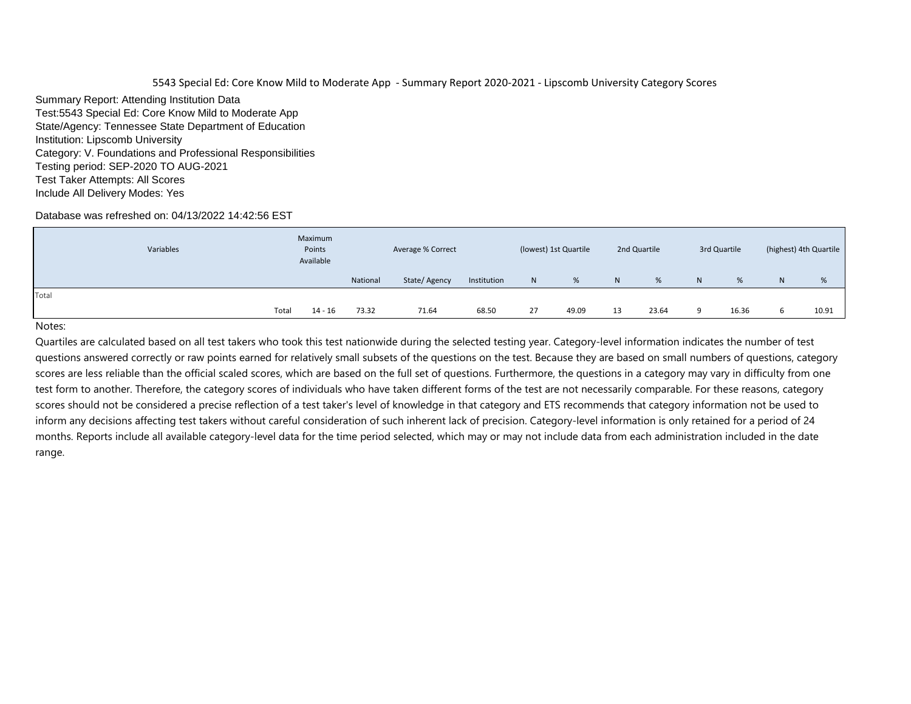5543 Special Ed: Core Know Mild to Moderate App - Summary Report 2020-2021 - Lipscomb University Category Scores

Summary Report: Attending Institution Data
Test:5543 Special Ed: Core Know Mild to Moderate App
State/Agency: Tennessee State Department of Education
Institution: Lipscomb University
Category: V. Foundations and Professional Responsibilities
Testing period: SEP-2020 TO AUG-2021
Test Taker Attempts: All Scores
Include All Delivery Modes: Yes

Database was refreshed on: 04/13/2022 14:42:56 EST

| Variables | | Maximum Points Available | Average % Correct | | | (lowest) 1st Quartile | | 2nd Quartile | | 3rd Quartile | | (highest) 4th Quartile | |
|---|---|---|---|---|---|---|---|---|---|---|---|---|---|
| | | | National | State/ Agency | Institution | N | % | N | % | N | % | N | % |
| Total | | | | | | | | | | | | | |
| | Total | 14 - 16 | 73.32 | 71.64 | 68.50 | 27 | 49.09 | 13 | 23.64 | 9 | 16.36 | 6 | 10.91 |

Notes:

Quartiles are calculated based on all test takers who took this test nationwide during the selected testing year. Category-level information indicates the number of test questions answered correctly or raw points earned for relatively small subsets of the questions on the test. Because they are based on small numbers of questions, category scores are less reliable than the official scaled scores, which are based on the full set of questions. Furthermore, the questions in a category may vary in difficulty from one test form to another. Therefore, the category scores of individuals who have taken different forms of the test are not necessarily comparable. For these reasons, category scores should not be considered a precise reflection of a test taker's level of knowledge in that category and ETS recommends that category information not be used to inform any decisions affecting test takers without careful consideration of such inherent lack of precision. Category-level information is only retained for a period of 24 months. Reports include all available category-level data for the time period selected, which may or may not include data from each administration included in the date range.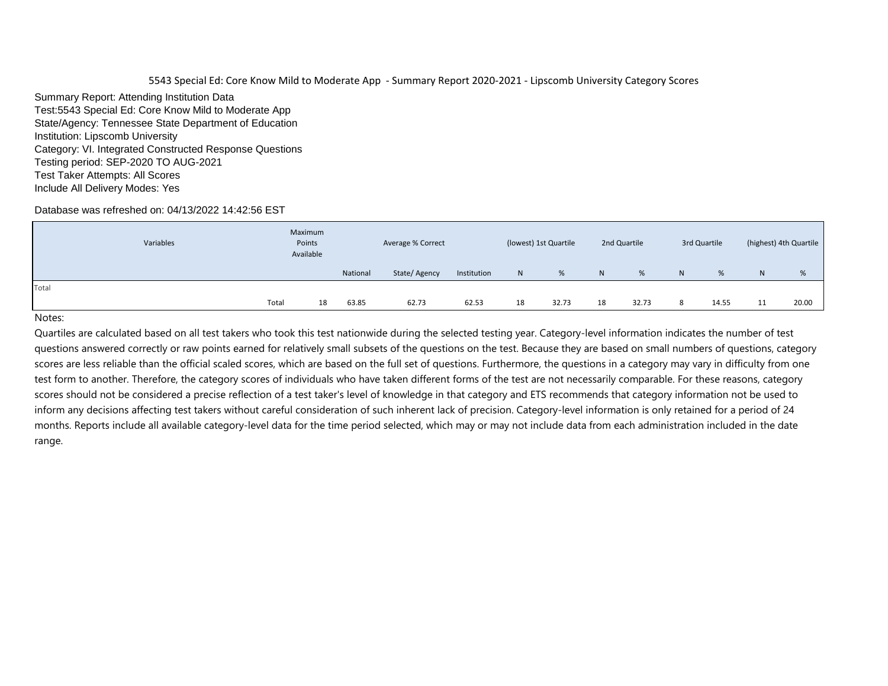5543 Special Ed: Core Know Mild to Moderate App - Summary Report 2020-2021 - Lipscomb University Category Scores

Summary Report: Attending Institution Data
Test:5543 Special Ed: Core Know Mild to Moderate App
State/Agency: Tennessee State Department of Education
Institution: Lipscomb University
Category: VI. Integrated Constructed Response Questions
Testing period: SEP-2020 TO AUG-2021
Test Taker Attempts: All Scores
Include All Delivery Modes: Yes

Database was refreshed on: 04/13/2022 14:42:56 EST

| Variables | | Maximum Points Available | Average % Correct | | | (lowest) 1st Quartile | | 2nd Quartile | | 3rd Quartile | | (highest) 4th Quartile | |
|---|---|---|---|---|---|---|---|---|---|---|---|---|---|
| | | | National | State/ Agency | Institution | N | % | N | % | N | % | N | % |
| Total | | | | | | | | | | | | | |
| | Total | 18 | 63.85 | 62.73 | 62.53 | 18 | 32.73 | 18 | 32.73 | 8 | 14.55 | 11 | 20.00 |

Notes:

Quartiles are calculated based on all test takers who took this test nationwide during the selected testing year. Category-level information indicates the number of test questions answered correctly or raw points earned for relatively small subsets of the questions on the test. Because they are based on small numbers of questions, category scores are less reliable than the official scaled scores, which are based on the full set of questions. Furthermore, the questions in a category may vary in difficulty from one test form to another. Therefore, the category scores of individuals who have taken different forms of the test are not necessarily comparable. For these reasons, category scores should not be considered a precise reflection of a test taker's level of knowledge in that category and ETS recommends that category information not be used to inform any decisions affecting test takers without careful consideration of such inherent lack of precision. Category-level information is only retained for a period of 24 months. Reports include all available category-level data for the time period selected, which may or may not include data from each administration included in the date range.